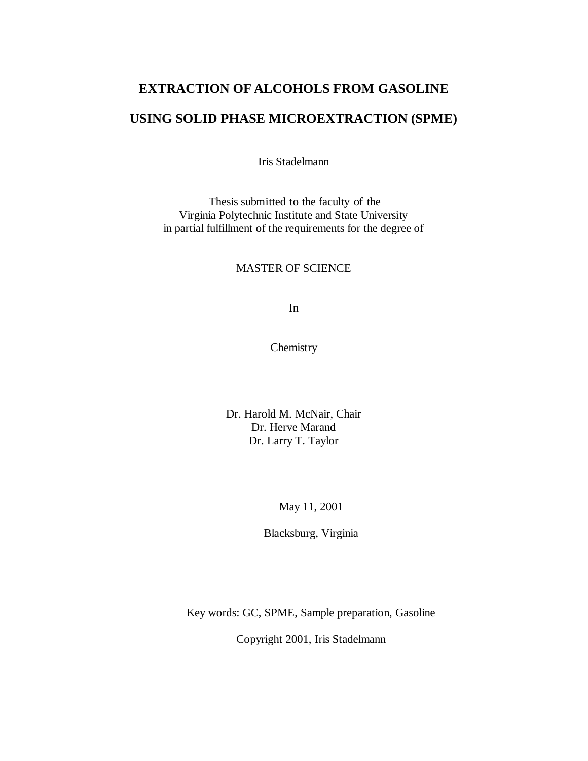# EXTRACTION OF ALCOHOLS FROM GASOLINE

# USING SOLID PHASE MICROEXTRACTION (SPME)

Iris Stadelmann

Thesis submitted to the faculty of the
Virginia Polytechnic Institute and State University
in partial fulfillment of the requirements for the degree of

MASTER OF SCIENCE

In

Chemistry

Dr. Harold M. McNair, Chair
Dr. Herve Marand
Dr. Larry T. Taylor

May 11, 2001

Blacksburg, Virginia

Key words: GC, SPME, Sample preparation, Gasoline

Copyright 2001, Iris Stadelmann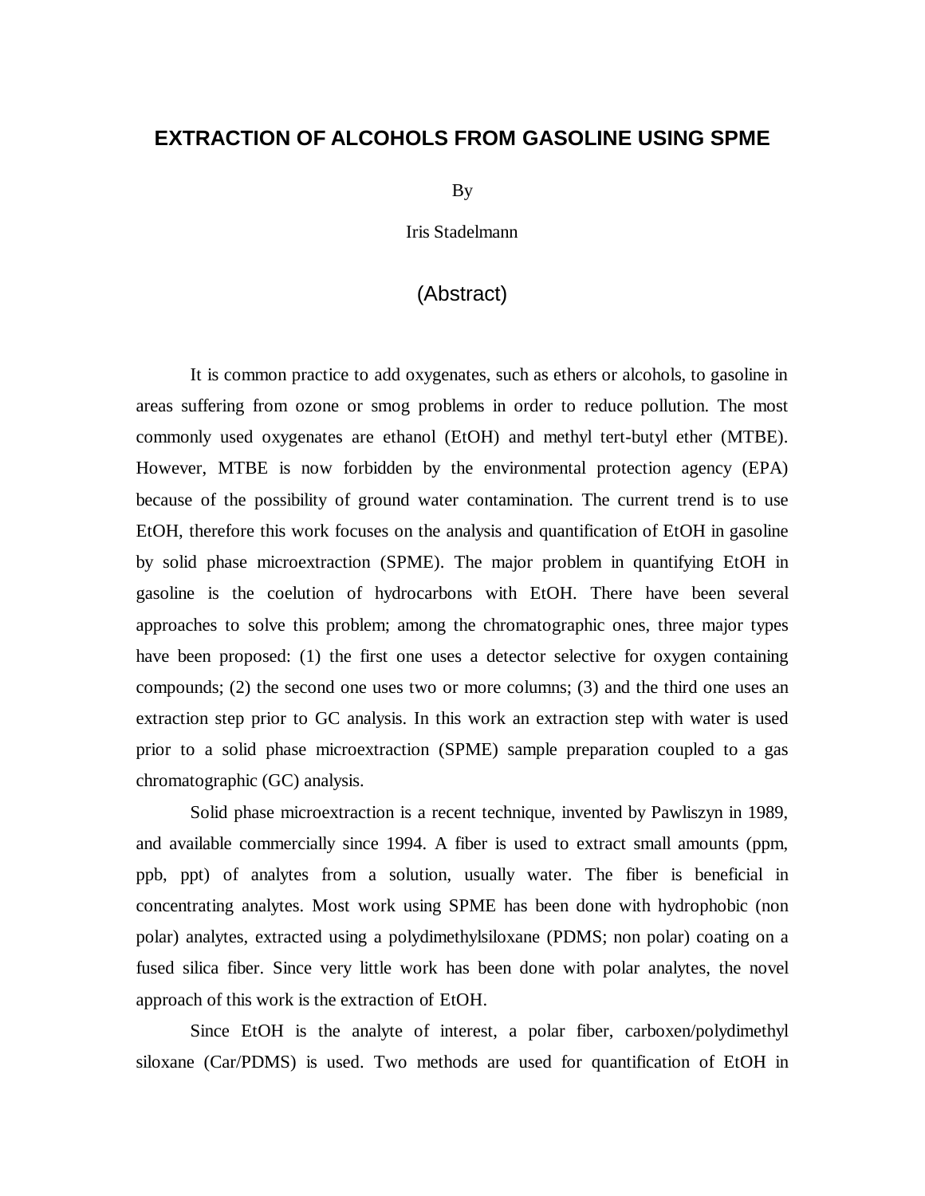# EXTRACTION OF ALCOHOLS FROM GASOLINE USING SPME

By

Iris Stadelmann

## (Abstract)

It is common practice to add oxygenates, such as ethers or alcohols, to gasoline in areas suffering from ozone or smog problems in order to reduce pollution. The most commonly used oxygenates are ethanol (EtOH) and methyl tert-butyl ether (MTBE). However, MTBE is now forbidden by the environmental protection agency (EPA) because of the possibility of ground water contamination. The current trend is to use EtOH, therefore this work focuses on the analysis and quantification of EtOH in gasoline by solid phase microextraction (SPME). The major problem in quantifying EtOH in gasoline is the coelution of hydrocarbons with EtOH. There have been several approaches to solve this problem; among the chromatographic ones, three major types have been proposed: (1) the first one uses a detector selective for oxygen containing compounds; (2) the second one uses two or more columns; (3) and the third one uses an extraction step prior to GC analysis. In this work an extraction step with water is used prior to a solid phase microextraction (SPME) sample preparation coupled to a gas chromatographic (GC) analysis.

Solid phase microextraction is a recent technique, invented by Pawliszyn in 1989, and available commercially since 1994. A fiber is used to extract small amounts (ppm, ppb, ppt) of analytes from a solution, usually water. The fiber is beneficial in concentrating analytes. Most work using SPME has been done with hydrophobic (non polar) analytes, extracted using a polydimethylsiloxane (PDMS; non polar) coating on a fused silica fiber. Since very little work has been done with polar analytes, the novel approach of this work is the extraction of EtOH.

Since EtOH is the analyte of interest, a polar fiber, carboxen/polydimethyl siloxane (Car/PDMS) is used. Two methods are used for quantification of EtOH in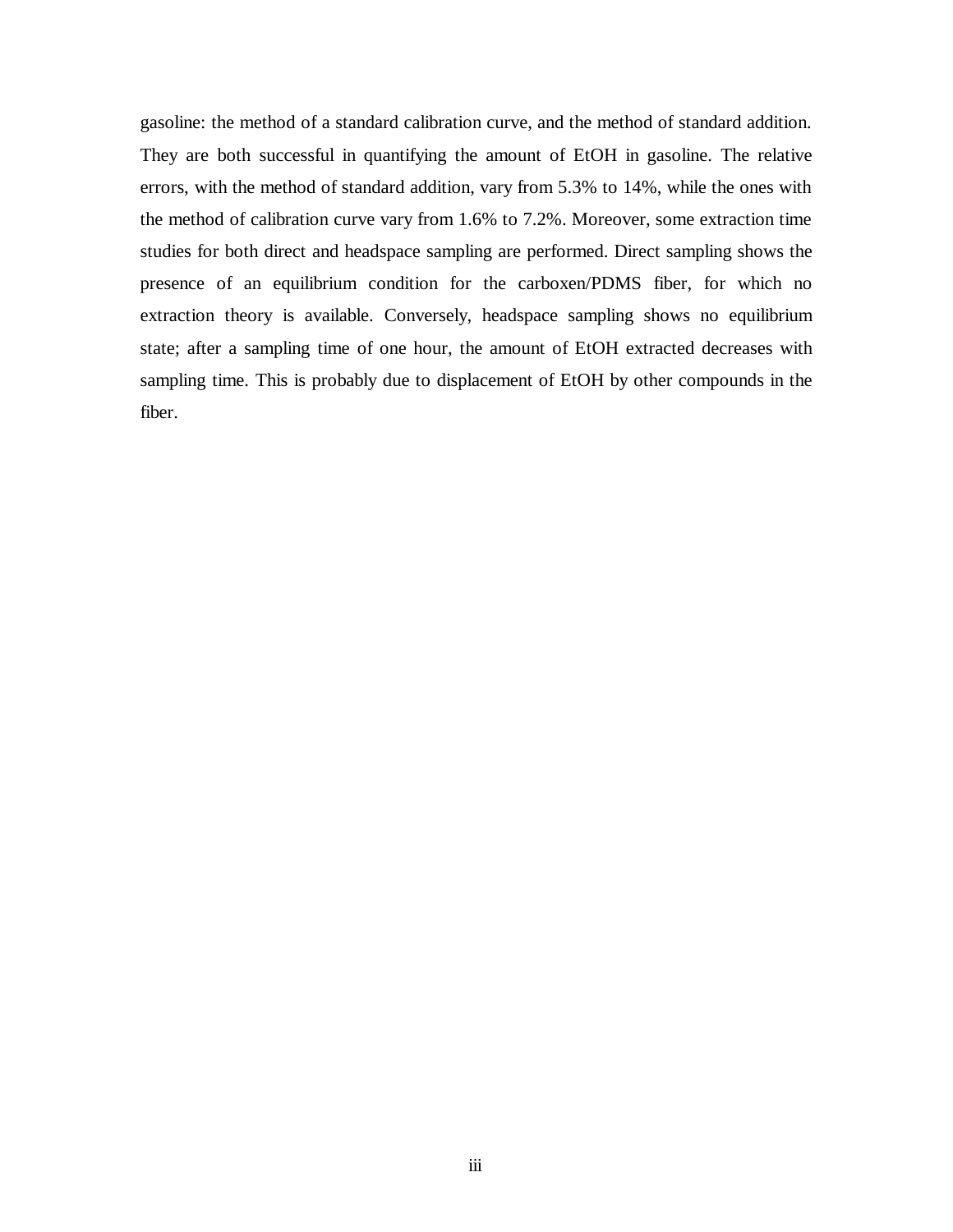gasoline: the method of a standard calibration curve, and the method of standard addition. They are both successful in quantifying the amount of EtOH in gasoline. The relative errors, with the method of standard addition, vary from 5.3% to 14%, while the ones with the method of calibration curve vary from 1.6% to 7.2%. Moreover, some extraction time studies for both direct and headspace sampling are performed. Direct sampling shows the presence of an equilibrium condition for the carboxen/PDMS fiber, for which no extraction theory is available. Conversely, headspace sampling shows no equilibrium state; after a sampling time of one hour, the amount of EtOH extracted decreases with sampling time. This is probably due to displacement of EtOH by other compounds in the fiber.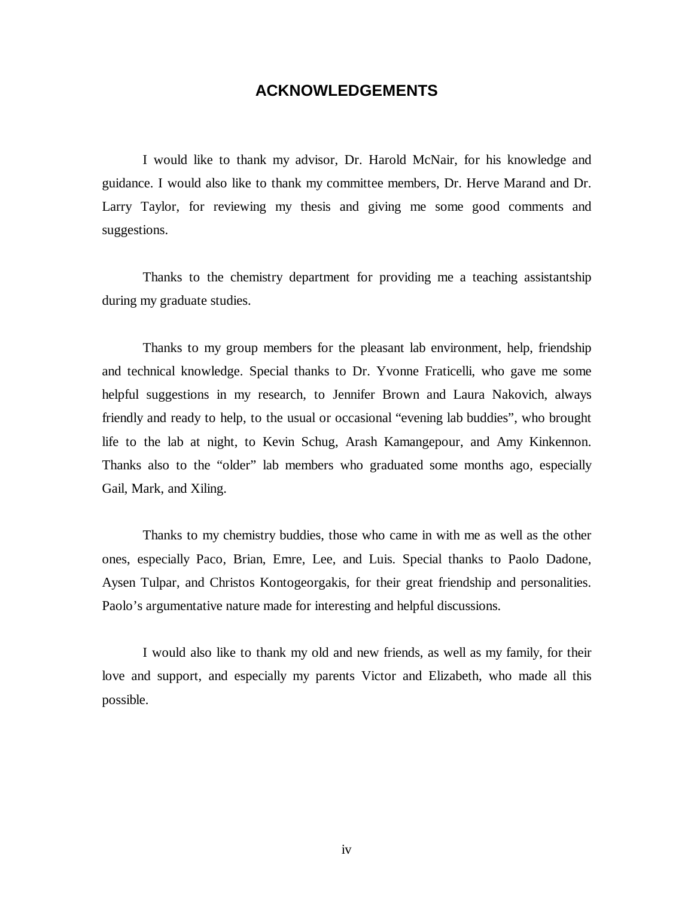# ACKNOWLEDGEMENTS

I would like to thank my advisor, Dr. Harold McNair, for his knowledge and guidance. I would also like to thank my committee members, Dr. Herve Marand and Dr. Larry Taylor, for reviewing my thesis and giving me some good comments and suggestions.

Thanks to the chemistry department for providing me a teaching assistantship during my graduate studies.

Thanks to my group members for the pleasant lab environment, help, friendship and technical knowledge. Special thanks to Dr. Yvonne Fraticelli, who gave me some helpful suggestions in my research, to Jennifer Brown and Laura Nakovich, always friendly and ready to help, to the usual or occasional "evening lab buddies", who brought life to the lab at night, to Kevin Schug, Arash Kamangepour, and Amy Kinkennon. Thanks also to the "older" lab members who graduated some months ago, especially Gail, Mark, and Xiling.

Thanks to my chemistry buddies, those who came in with me as well as the other ones, especially Paco, Brian, Emre, Lee, and Luis. Special thanks to Paolo Dadone, Aysen Tulpar, and Christos Kontogeorgakis, for their great friendship and personalities. Paolo's argumentative nature made for interesting and helpful discussions.

I would also like to thank my old and new friends, as well as my family, for their love and support, and especially my parents Victor and Elizabeth, who made all this possible.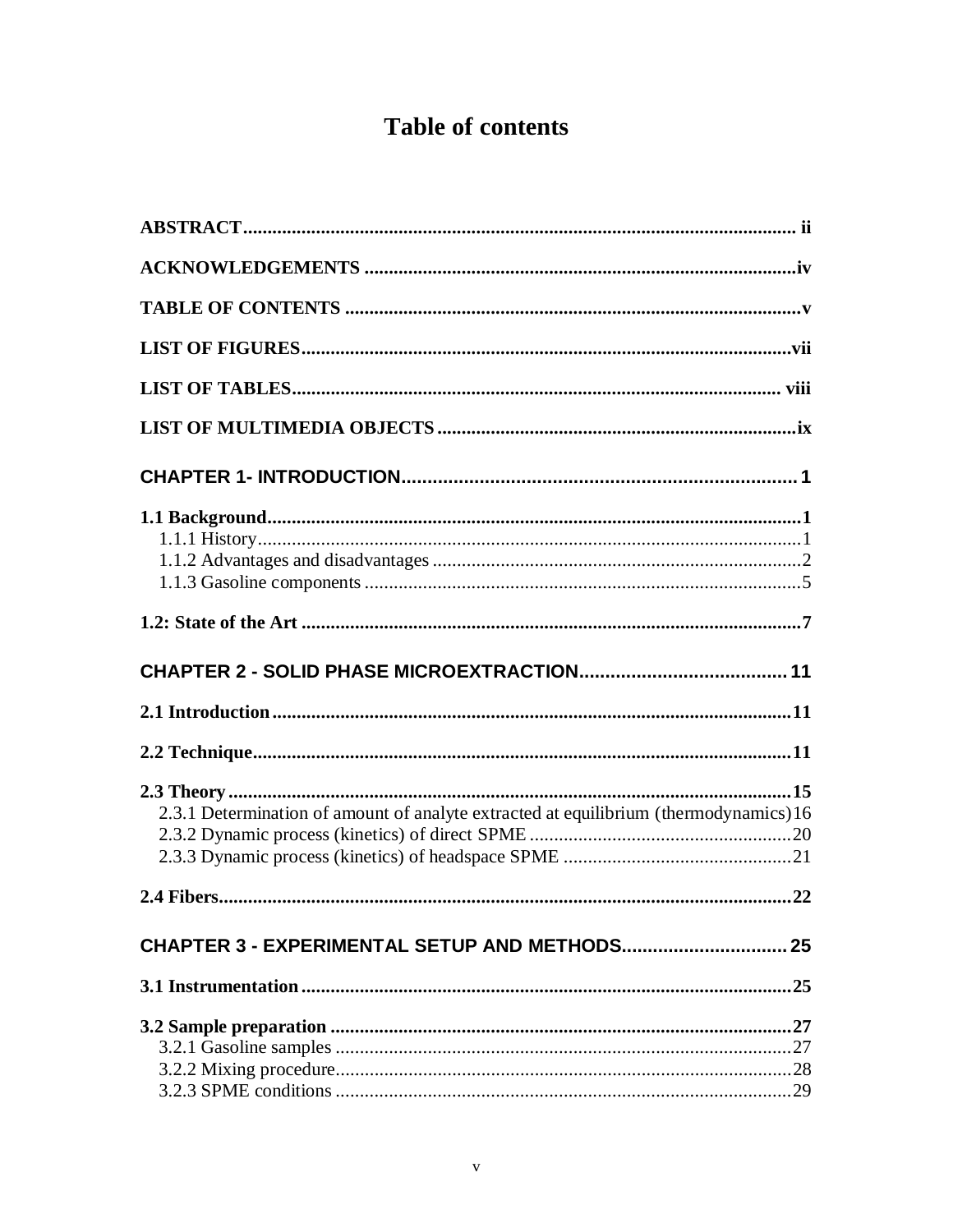# Table of contents

**ABSTRACT** ........ ii

**ACKNOWLEDGEMENTS** ........ iv

**TABLE OF CONTENTS** ........ v

**LIST OF FIGURES** ........ vii

**LIST OF TABLES** ........ viii

**LIST OF MULTIMEDIA OBJECTS** ........ ix

**CHAPTER 1- INTRODUCTION** ........ 1

**1.1 Background** ........ 1
- 1.1.1 History ........ 1
- 1.1.2 Advantages and disadvantages ........ 2
- 1.1.3 Gasoline components ........ 5

**1.2: State of the Art** ........ 7

**CHAPTER 2 - SOLID PHASE MICROEXTRACTION** ........ 11

**2.1 Introduction** ........ 11

**2.2 Technique** ........ 11

**2.3 Theory** ........ 15
- 2.3.1 Determination of amount of analyte extracted at equilibrium (thermodynamics) 16
- 2.3.2 Dynamic process (kinetics) of direct SPME ........ 20
- 2.3.3 Dynamic process (kinetics) of headspace SPME ........ 21

**2.4 Fibers** ........ 22

**CHAPTER 3 - EXPERIMENTAL SETUP AND METHODS** ........ 25

**3.1 Instrumentation** ........ 25

**3.2 Sample preparation** ........ 27
- 3.2.1 Gasoline samples ........ 27
- 3.2.2 Mixing procedure ........ 28
- 3.2.3 SPME conditions ........ 29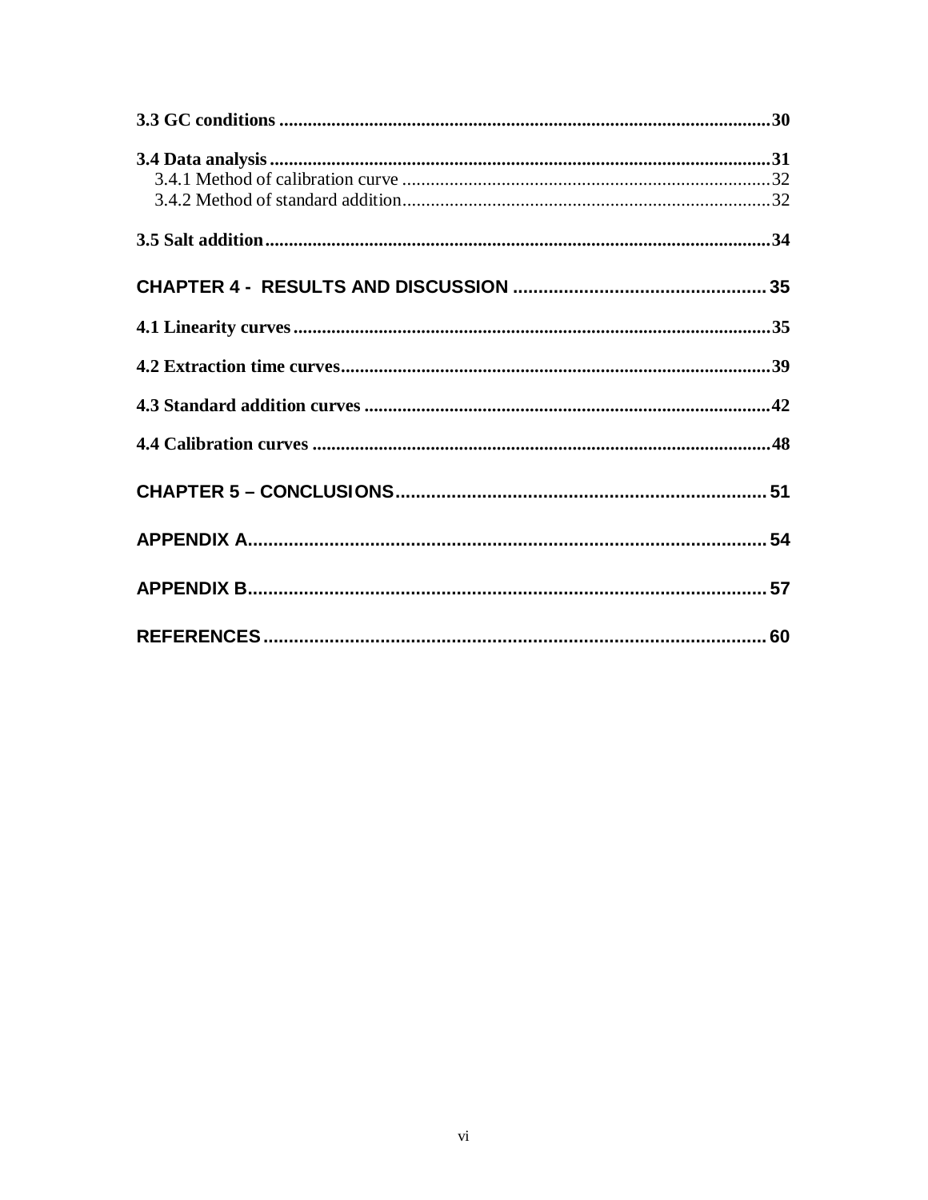**3.3 GC conditions** ....................................................................................................**30**

**3.4 Data analysis** .......................................................................................................**31**
3.4.1 Method of calibration curve ............................................................................32
3.4.2 Method of standard addition............................................................................32

**3.5 Salt addition** .........................................................................................................**34**

**CHAPTER 4 - RESULTS AND DISCUSSION** ................................................. **35**

**4.1 Linearity curves** ...................................................................................................**35**

**4.2 Extraction time curves**.........................................................................................**39**

**4.3 Standard addition curves** ....................................................................................**42**

**4.4 Calibration curves** ...............................................................................................**48**

**CHAPTER 5 – CONCLUSIONS**......................................................................... **51**

**APPENDIX A**......................................................................................................... **54**

**APPENDIX B**......................................................................................................... **57**

**REFERENCES**...................................................................................................... **60**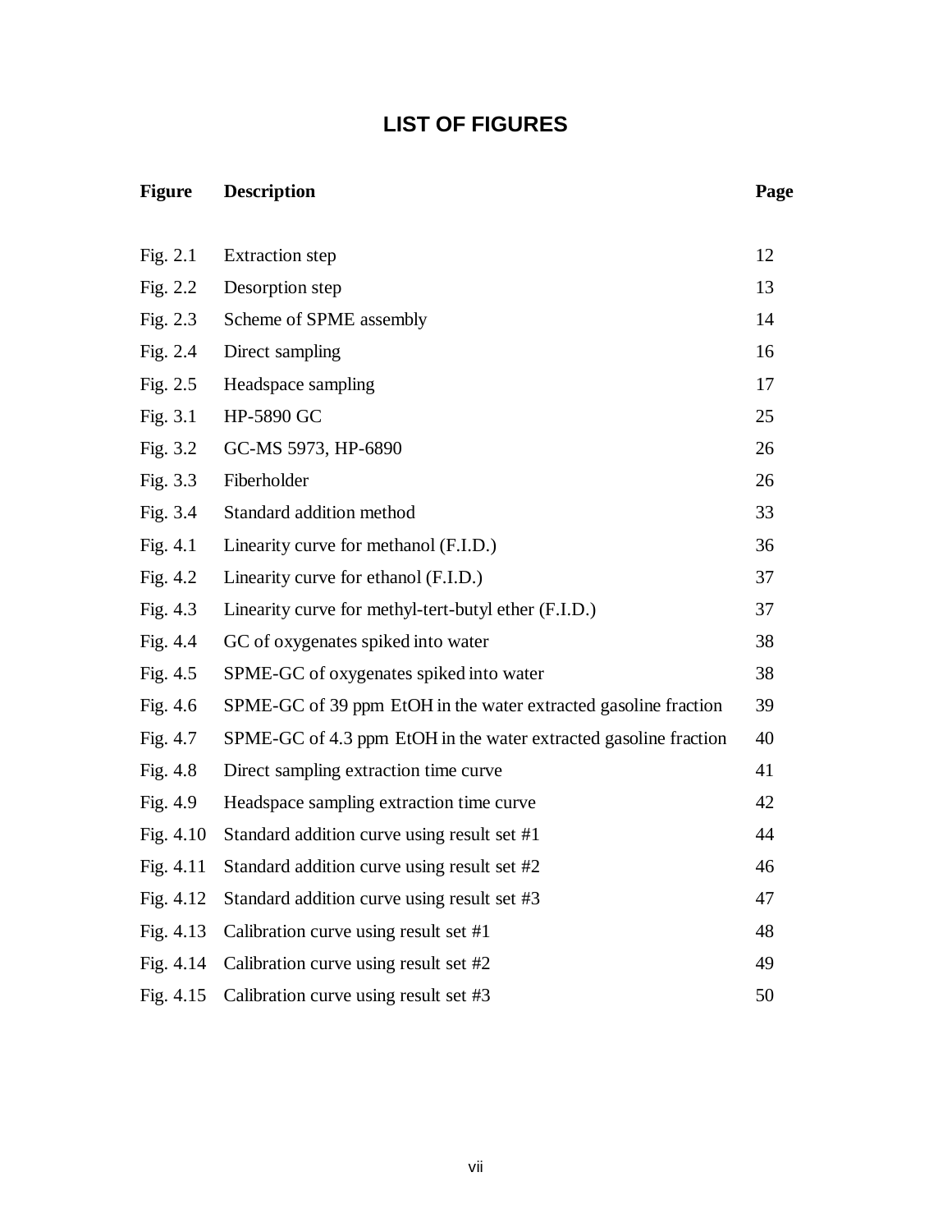# LIST OF FIGURES

| Figure | Description | Page |
|---|---|---|
| Fig. 2.1 | Extraction step | 12 |
| Fig. 2.2 | Desorption step | 13 |
| Fig. 2.3 | Scheme of SPME assembly | 14 |
| Fig. 2.4 | Direct sampling | 16 |
| Fig. 2.5 | Headspace sampling | 17 |
| Fig. 3.1 | HP-5890 GC | 25 |
| Fig. 3.2 | GC-MS 5973, HP-6890 | 26 |
| Fig. 3.3 | Fiberholder | 26 |
| Fig. 3.4 | Standard addition method | 33 |
| Fig. 4.1 | Linearity curve for methanol (F.I.D.) | 36 |
| Fig. 4.2 | Linearity curve for ethanol (F.I.D.) | 37 |
| Fig. 4.3 | Linearity curve for methyl-tert-butyl ether (F.I.D.) | 37 |
| Fig. 4.4 | GC of oxygenates spiked into water | 38 |
| Fig. 4.5 | SPME-GC of oxygenates spiked into water | 38 |
| Fig. 4.6 | SPME-GC of 39 ppm EtOH in the water extracted gasoline fraction | 39 |
| Fig. 4.7 | SPME-GC of 4.3 ppm EtOH in the water extracted gasoline fraction | 40 |
| Fig. 4.8 | Direct sampling extraction time curve | 41 |
| Fig. 4.9 | Headspace sampling extraction time curve | 42 |
| Fig. 4.10 | Standard addition curve using result set #1 | 44 |
| Fig. 4.11 | Standard addition curve using result set #2 | 46 |
| Fig. 4.12 | Standard addition curve using result set #3 | 47 |
| Fig. 4.13 | Calibration curve using result set #1 | 48 |
| Fig. 4.14 | Calibration curve using result set #2 | 49 |
| Fig. 4.15 | Calibration curve using result set #3 | 50 |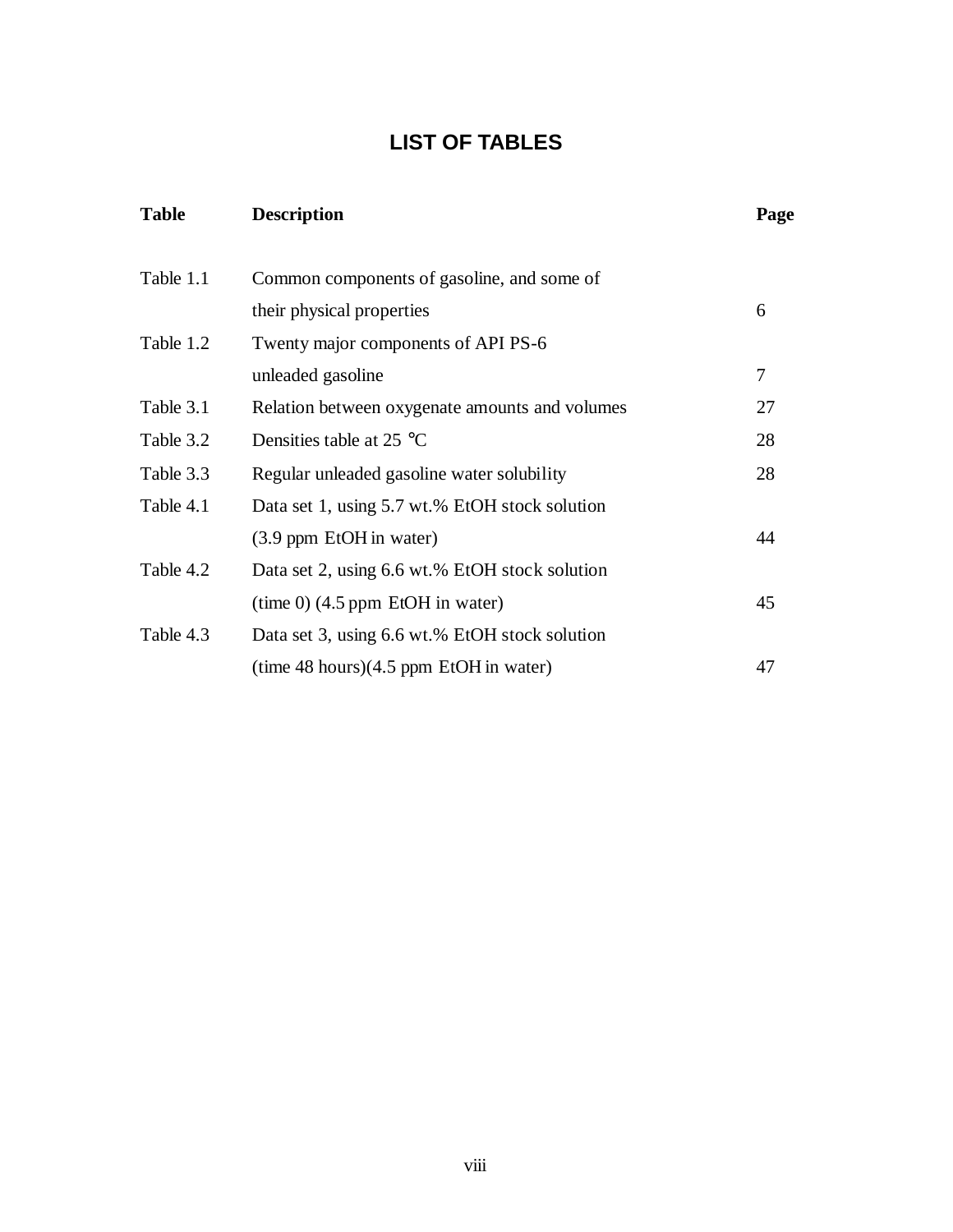# LIST OF TABLES

| Table | Description | Page |
|---|---|---|
| Table 1.1 | Common components of gasoline, and some of their physical properties | 6 |
| Table 1.2 | Twenty major components of API PS-6 unleaded gasoline | 7 |
| Table 3.1 | Relation between oxygenate amounts and volumes | 27 |
| Table 3.2 | Densities table at 25 °C | 28 |
| Table 3.3 | Regular unleaded gasoline water solubility | 28 |
| Table 4.1 | Data set 1, using 5.7 wt.% EtOH stock solution (3.9 ppm EtOH in water) | 44 |
| Table 4.2 | Data set 2, using 6.6 wt.% EtOH stock solution (time 0) (4.5 ppm EtOH in water) | 45 |
| Table 4.3 | Data set 3, using 6.6 wt.% EtOH stock solution (time 48 hours)(4.5 ppm EtOH in water) | 47 |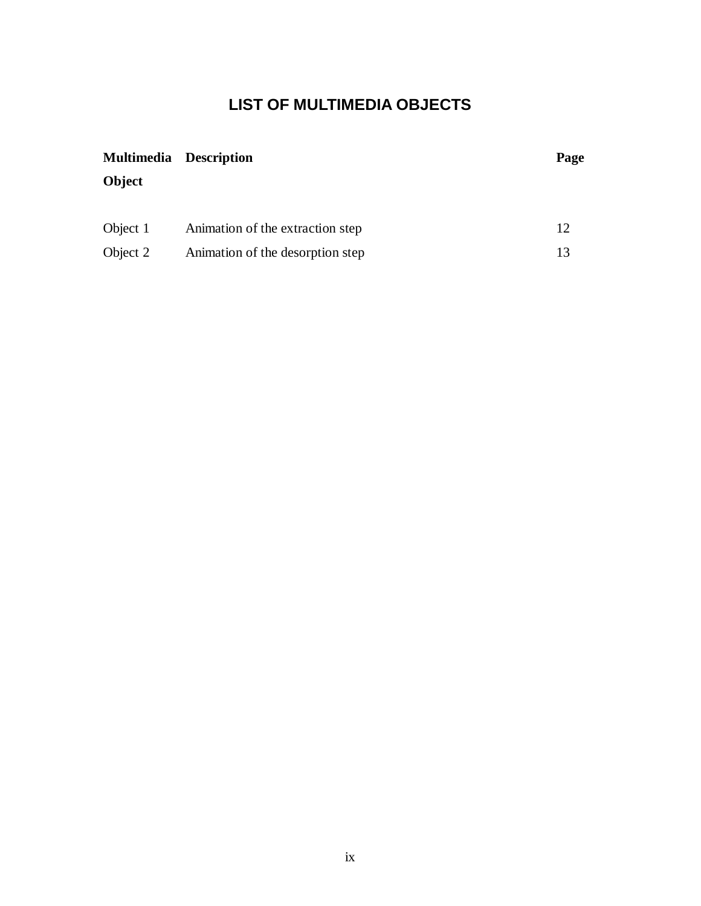# LIST OF MULTIMEDIA OBJECTS

| **Multimedia Object** | **Description** | **Page** |
|---|---|---|
| Object 1 | Animation of the extraction step | 12 |
| Object 2 | Animation of the desorption step | 13 |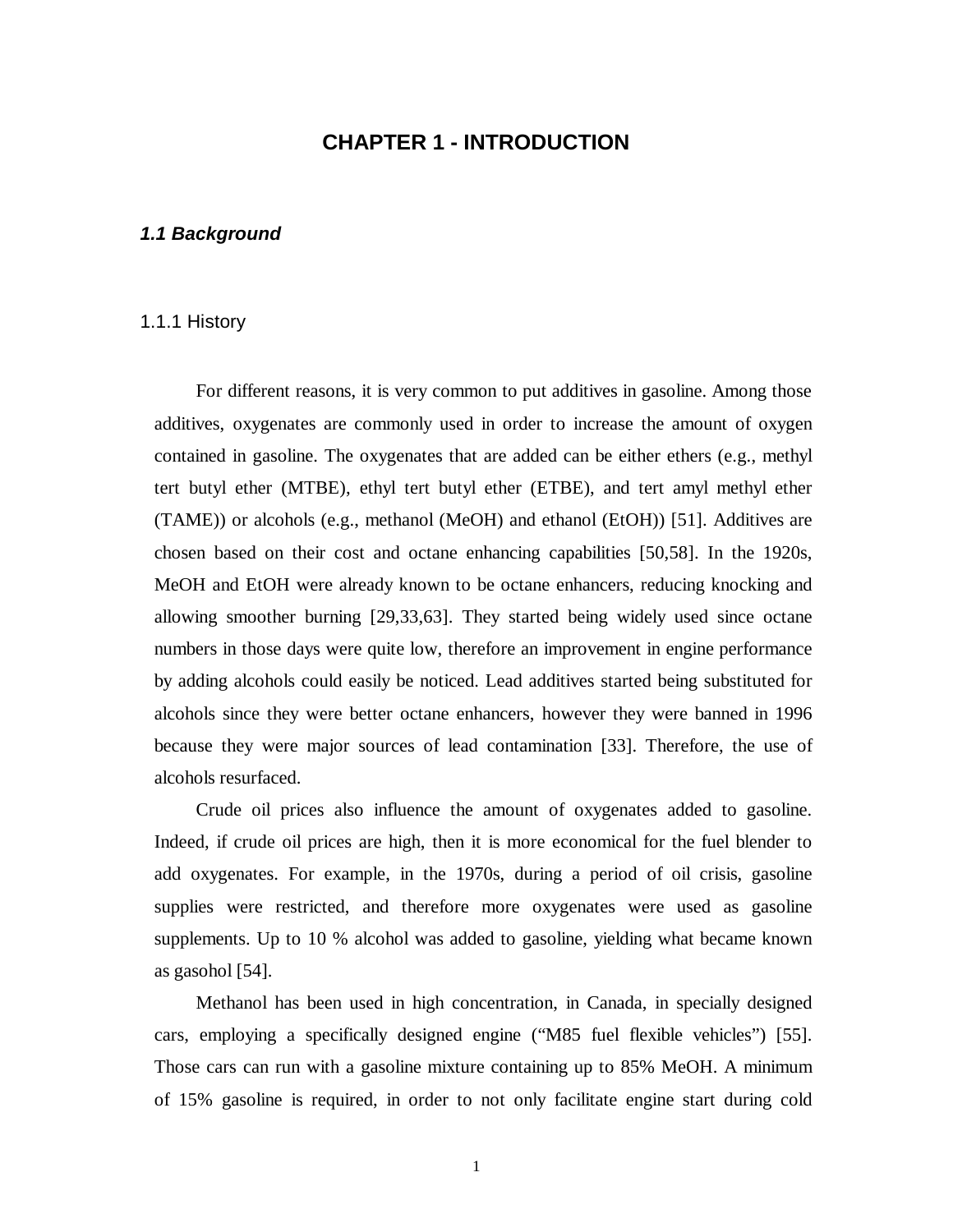# CHAPTER 1 - INTRODUCTION

## *1.1 Background*

### 1.1.1 History

For different reasons, it is very common to put additives in gasoline. Among those additives, oxygenates are commonly used in order to increase the amount of oxygen contained in gasoline. The oxygenates that are added can be either ethers (e.g., methyl tert butyl ether (MTBE), ethyl tert butyl ether (ETBE), and tert amyl methyl ether (TAME)) or alcohols (e.g., methanol (MeOH) and ethanol (EtOH)) [51]. Additives are chosen based on their cost and octane enhancing capabilities [50,58]. In the 1920s, MeOH and EtOH were already known to be octane enhancers, reducing knocking and allowing smoother burning [29,33,63]. They started being widely used since octane numbers in those days were quite low, therefore an improvement in engine performance by adding alcohols could easily be noticed. Lead additives started being substituted for alcohols since they were better octane enhancers, however they were banned in 1996 because they were major sources of lead contamination [33]. Therefore, the use of alcohols resurfaced.

Crude oil prices also influence the amount of oxygenates added to gasoline. Indeed, if crude oil prices are high, then it is more economical for the fuel blender to add oxygenates. For example, in the 1970s, during a period of oil crisis, gasoline supplies were restricted, and therefore more oxygenates were used as gasoline supplements. Up to 10 % alcohol was added to gasoline, yielding what became known as gasohol [54].

Methanol has been used in high concentration, in Canada, in specially designed cars, employing a specifically designed engine ("M85 fuel flexible vehicles") [55]. Those cars can run with a gasoline mixture containing up to 85% MeOH. A minimum of 15% gasoline is required, in order to not only facilitate engine start during cold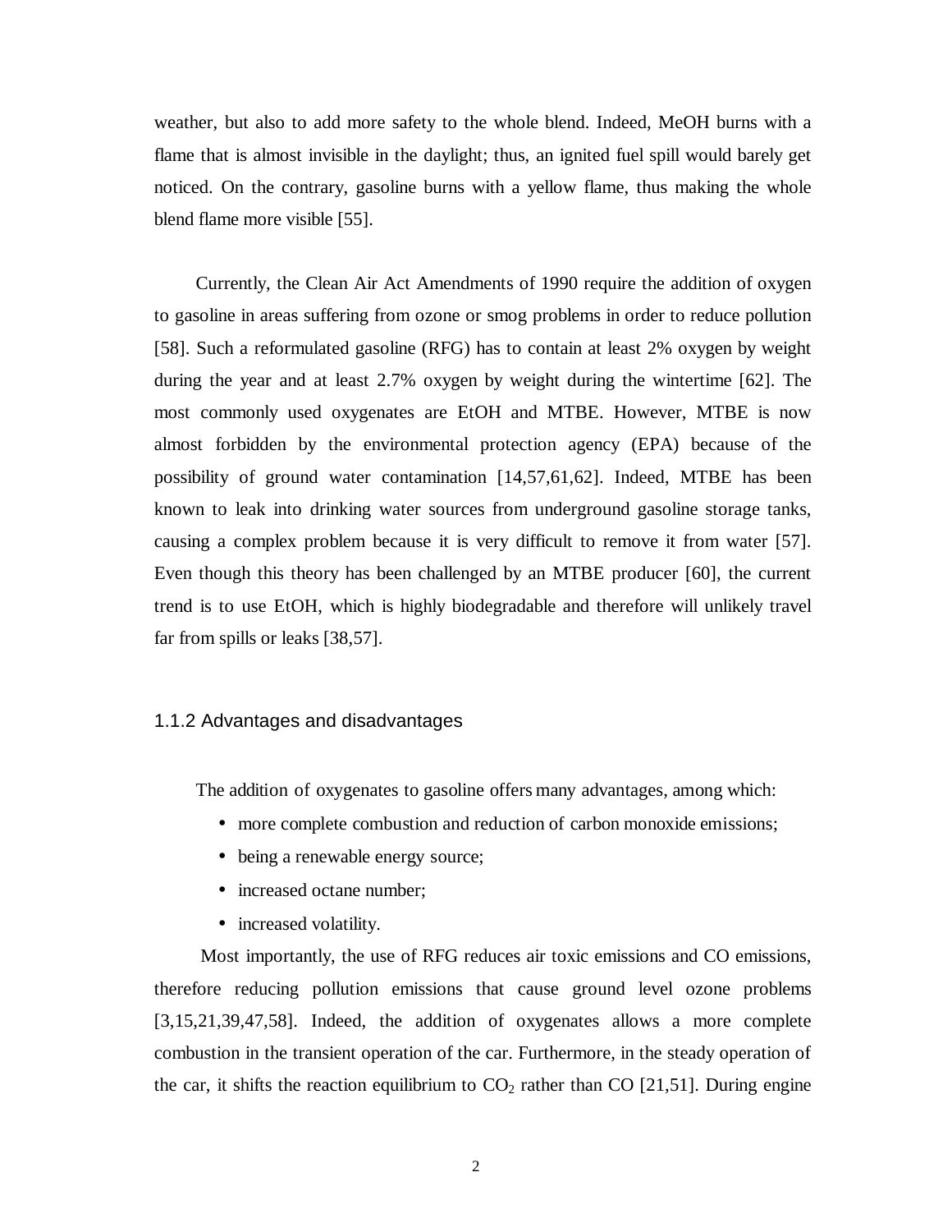weather, but also to add more safety to the whole blend. Indeed, MeOH burns with a flame that is almost invisible in the daylight; thus, an ignited fuel spill would barely get noticed. On the contrary, gasoline burns with a yellow flame, thus making the whole blend flame more visible [55].

Currently, the Clean Air Act Amendments of 1990 require the addition of oxygen to gasoline in areas suffering from ozone or smog problems in order to reduce pollution [58]. Such a reformulated gasoline (RFG) has to contain at least 2% oxygen by weight during the year and at least 2.7% oxygen by weight during the wintertime [62]. The most commonly used oxygenates are EtOH and MTBE. However, MTBE is now almost forbidden by the environmental protection agency (EPA) because of the possibility of ground water contamination [14,57,61,62]. Indeed, MTBE has been known to leak into drinking water sources from underground gasoline storage tanks, causing a complex problem because it is very difficult to remove it from water [57]. Even though this theory has been challenged by an MTBE producer [60], the current trend is to use EtOH, which is highly biodegradable and therefore will unlikely travel far from spills or leaks [38,57].

### 1.1.2 Advantages and disadvantages

The addition of oxygenates to gasoline offers many advantages, among which:

- more complete combustion and reduction of carbon monoxide emissions;
- being a renewable energy source;
- increased octane number;
- increased volatility.

Most importantly, the use of RFG reduces air toxic emissions and CO emissions, therefore reducing pollution emissions that cause ground level ozone problems [3,15,21,39,47,58]. Indeed, the addition of oxygenates allows a more complete combustion in the transient operation of the car. Furthermore, in the steady operation of the car, it shifts the reaction equilibrium to $CO_2$ rather than CO [21,51]. During engine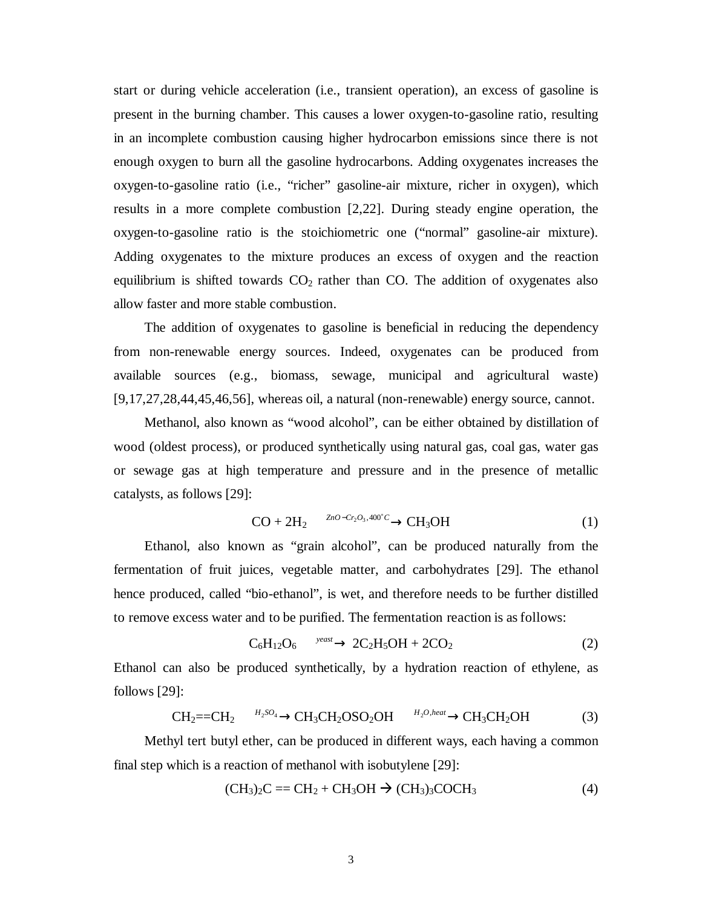start or during vehicle acceleration (i.e., transient operation), an excess of gasoline is present in the burning chamber. This causes a lower oxygen-to-gasoline ratio, resulting in an incomplete combustion causing higher hydrocarbon emissions since there is not enough oxygen to burn all the gasoline hydrocarbons. Adding oxygenates increases the oxygen-to-gasoline ratio (i.e., "richer" gasoline-air mixture, richer in oxygen), which results in a more complete combustion [2,22]. During steady engine operation, the oxygen-to-gasoline ratio is the stoichiometric one ("normal" gasoline-air mixture). Adding oxygenates to the mixture produces an excess of oxygen and the reaction equilibrium is shifted towards $CO_2$ rather than CO. The addition of oxygenates also allow faster and more stable combustion.

The addition of oxygenates to gasoline is beneficial in reducing the dependency from non-renewable energy sources. Indeed, oxygenates can be produced from available sources (e.g., biomass, sewage, municipal and agricultural waste) [9,17,27,28,44,45,46,56], whereas oil, a natural (non-renewable) energy source, cannot.

Methanol, also known as "wood alcohol", can be either obtained by distillation of wood (oldest process), or produced synthetically using natural gas, coal gas, water gas or sewage gas at high temperature and pressure and in the presence of metallic catalysts, as follows [29]:

$$CO + 2H_2 \xrightarrow{ZnO-Cr_2O_3,\,400^\circ C} CH_3OH \tag{1}$$

Ethanol, also known as "grain alcohol", can be produced naturally from the fermentation of fruit juices, vegetable matter, and carbohydrates [29]. The ethanol hence produced, called "bio-ethanol", is wet, and therefore needs to be further distilled to remove excess water and to be purified. The fermentation reaction is as follows:

$$C_6H_{12}O_6 \xrightarrow{yeast} 2C_2H_5OH + 2CO_2 \tag{2}$$

Ethanol can also be produced synthetically, by a hydration reaction of ethylene, as follows [29]:

$$CH_2{=}{=}CH_2 \xrightarrow{H_2SO_4} CH_3CH_2OSO_2OH \xrightarrow{H_2O,heat} CH_3CH_2OH \tag{3}$$

Methyl tert butyl ether, can be produced in different ways, each having a common final step which is a reaction of methanol with isobutylene [29]:

$$(CH_3)_2C{=}{=}CH_2 + CH_3OH \rightarrow (CH_3)_3COCH_3 \tag{4}$$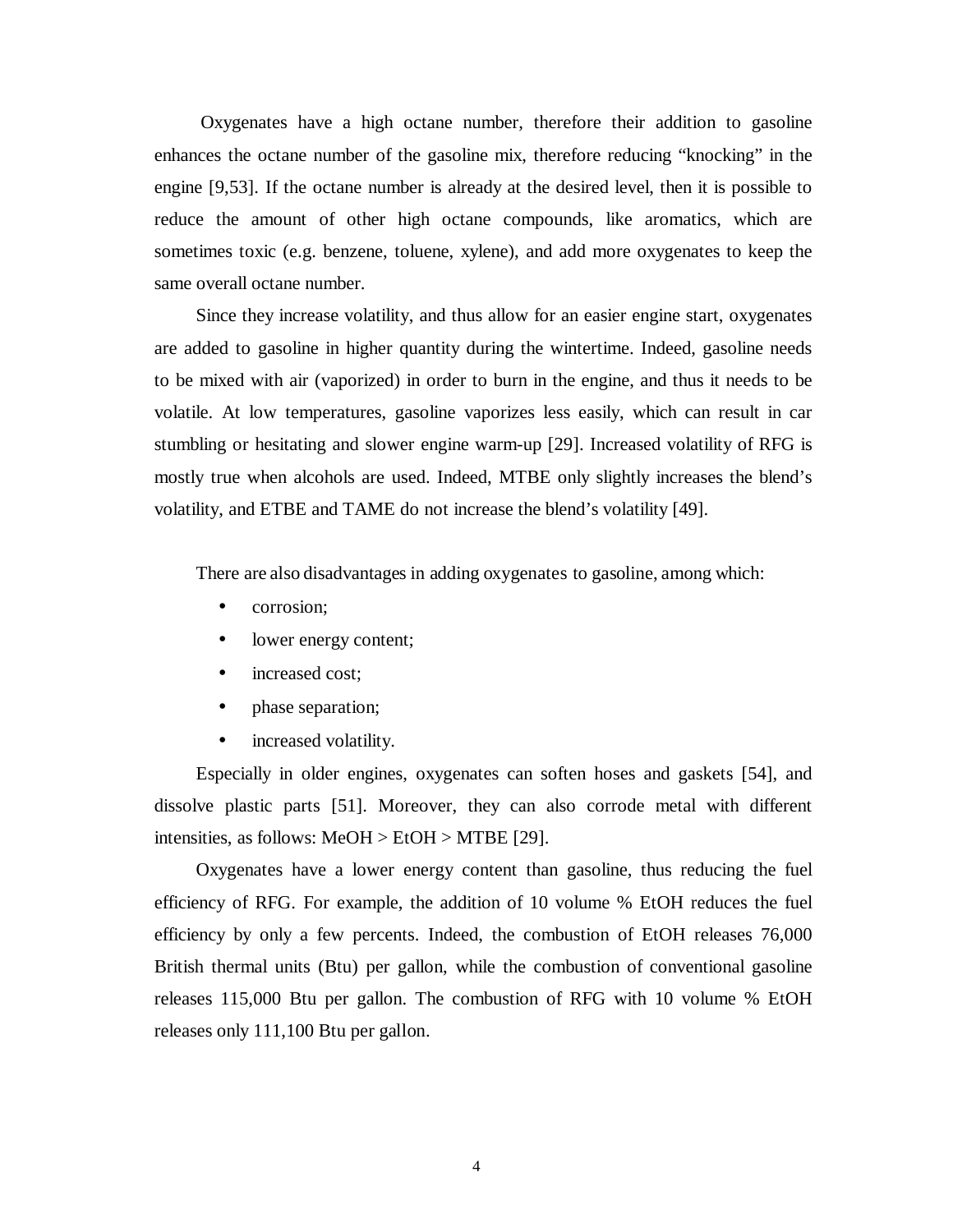Oxygenates have a high octane number, therefore their addition to gasoline enhances the octane number of the gasoline mix, therefore reducing "knocking" in the engine [9,53]. If the octane number is already at the desired level, then it is possible to reduce the amount of other high octane compounds, like aromatics, which are sometimes toxic (e.g. benzene, toluene, xylene), and add more oxygenates to keep the same overall octane number.

Since they increase volatility, and thus allow for an easier engine start, oxygenates are added to gasoline in higher quantity during the wintertime. Indeed, gasoline needs to be mixed with air (vaporized) in order to burn in the engine, and thus it needs to be volatile. At low temperatures, gasoline vaporizes less easily, which can result in car stumbling or hesitating and slower engine warm-up [29]. Increased volatility of RFG is mostly true when alcohols are used. Indeed, MTBE only slightly increases the blend's volatility, and ETBE and TAME do not increase the blend's volatility [49].

There are also disadvantages in adding oxygenates to gasoline, among which:

- corrosion;
- lower energy content;
- increased cost;
- phase separation;
- increased volatility.

Especially in older engines, oxygenates can soften hoses and gaskets [54], and dissolve plastic parts [51]. Moreover, they can also corrode metal with different intensities, as follows: MeOH > EtOH > MTBE [29].

Oxygenates have a lower energy content than gasoline, thus reducing the fuel efficiency of RFG. For example, the addition of 10 volume % EtOH reduces the fuel efficiency by only a few percents. Indeed, the combustion of EtOH releases 76,000 British thermal units (Btu) per gallon, while the combustion of conventional gasoline releases 115,000 Btu per gallon. The combustion of RFG with 10 volume % EtOH releases only 111,100 Btu per gallon.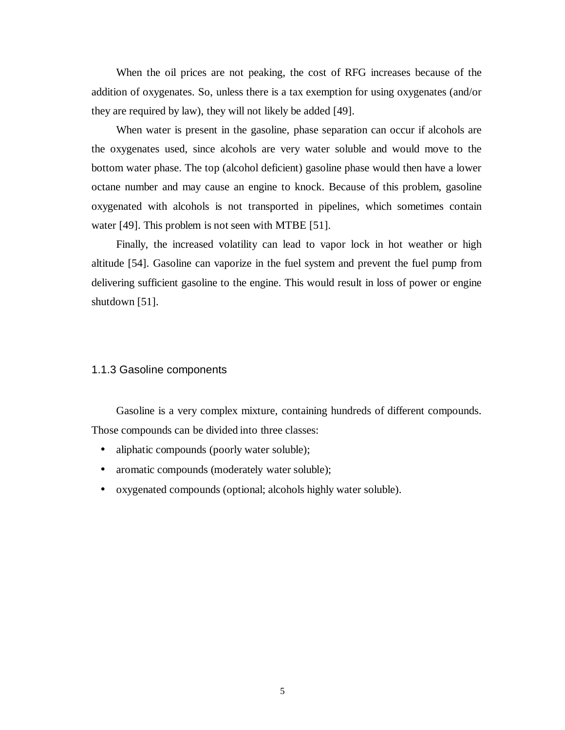When the oil prices are not peaking, the cost of RFG increases because of the addition of oxygenates. So, unless there is a tax exemption for using oxygenates (and/or they are required by law), they will not likely be added [49].

When water is present in the gasoline, phase separation can occur if alcohols are the oxygenates used, since alcohols are very water soluble and would move to the bottom water phase. The top (alcohol deficient) gasoline phase would then have a lower octane number and may cause an engine to knock. Because of this problem, gasoline oxygenated with alcohols is not transported in pipelines, which sometimes contain water [49]. This problem is not seen with MTBE [51].

Finally, the increased volatility can lead to vapor lock in hot weather or high altitude [54]. Gasoline can vaporize in the fuel system and prevent the fuel pump from delivering sufficient gasoline to the engine. This would result in loss of power or engine shutdown [51].

### 1.1.3 Gasoline components

Gasoline is a very complex mixture, containing hundreds of different compounds. Those compounds can be divided into three classes:

- aliphatic compounds (poorly water soluble);
- aromatic compounds (moderately water soluble);
- oxygenated compounds (optional; alcohols highly water soluble).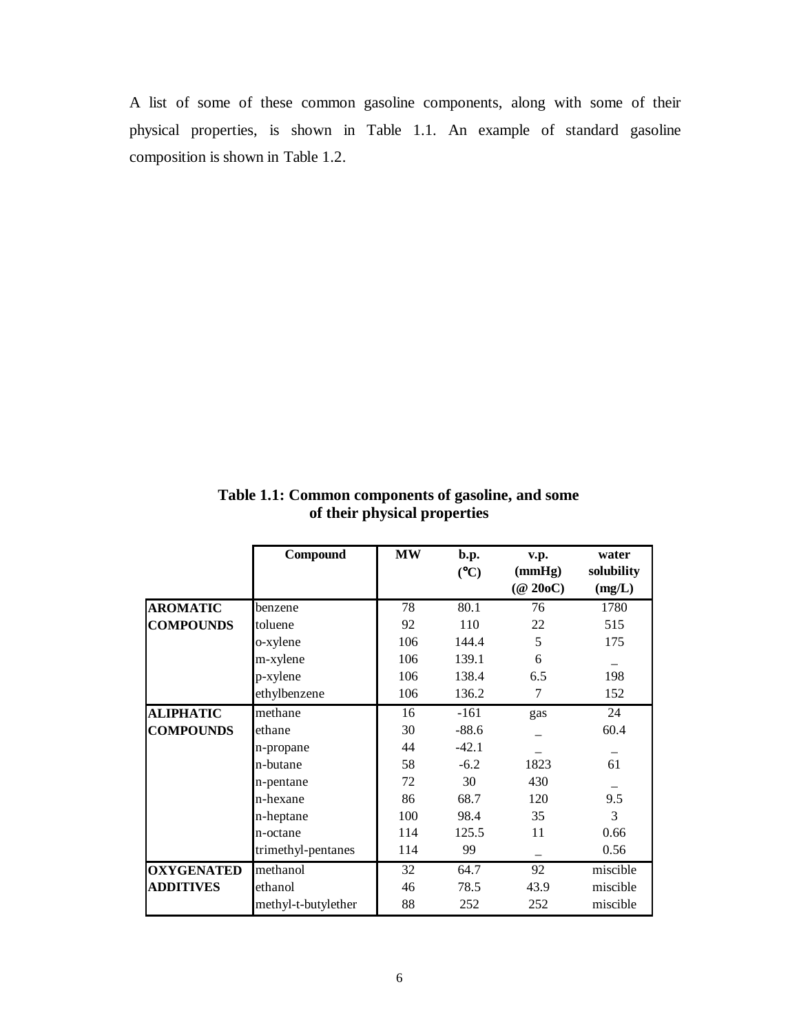A list of some of these common gasoline components, along with some of their physical properties, is shown in Table 1.1. An example of standard gasoline composition is shown in Table 1.2.

**Table 1.1: Common components of gasoline, and some of their physical properties**

| | Compound | MW | b.p. (°C) | v.p. (mmHg) (@ 20oC) | water solubility (mg/L) |
|---|---|---|---|---|---|
| **AROMATIC COMPOUNDS** | benzene | 78 | 80.1 | 76 | 1780 |
| | toluene | 92 | 110 | 22 | 515 |
| | o-xylene | 106 | 144.4 | 5 | 175 |
| | m-xylene | 106 | 139.1 | 6 | _ |
| | p-xylene | 106 | 138.4 | 6.5 | 198 |
| | ethylbenzene | 106 | 136.2 | 7 | 152 |
| **ALIPHATIC COMPOUNDS** | methane | 16 | -161 | gas | 24 |
| | ethane | 30 | -88.6 | _ | 60.4 |
| | n-propane | 44 | -42.1 | _ | _ |
| | n-butane | 58 | -6.2 | 1823 | 61 |
| | n-pentane | 72 | 30 | 430 | _ |
| | n-hexane | 86 | 68.7 | 120 | 9.5 |
| | n-heptane | 100 | 98.4 | 35 | 3 |
| | n-octane | 114 | 125.5 | 11 | 0.66 |
| | trimethyl-pentanes | 114 | 99 | _ | 0.56 |
| **OXYGENATED ADDITIVES** | methanol | 32 | 64.7 | 92 | miscible |
| | ethanol | 46 | 78.5 | 43.9 | miscible |
| | methyl-t-butylether | 88 | 252 | 252 | miscible |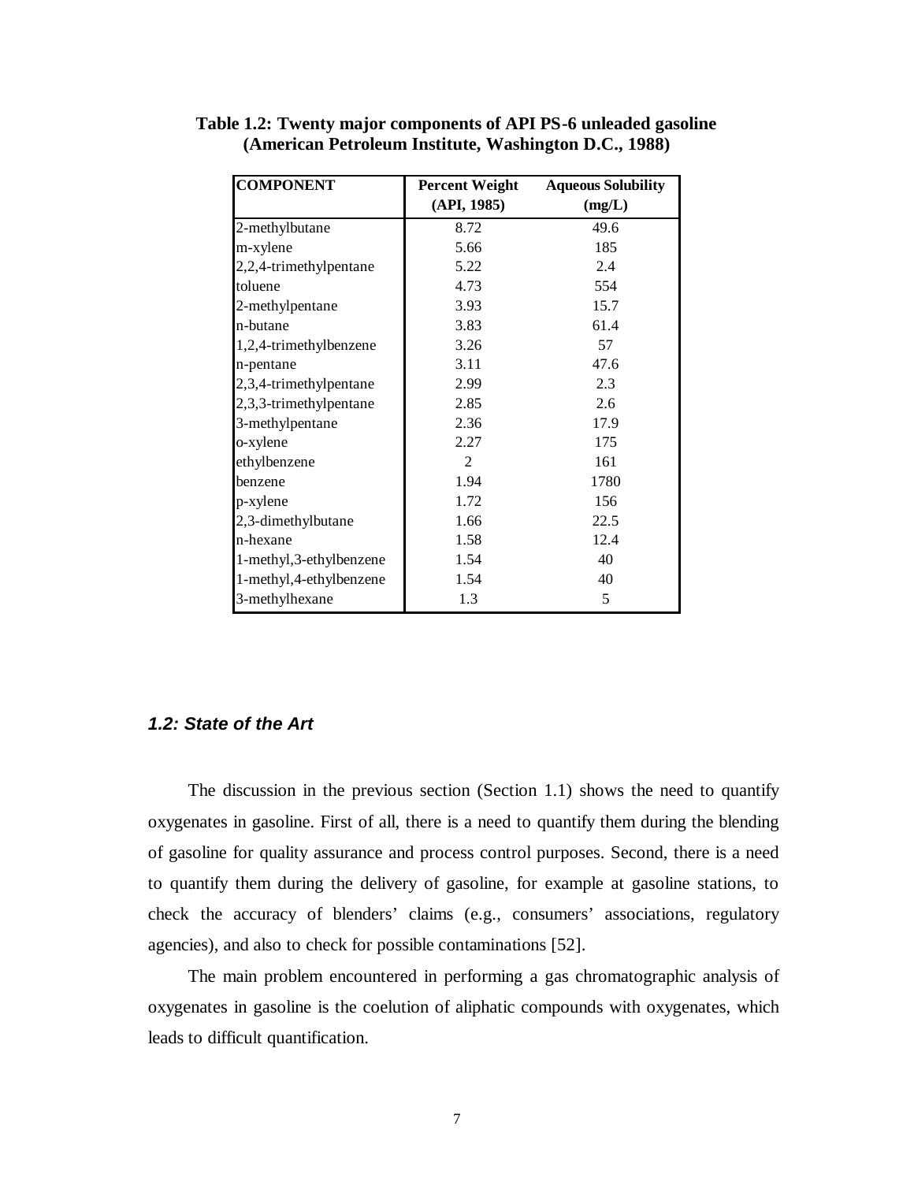**Table 1.2: Twenty major components of API PS-6 unleaded gasoline (American Petroleum Institute, Washington D.C., 1988)**

| COMPONENT | Percent Weight (API, 1985) | Aqueous Solubility (mg/L) |
|---|---|---|
| 2-methylbutane | 8.72 | 49.6 |
| m-xylene | 5.66 | 185 |
| 2,2,4-trimethylpentane | 5.22 | 2.4 |
| toluene | 4.73 | 554 |
| 2-methylpentane | 3.93 | 15.7 |
| n-butane | 3.83 | 61.4 |
| 1,2,4-trimethylbenzene | 3.26 | 57 |
| n-pentane | 3.11 | 47.6 |
| 2,3,4-trimethylpentane | 2.99 | 2.3 |
| 2,3,3-trimethylpentane | 2.85 | 2.6 |
| 3-methylpentane | 2.36 | 17.9 |
| o-xylene | 2.27 | 175 |
| ethylbenzene | 2 | 161 |
| benzene | 1.94 | 1780 |
| p-xylene | 1.72 | 156 |
| 2,3-dimethylbutane | 1.66 | 22.5 |
| n-hexane | 1.58 | 12.4 |
| 1-methyl,3-ethylbenzene | 1.54 | 40 |
| 1-methyl,4-ethylbenzene | 1.54 | 40 |
| 3-methylhexane | 1.3 | 5 |

### *1.2: State of the Art*

The discussion in the previous section (Section 1.1) shows the need to quantify oxygenates in gasoline. First of all, there is a need to quantify them during the blending of gasoline for quality assurance and process control purposes. Second, there is a need to quantify them during the delivery of gasoline, for example at gasoline stations, to check the accuracy of blenders' claims (e.g., consumers' associations, regulatory agencies), and also to check for possible contaminations [52].

The main problem encountered in performing a gas chromatographic analysis of oxygenates in gasoline is the coelution of aliphatic compounds with oxygenates, which leads to difficult quantification.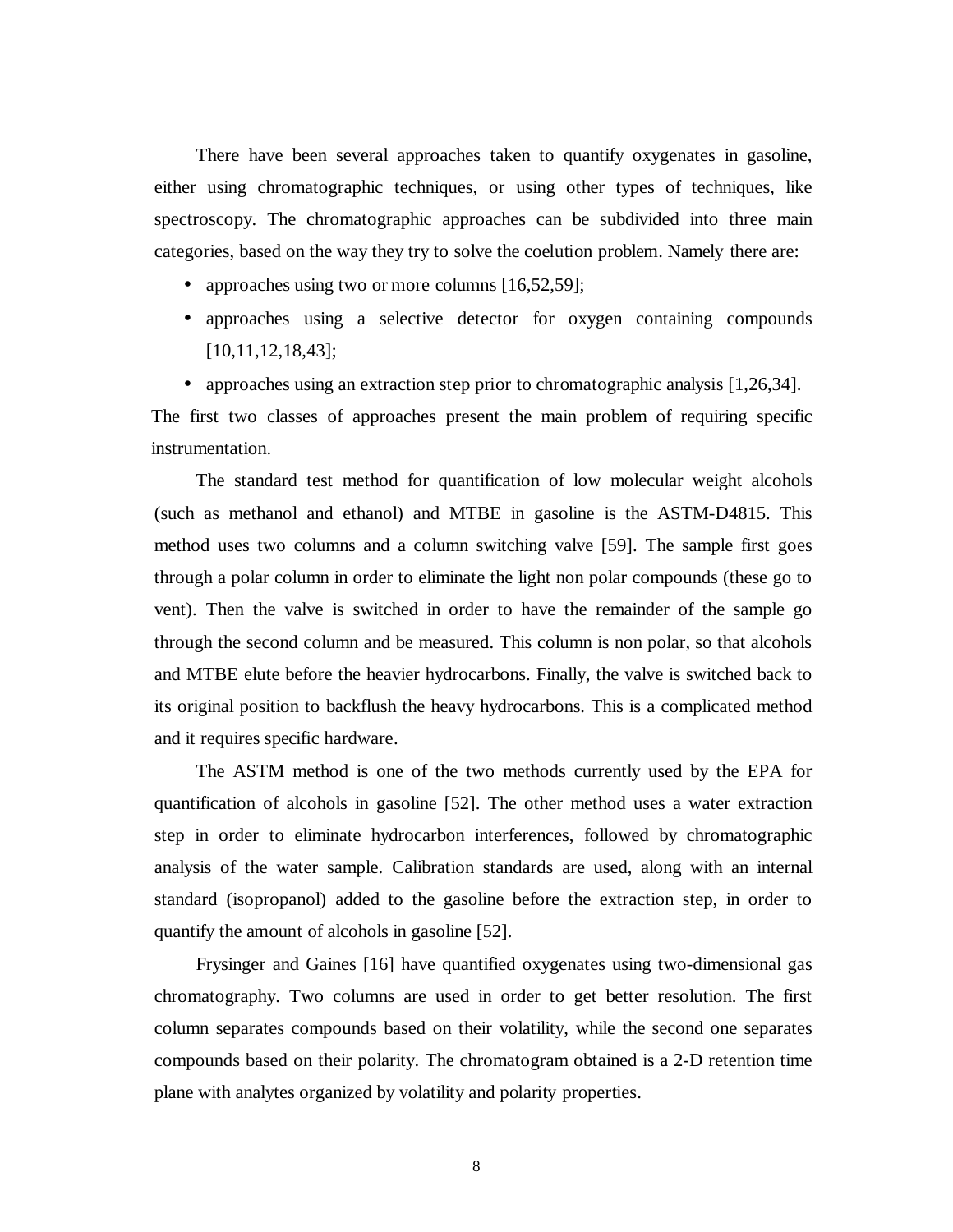There have been several approaches taken to quantify oxygenates in gasoline, either using chromatographic techniques, or using other types of techniques, like spectroscopy. The chromatographic approaches can be subdivided into three main categories, based on the way they try to solve the coelution problem. Namely there are:

- approaches using two or more columns [16,52,59];
- approaches using a selective detector for oxygen containing compounds [10,11,12,18,43];
- approaches using an extraction step prior to chromatographic analysis [1,26,34].

The first two classes of approaches present the main problem of requiring specific instrumentation.

The standard test method for quantification of low molecular weight alcohols (such as methanol and ethanol) and MTBE in gasoline is the ASTM-D4815. This method uses two columns and a column switching valve [59]. The sample first goes through a polar column in order to eliminate the light non polar compounds (these go to vent). Then the valve is switched in order to have the remainder of the sample go through the second column and be measured. This column is non polar, so that alcohols and MTBE elute before the heavier hydrocarbons. Finally, the valve is switched back to its original position to backflush the heavy hydrocarbons. This is a complicated method and it requires specific hardware.

The ASTM method is one of the two methods currently used by the EPA for quantification of alcohols in gasoline [52]. The other method uses a water extraction step in order to eliminate hydrocarbon interferences, followed by chromatographic analysis of the water sample. Calibration standards are used, along with an internal standard (isopropanol) added to the gasoline before the extraction step, in order to quantify the amount of alcohols in gasoline [52].

Frysinger and Gaines [16] have quantified oxygenates using two-dimensional gas chromatography. Two columns are used in order to get better resolution. The first column separates compounds based on their volatility, while the second one separates compounds based on their polarity. The chromatogram obtained is a 2-D retention time plane with analytes organized by volatility and polarity properties.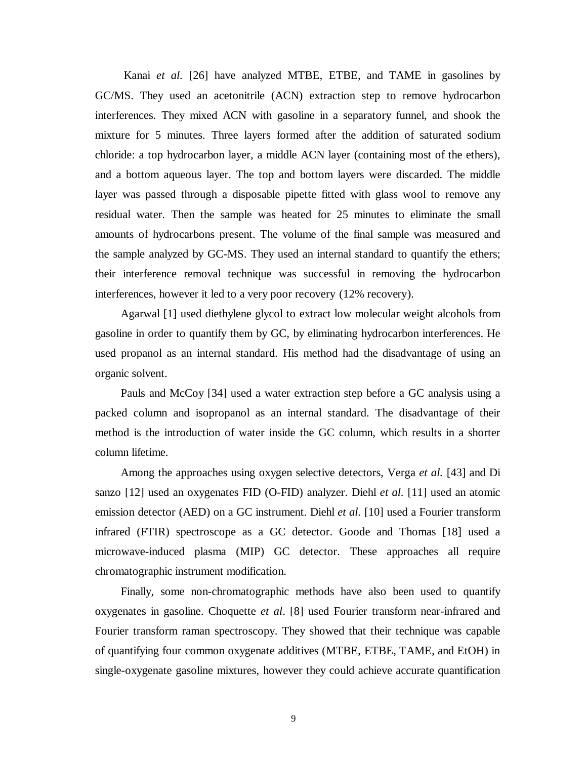Kanai *et al.* [26] have analyzed MTBE, ETBE, and TAME in gasolines by GC/MS. They used an acetonitrile (ACN) extraction step to remove hydrocarbon interferences. They mixed ACN with gasoline in a separatory funnel, and shook the mixture for 5 minutes. Three layers formed after the addition of saturated sodium chloride: a top hydrocarbon layer, a middle ACN layer (containing most of the ethers), and a bottom aqueous layer. The top and bottom layers were discarded. The middle layer was passed through a disposable pipette fitted with glass wool to remove any residual water. Then the sample was heated for 25 minutes to eliminate the small amounts of hydrocarbons present. The volume of the final sample was measured and the sample analyzed by GC-MS. They used an internal standard to quantify the ethers; their interference removal technique was successful in removing the hydrocarbon interferences, however it led to a very poor recovery (12% recovery).

Agarwal [1] used diethylene glycol to extract low molecular weight alcohols from gasoline in order to quantify them by GC, by eliminating hydrocarbon interferences. He used propanol as an internal standard. His method had the disadvantage of using an organic solvent.

Pauls and McCoy [34] used a water extraction step before a GC analysis using a packed column and isopropanol as an internal standard. The disadvantage of their method is the introduction of water inside the GC column, which results in a shorter column lifetime.

Among the approaches using oxygen selective detectors, Verga *et al.* [43] and Di sanzo [12] used an oxygenates FID (O-FID) analyzer. Diehl *et al.* [11] used an atomic emission detector (AED) on a GC instrument. Diehl *et al.* [10] used a Fourier transform infrared (FTIR) spectroscope as a GC detector. Goode and Thomas [18] used a microwave-induced plasma (MIP) GC detector. These approaches all require chromatographic instrument modification.

Finally, some non-chromatographic methods have also been used to quantify oxygenates in gasoline. Choquette *et al*. [8] used Fourier transform near-infrared and Fourier transform raman spectroscopy. They showed that their technique was capable of quantifying four common oxygenate additives (MTBE, ETBE, TAME, and EtOH) in single-oxygenate gasoline mixtures, however they could achieve accurate quantification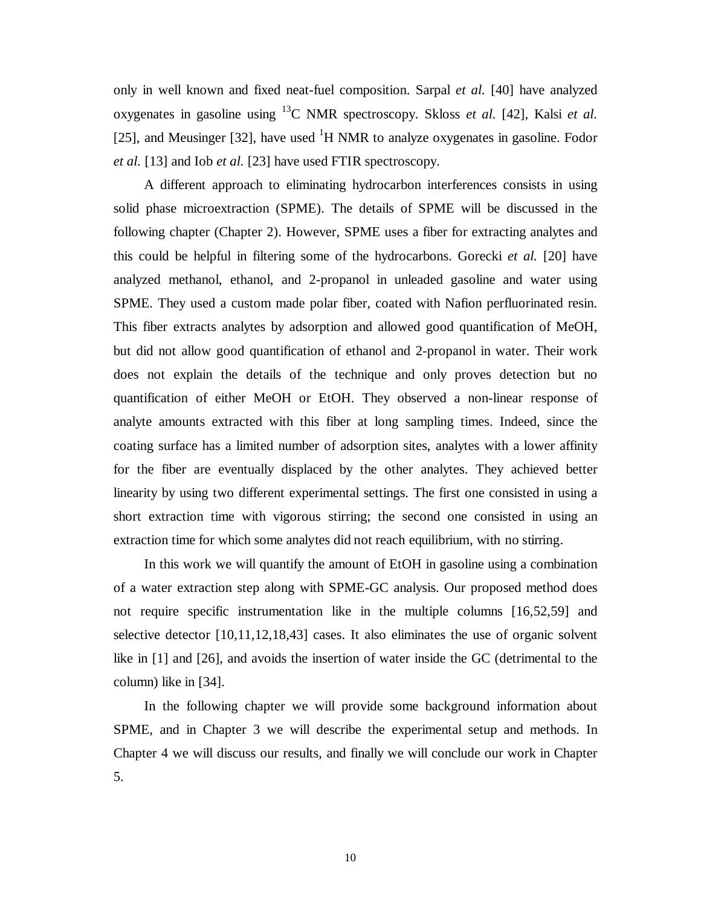only in well known and fixed neat-fuel composition. Sarpal *et al.* [40] have analyzed oxygenates in gasoline using $^{13}C$ NMR spectroscopy. Skloss *et al.* [42], Kalsi *et al.* [25], and Meusinger [32], have used $^{1}H$ NMR to analyze oxygenates in gasoline. Fodor *et al.* [13] and Iob *et al.* [23] have used FTIR spectroscopy.

A different approach to eliminating hydrocarbon interferences consists in using solid phase microextraction (SPME). The details of SPME will be discussed in the following chapter (Chapter 2). However, SPME uses a fiber for extracting analytes and this could be helpful in filtering some of the hydrocarbons. Gorecki *et al.* [20] have analyzed methanol, ethanol, and 2-propanol in unleaded gasoline and water using SPME. They used a custom made polar fiber, coated with Nafion perfluorinated resin. This fiber extracts analytes by adsorption and allowed good quantification of MeOH, but did not allow good quantification of ethanol and 2-propanol in water. Their work does not explain the details of the technique and only proves detection but no quantification of either MeOH or EtOH. They observed a non-linear response of analyte amounts extracted with this fiber at long sampling times. Indeed, since the coating surface has a limited number of adsorption sites, analytes with a lower affinity for the fiber are eventually displaced by the other analytes. They achieved better linearity by using two different experimental settings. The first one consisted in using a short extraction time with vigorous stirring; the second one consisted in using an extraction time for which some analytes did not reach equilibrium, with no stirring.

In this work we will quantify the amount of EtOH in gasoline using a combination of a water extraction step along with SPME-GC analysis. Our proposed method does not require specific instrumentation like in the multiple columns [16,52,59] and selective detector [10,11,12,18,43] cases. It also eliminates the use of organic solvent like in [1] and [26], and avoids the insertion of water inside the GC (detrimental to the column) like in [34].

In the following chapter we will provide some background information about SPME, and in Chapter 3 we will describe the experimental setup and methods. In Chapter 4 we will discuss our results, and finally we will conclude our work in Chapter 5.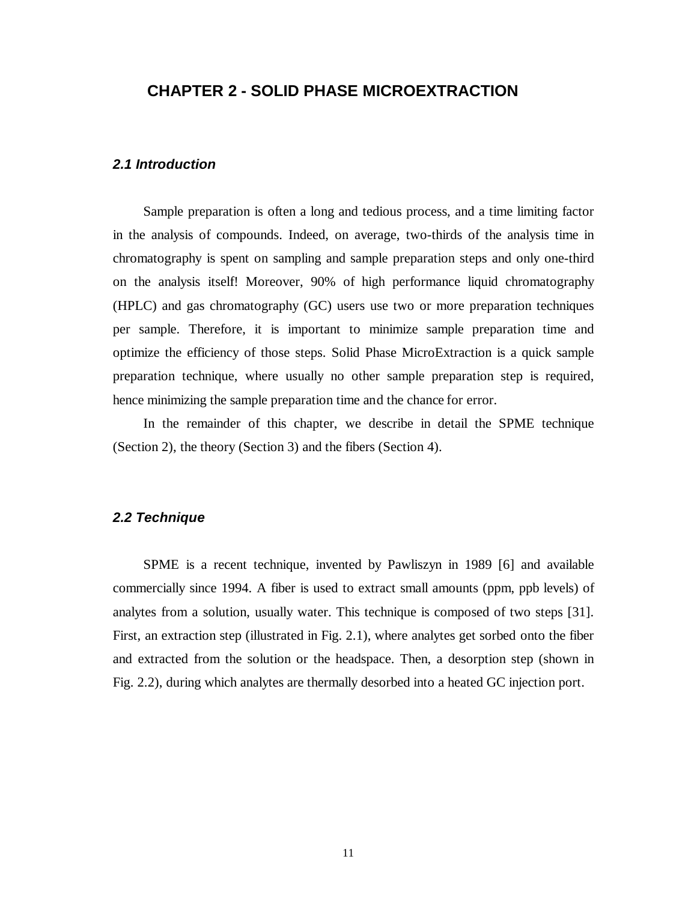# CHAPTER 2 - SOLID PHASE MICROEXTRACTION

## *2.1 Introduction*

Sample preparation is often a long and tedious process, and a time limiting factor in the analysis of compounds. Indeed, on average, two-thirds of the analysis time in chromatography is spent on sampling and sample preparation steps and only one-third on the analysis itself! Moreover, 90% of high performance liquid chromatography (HPLC) and gas chromatography (GC) users use two or more preparation techniques per sample. Therefore, it is important to minimize sample preparation time and optimize the efficiency of those steps. Solid Phase MicroExtraction is a quick sample preparation technique, where usually no other sample preparation step is required, hence minimizing the sample preparation time and the chance for error.

In the remainder of this chapter, we describe in detail the SPME technique (Section 2), the theory (Section 3) and the fibers (Section 4).

## *2.2 Technique*

SPME is a recent technique, invented by Pawliszyn in 1989 [6] and available commercially since 1994. A fiber is used to extract small amounts (ppm, ppb levels) of analytes from a solution, usually water. This technique is composed of two steps [31]. First, an extraction step (illustrated in Fig. 2.1), where analytes get sorbed onto the fiber and extracted from the solution or the headspace. Then, a desorption step (shown in Fig. 2.2), during which analytes are thermally desorbed into a heated GC injection port.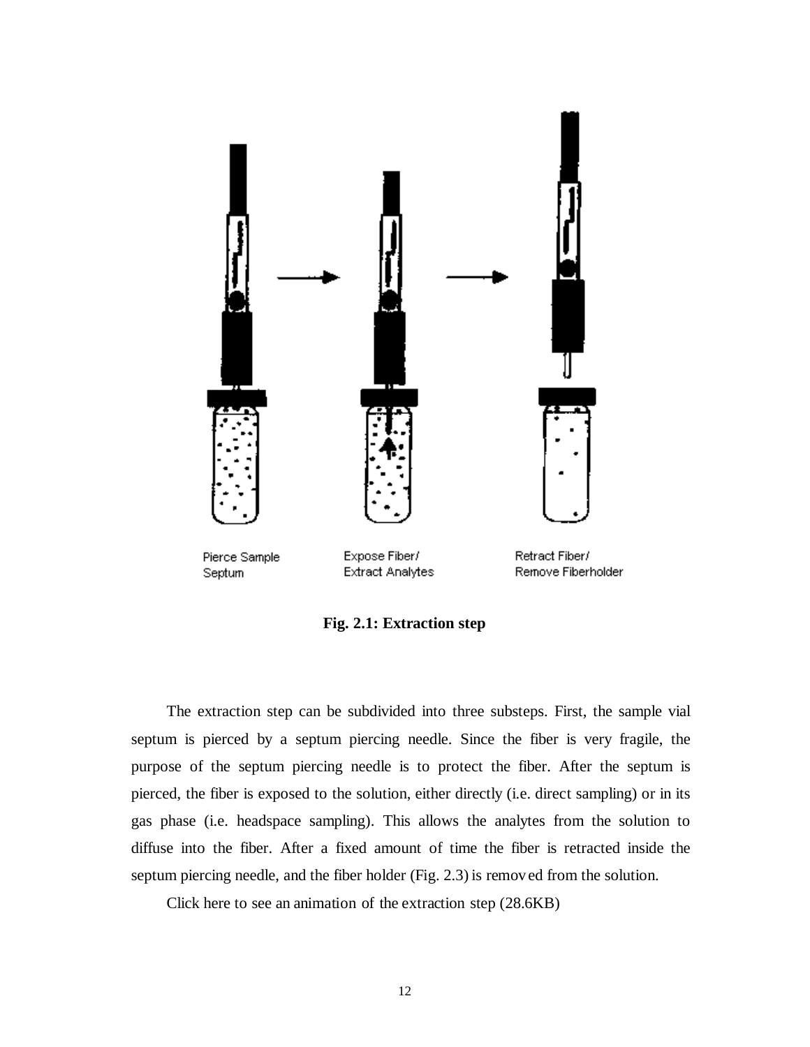Pierce Sample Septum

Expose Fiber/ Extract Analytes

Retract Fiber/ Remove Fiberholder

**Fig. 2.1: Extraction step**

The extraction step can be subdivided into three substeps. First, the sample vial septum is pierced by a septum piercing needle. Since the fiber is very fragile, the purpose of the septum piercing needle is to protect the fiber. After the septum is pierced, the fiber is exposed to the solution, either directly (i.e. direct sampling) or in its gas phase (i.e. headspace sampling). This allows the analytes from the solution to diffuse into the fiber. After a fixed amount of time the fiber is retracted inside the septum piercing needle, and the fiber holder (Fig. 2.3) is removed from the solution.

Click here to see an animation of the extraction step (28.6KB)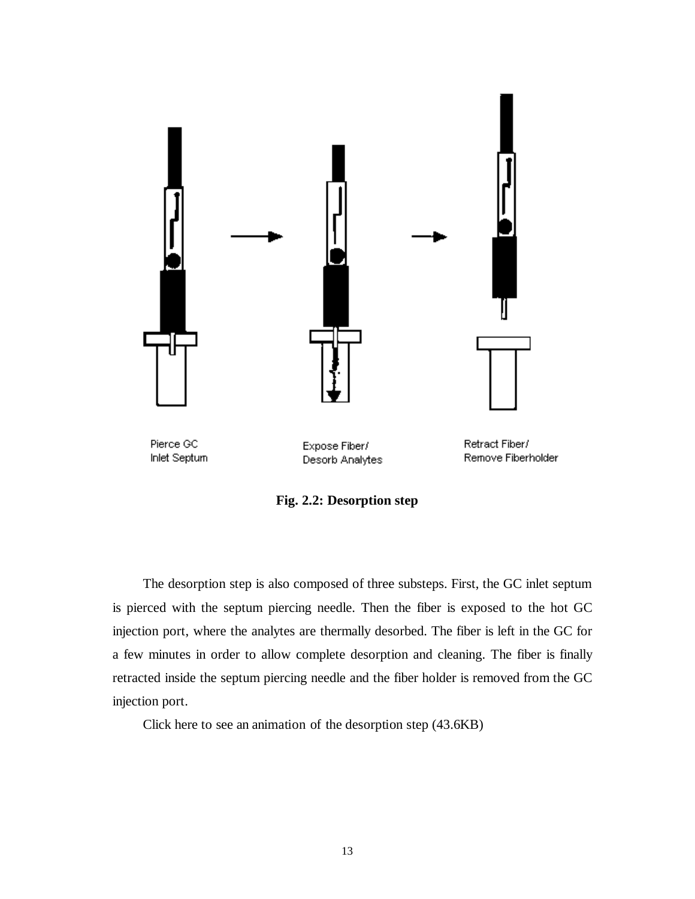Pierce GC Inlet Septum

Expose Fiber/ Desorb Analytes

Retract Fiber/ Remove Fiberholder

**Fig. 2.2: Desorption step**

The desorption step is also composed of three substeps. First, the GC inlet septum is pierced with the septum piercing needle. Then the fiber is exposed to the hot GC injection port, where the analytes are thermally desorbed. The fiber is left in the GC for a few minutes in order to allow complete desorption and cleaning. The fiber is finally retracted inside the septum piercing needle and the fiber holder is removed from the GC injection port.

Click here to see an animation of the desorption step (43.6KB)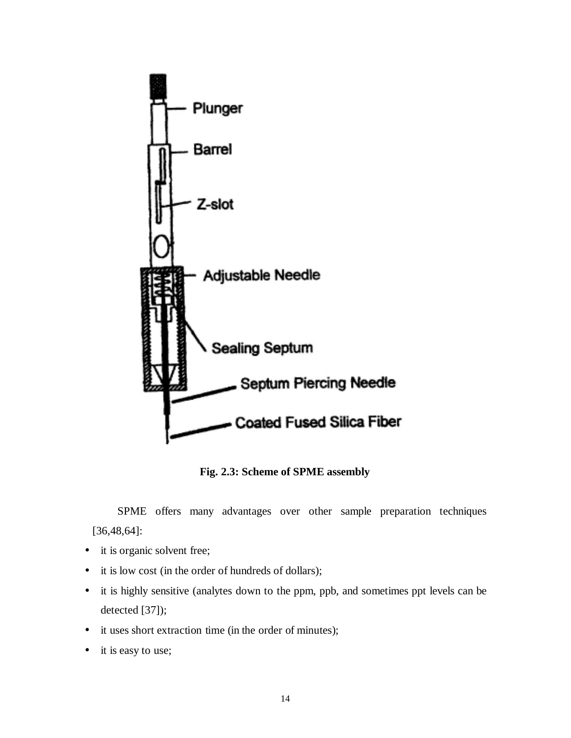Fig. 2.3: Scheme of SPME assembly

SPME offers many advantages over other sample preparation techniques [36,48,64]:

- it is organic solvent free;
- it is low cost (in the order of hundreds of dollars);
- it is highly sensitive (analytes down to the ppm, ppb, and sometimes ppt levels can be detected [37]);
- it uses short extraction time (in the order of minutes);
- it is easy to use;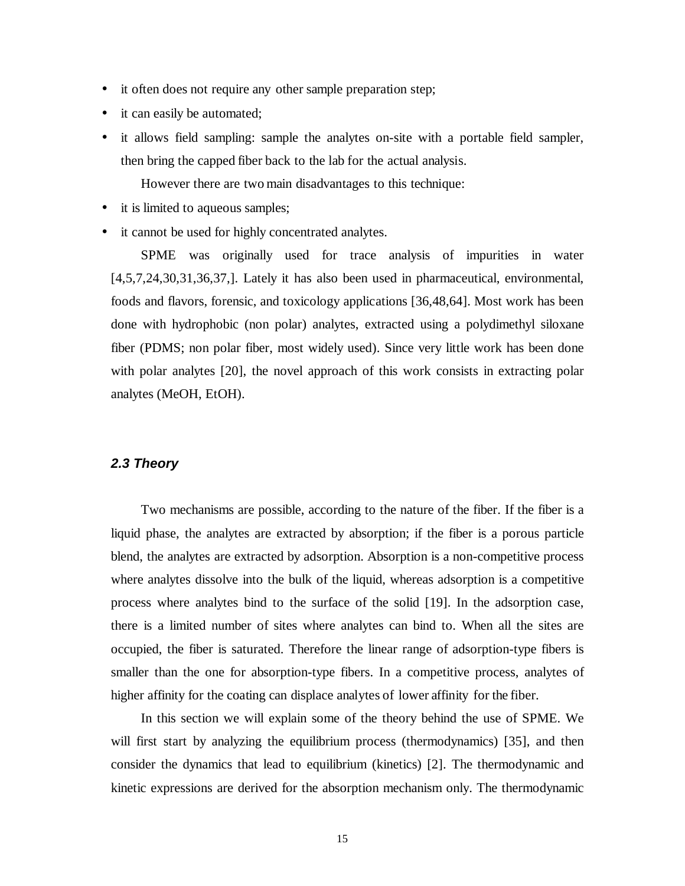- it often does not require any other sample preparation step;
- it can easily be automated;
- it allows field sampling: sample the analytes on-site with a portable field sampler, then bring the capped fiber back to the lab for the actual analysis.

However there are two main disadvantages to this technique:

- it is limited to aqueous samples;
- it cannot be used for highly concentrated analytes.

SPME was originally used for trace analysis of impurities in water [4,5,7,24,30,31,36,37,]. Lately it has also been used in pharmaceutical, environmental, foods and flavors, forensic, and toxicology applications [36,48,64]. Most work has been done with hydrophobic (non polar) analytes, extracted using a polydimethyl siloxane fiber (PDMS; non polar fiber, most widely used). Since very little work has been done with polar analytes [20], the novel approach of this work consists in extracting polar analytes (MeOH, EtOH).

### *2.3 Theory*

Two mechanisms are possible, according to the nature of the fiber. If the fiber is a liquid phase, the analytes are extracted by absorption; if the fiber is a porous particle blend, the analytes are extracted by adsorption. Absorption is a non-competitive process where analytes dissolve into the bulk of the liquid, whereas adsorption is a competitive process where analytes bind to the surface of the solid [19]. In the adsorption case, there is a limited number of sites where analytes can bind to. When all the sites are occupied, the fiber is saturated. Therefore the linear range of adsorption-type fibers is smaller than the one for absorption-type fibers. In a competitive process, analytes of higher affinity for the coating can displace analytes of lower affinity for the fiber.

In this section we will explain some of the theory behind the use of SPME. We will first start by analyzing the equilibrium process (thermodynamics) [35], and then consider the dynamics that lead to equilibrium (kinetics) [2]. The thermodynamic and kinetic expressions are derived for the absorption mechanism only. The thermodynamic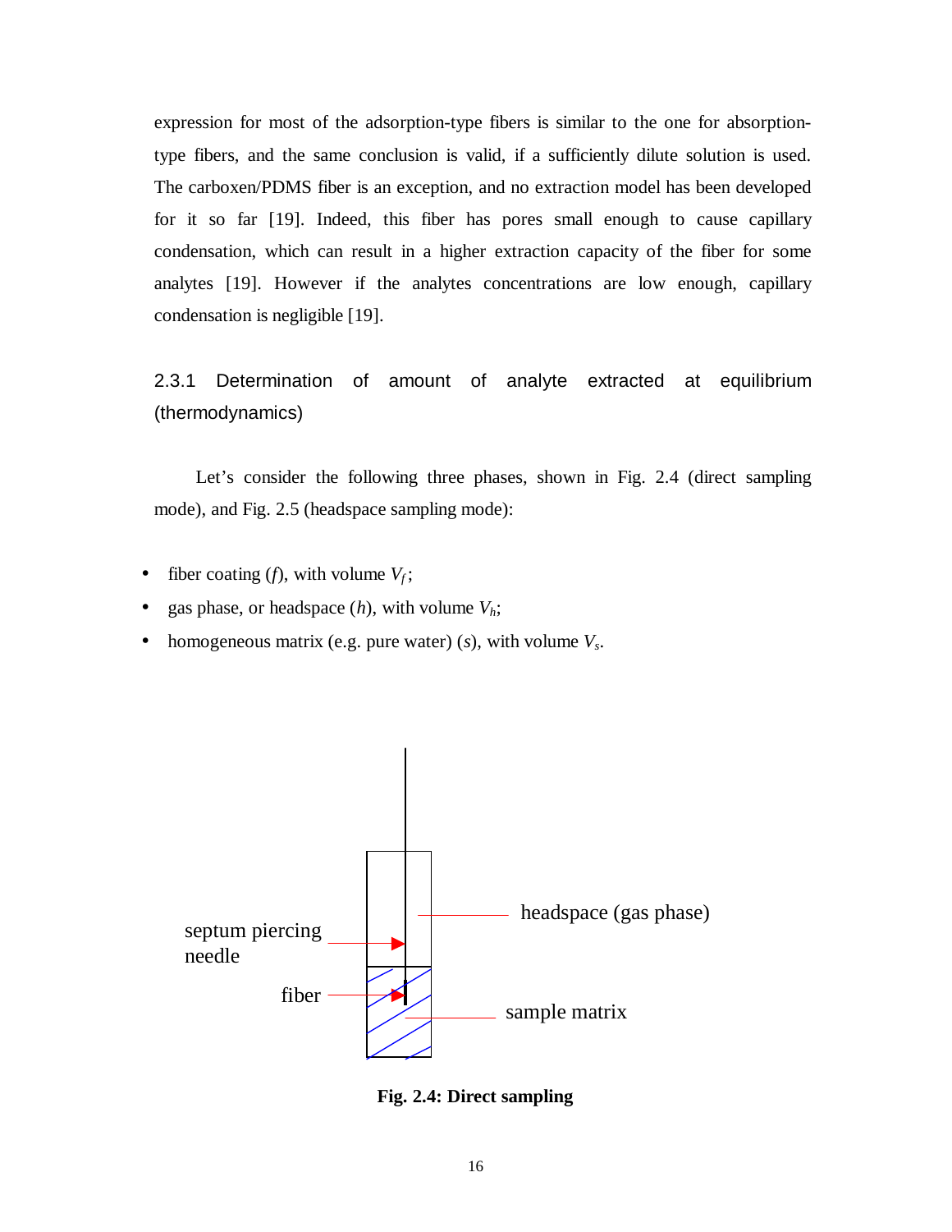expression for most of the adsorption-type fibers is similar to the one for absorption-type fibers, and the same conclusion is valid, if a sufficiently dilute solution is used. The carboxen/PDMS fiber is an exception, and no extraction model has been developed for it so far [19]. Indeed, this fiber has pores small enough to cause capillary condensation, which can result in a higher extraction capacity of the fiber for some analytes [19]. However if the analytes concentrations are low enough, capillary condensation is negligible [19].

### 2.3.1 Determination of amount of analyte extracted at equilibrium (thermodynamics)

Let's consider the following three phases, shown in Fig. 2.4 (direct sampling mode), and Fig. 2.5 (headspace sampling mode):

- fiber coating (*f*), with volume $V_f$;
- gas phase, or headspace (*h*), with volume $V_h$;
- homogeneous matrix (e.g. pure water) (*s*), with volume $V_s$.

headspace (gas phase)

septum piercing needle

fiber

sample matrix

**Fig. 2.4: Direct sampling**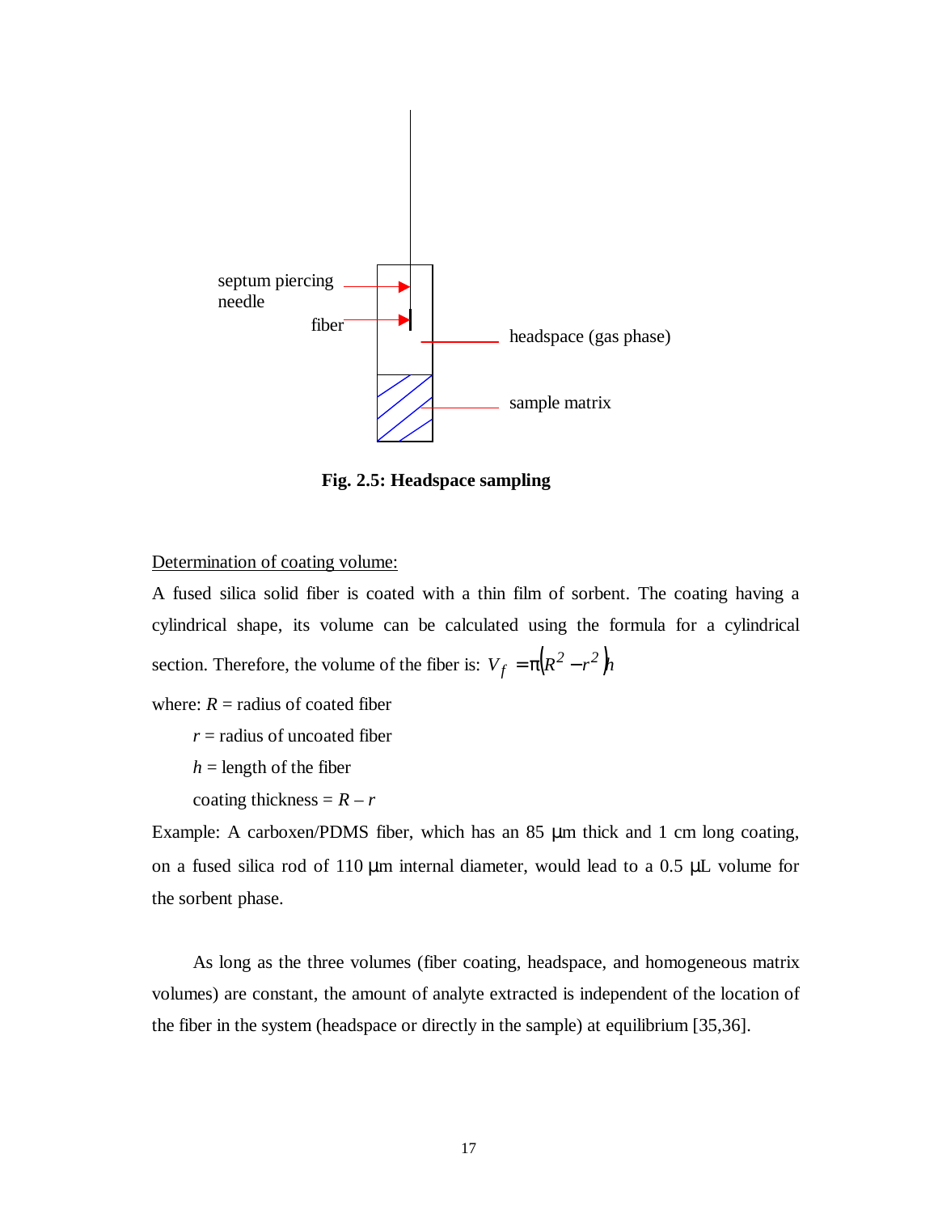septum piercing needle

fiber

headspace (gas phase)

sample matrix

**Fig. 2.5: Headspace sampling**

Determination of coating volume:

A fused silica solid fiber is coated with a thin film of sorbent. The coating having a cylindrical shape, its volume can be calculated using the formula for a cylindrical section. Therefore, the volume of the fiber is: $V_f = \pi(R^2 - r^2)h$

where: $R$ = radius of coated fiber

$r$ = radius of uncoated fiber

$h$ = length of the fiber

coating thickness = $R - r$

Example: A carboxen/PDMS fiber, which has an 85 μm thick and 1 cm long coating, on a fused silica rod of 110 μm internal diameter, would lead to a 0.5 μL volume for the sorbent phase.

As long as the three volumes (fiber coating, headspace, and homogeneous matrix volumes) are constant, the amount of analyte extracted is independent of the location of the fiber in the system (headspace or directly in the sample) at equilibrium [35,36].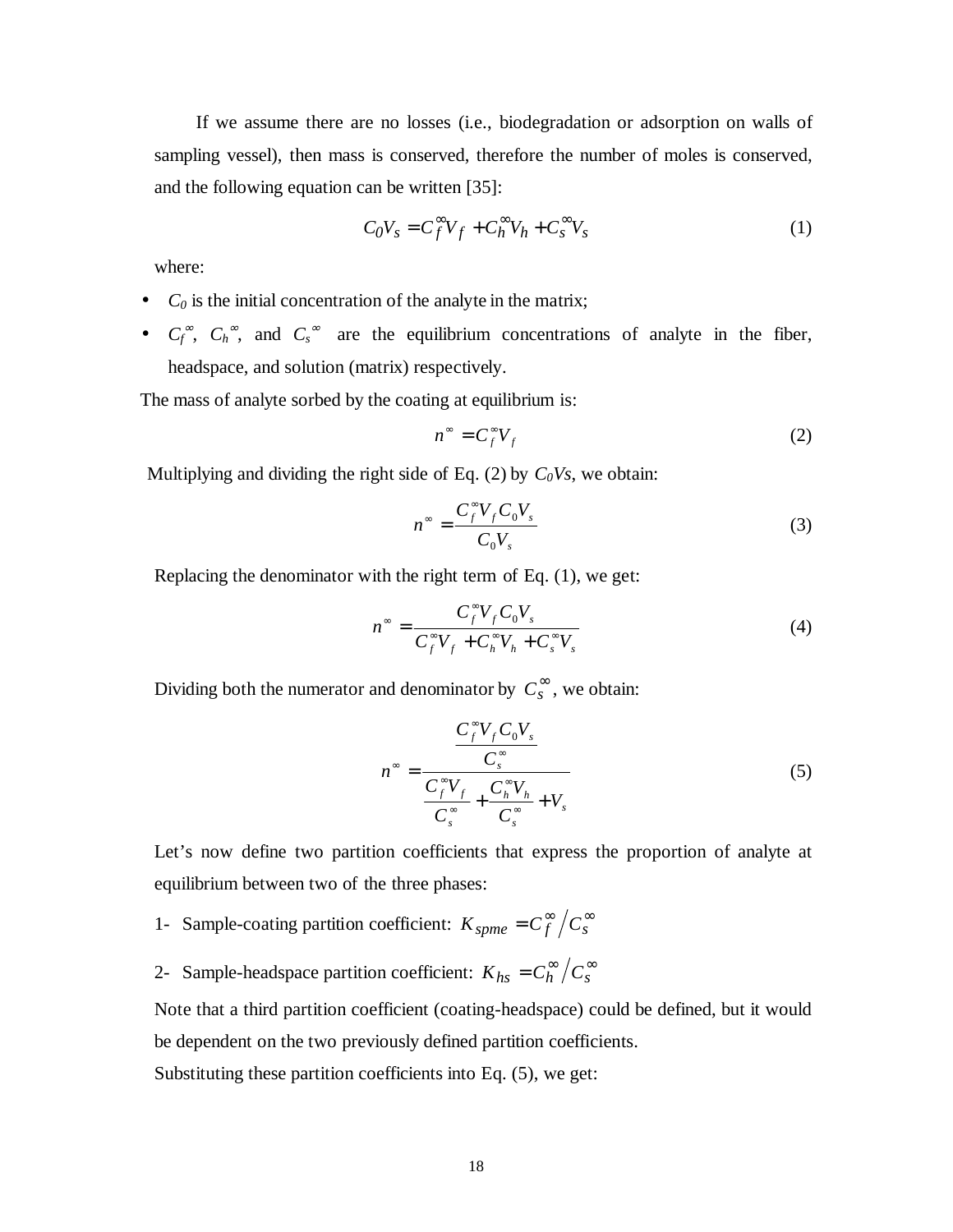If we assume there are no losses (i.e., biodegradation or adsorption on walls of sampling vessel), then mass is conserved, therefore the number of moles is conserved, and the following equation can be written [35]:

$$C_0 V_s = C_f^{\infty} V_f + C_h^{\infty} V_h + C_s^{\infty} V_s \tag{1}$$

where:

- $C_0$ is the initial concentration of the analyte in the matrix;
- $C_f^{\infty}$, $C_h^{\infty}$, and $C_s^{\infty}$ are the equilibrium concentrations of analyte in the fiber, headspace, and solution (matrix) respectively.

The mass of analyte sorbed by the coating at equilibrium is:

$$n^{\infty} = C_f^{\infty} V_f \tag{2}$$

Multiplying and dividing the right side of Eq. (2) by $C_0 V_s$, we obtain:

$$n^{\infty} = \frac{C_f^{\infty} V_f C_0 V_s}{C_0 V_s} \tag{3}$$

Replacing the denominator with the right term of Eq. (1), we get:

$$n^{\infty} = \frac{C_f^{\infty} V_f C_0 V_s}{C_f^{\infty} V_f + C_h^{\infty} V_h + C_s^{\infty} V_s} \tag{4}$$

Dividing both the numerator and denominator by $C_s^{\infty}$, we obtain:

$$n^{\infty} = \frac{\dfrac{C_f^{\infty} V_f C_0 V_s}{C_s^{\infty}}}{\dfrac{C_f^{\infty} V_f}{C_s^{\infty}} + \dfrac{C_h^{\infty} V_h}{C_s^{\infty}} + V_s} \tag{5}$$

Let's now define two partition coefficients that express the proportion of analyte at equilibrium between two of the three phases:

1- Sample-coating partition coefficient: $K_{spme} = C_f^{\infty} / C_s^{\infty}$

2- Sample-headspace partition coefficient: $K_{hs} = C_h^{\infty} / C_s^{\infty}$

Note that a third partition coefficient (coating-headspace) could be defined, but it would be dependent on the two previously defined partition coefficients.

Substituting these partition coefficients into Eq. (5), we get: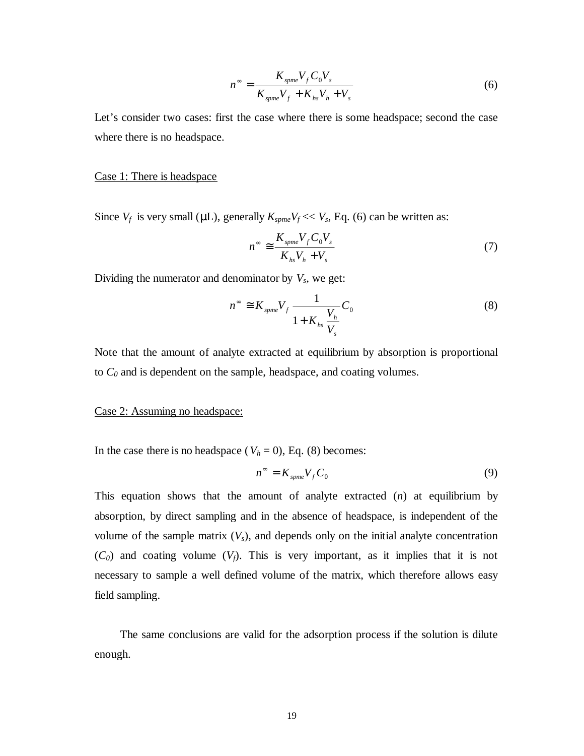$$n^{\infty} = \frac{K_{spme} V_f C_0 V_s}{K_{spme} V_f + K_{hs} V_h + V_s} \quad (6)$$

Let's consider two cases: first the case where there is some headspace; second the case where there is no headspace.

<u>Case 1: There is headspace</u>

Since $V_f$ is very small (μL), generally $K_{spme}V_f << V_s$, Eq. (6) can be written as:

$$n^{\infty} \cong \frac{K_{spme} V_f C_0 V_s}{K_{hs} V_h + V_s} \quad (7)$$

Dividing the numerator and denominator by $V_s$, we get:

$$n^{\infty} \cong K_{spme} V_f \frac{1}{1 + K_{hs} \frac{V_h}{V_s}} C_0 \quad (8)$$

Note that the amount of analyte extracted at equilibrium by absorption is proportional to $C_0$ and is dependent on the sample, headspace, and coating volumes.

<u>Case 2: Assuming no headspace:</u>

In the case there is no headspace ($V_h = 0$), Eq. (8) becomes:

$$n^{\infty} = K_{spme} V_f C_0 \quad (9)$$

This equation shows that the amount of analyte extracted ($n$) at equilibrium by absorption, by direct sampling and in the absence of headspace, is independent of the volume of the sample matrix ($V_s$), and depends only on the initial analyte concentration ($C_0$) and coating volume ($V_f$). This is very important, as it implies that it is not necessary to sample a well defined volume of the matrix, which therefore allows easy field sampling.

The same conclusions are valid for the adsorption process if the solution is dilute enough.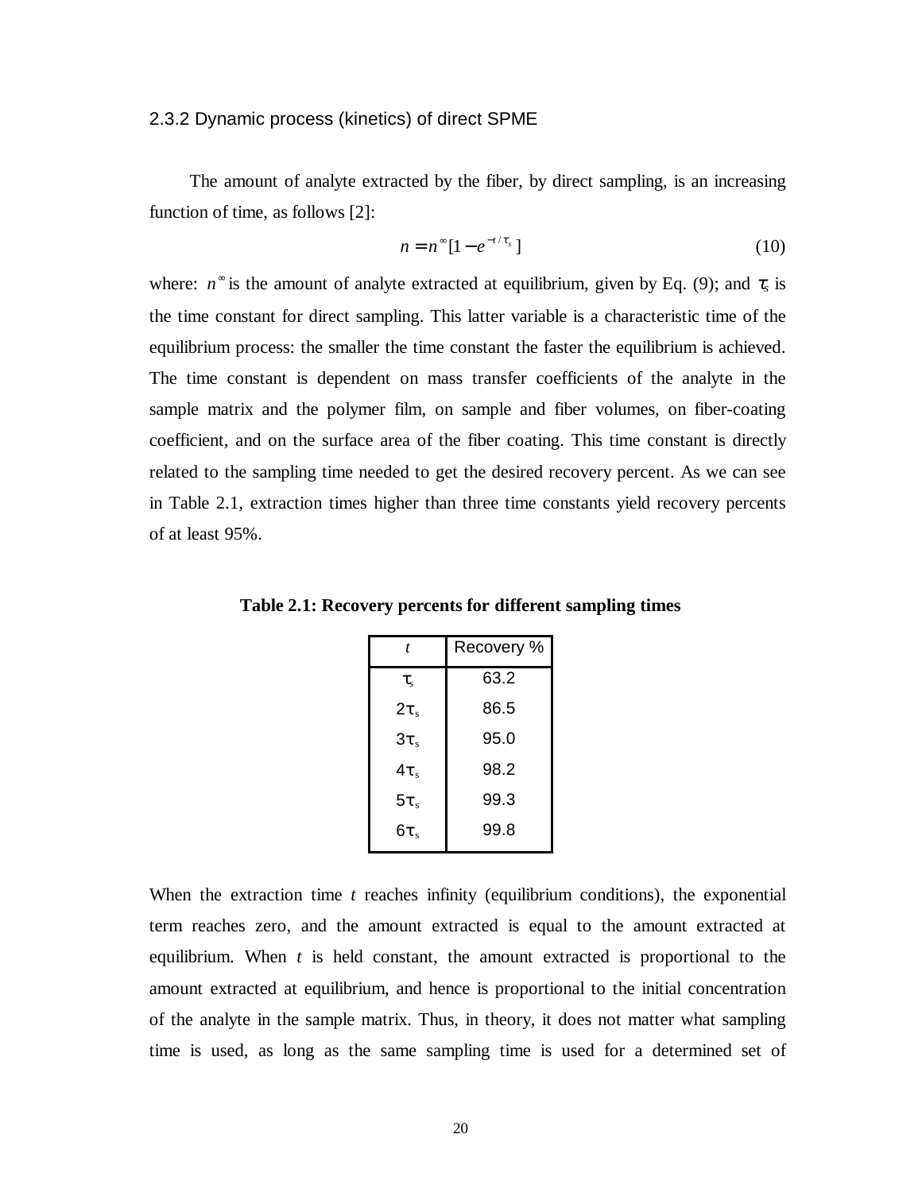### 2.3.2 Dynamic process (kinetics) of direct SPME

The amount of analyte extracted by the fiber, by direct sampling, is an increasing function of time, as follows [2]:

$$n = n^{\infty}[1 - e^{-t/\tau_s}] \tag{10}$$

where: $n^{\infty}$ is the amount of analyte extracted at equilibrium, given by Eq. (9); and $\tau_s$ is the time constant for direct sampling. This latter variable is a characteristic time of the equilibrium process: the smaller the time constant the faster the equilibrium is achieved. The time constant is dependent on mass transfer coefficients of the analyte in the sample matrix and the polymer film, on sample and fiber volumes, on fiber-coating coefficient, and on the surface area of the fiber coating. This time constant is directly related to the sampling time needed to get the desired recovery percent. As we can see in Table 2.1, extraction times higher than three time constants yield recovery percents of at least 95%.

**Table 2.1: Recovery percents for different sampling times**

| $t$ | Recovery % |
|---|---|
| $\tau_s$ | 63.2 |
| $2\tau_s$ | 86.5 |
| $3\tau_s$ | 95.0 |
| $4\tau_s$ | 98.2 |
| $5\tau_s$ | 99.3 |
| $6\tau_s$ | 99.8 |

When the extraction time $t$ reaches infinity (equilibrium conditions), the exponential term reaches zero, and the amount extracted is equal to the amount extracted at equilibrium. When $t$ is held constant, the amount extracted is proportional to the amount extracted at equilibrium, and hence is proportional to the initial concentration of the analyte in the sample matrix. Thus, in theory, it does not matter what sampling time is used, as long as the same sampling time is used for a determined set of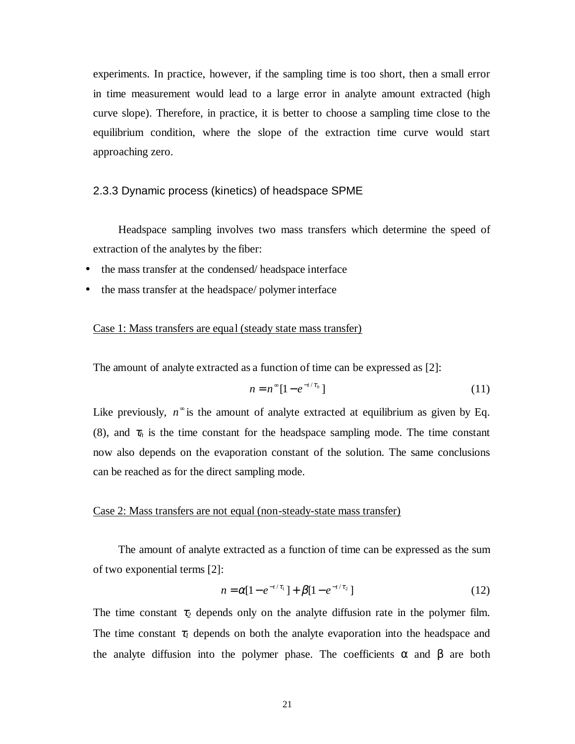experiments. In practice, however, if the sampling time is too short, then a small error in time measurement would lead to a large error in analyte amount extracted (high curve slope). Therefore, in practice, it is better to choose a sampling time close to the equilibrium condition, where the slope of the extraction time curve would start approaching zero.

### 2.3.3 Dynamic process (kinetics) of headspace SPME

Headspace sampling involves two mass transfers which determine the speed of extraction of the analytes by the fiber:

- the mass transfer at the condensed/ headspace interface
- the mass transfer at the headspace/ polymer interface

Case 1: Mass transfers are equal (steady state mass transfer)

The amount of analyte extracted as a function of time can be expressed as [2]:

$$n = n^{\infty}[1 - e^{-t/\tau_h}] \tag{11}$$

Like previously, $n^{\infty}$ is the amount of analyte extracted at equilibrium as given by Eq. (8), and $\tau_h$ is the time constant for the headspace sampling mode. The time constant now also depends on the evaporation constant of the solution. The same conclusions can be reached as for the direct sampling mode.

Case 2: Mass transfers are not equal (non-steady-state mass transfer)

The amount of analyte extracted as a function of time can be expressed as the sum of two exponential terms [2]:

$$n = \alpha[1 - e^{-t/\tau_1}] + \beta[1 - e^{-t/\tau_2}] \tag{12}$$

The time constant $\tau_2$ depends only on the analyte diffusion rate in the polymer film. The time constant $\tau_1$ depends on both the analyte evaporation into the headspace and the analyte diffusion into the polymer phase. The coefficients $\alpha$ and $\beta$ are both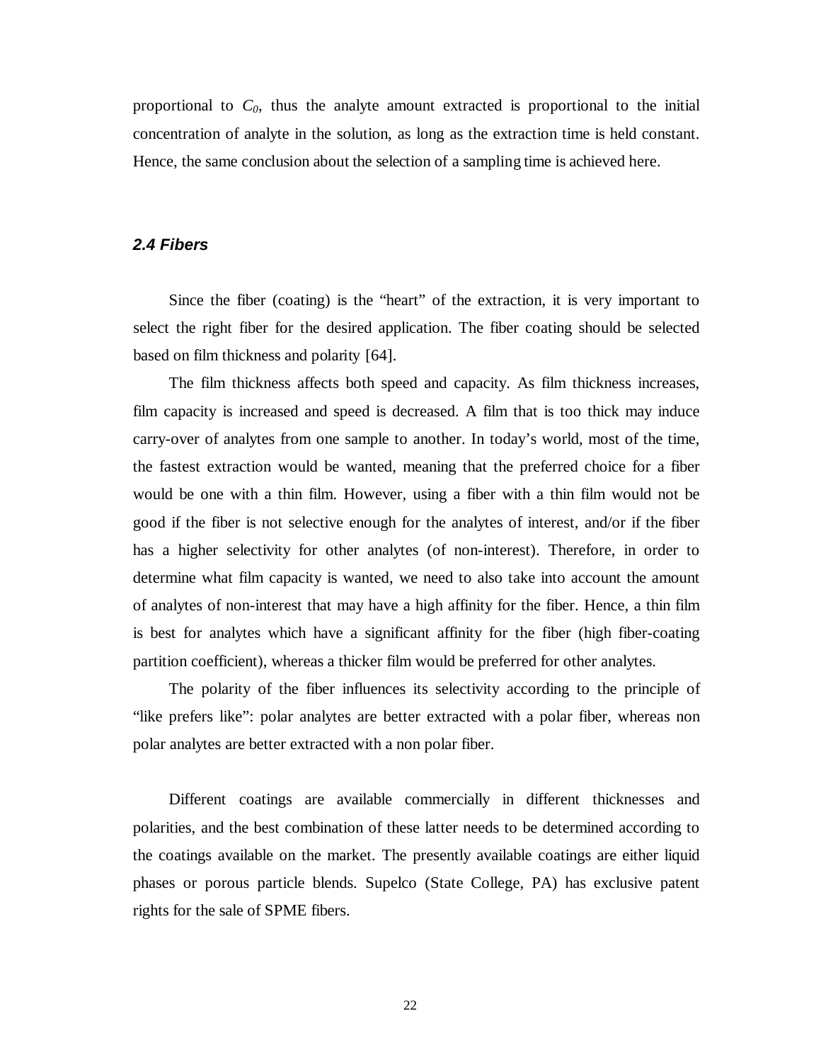proportional to $C_0$, thus the analyte amount extracted is proportional to the initial concentration of analyte in the solution, as long as the extraction time is held constant. Hence, the same conclusion about the selection of a sampling time is achieved here.

## *2.4 Fibers*

Since the fiber (coating) is the "heart" of the extraction, it is very important to select the right fiber for the desired application. The fiber coating should be selected based on film thickness and polarity [64].

The film thickness affects both speed and capacity. As film thickness increases, film capacity is increased and speed is decreased. A film that is too thick may induce carry-over of analytes from one sample to another. In today's world, most of the time, the fastest extraction would be wanted, meaning that the preferred choice for a fiber would be one with a thin film. However, using a fiber with a thin film would not be good if the fiber is not selective enough for the analytes of interest, and/or if the fiber has a higher selectivity for other analytes (of non-interest). Therefore, in order to determine what film capacity is wanted, we need to also take into account the amount of analytes of non-interest that may have a high affinity for the fiber. Hence, a thin film is best for analytes which have a significant affinity for the fiber (high fiber-coating partition coefficient), whereas a thicker film would be preferred for other analytes.

The polarity of the fiber influences its selectivity according to the principle of "like prefers like": polar analytes are better extracted with a polar fiber, whereas non polar analytes are better extracted with a non polar fiber.

Different coatings are available commercially in different thicknesses and polarities, and the best combination of these latter needs to be determined according to the coatings available on the market. The presently available coatings are either liquid phases or porous particle blends. Supelco (State College, PA) has exclusive patent rights for the sale of SPME fibers.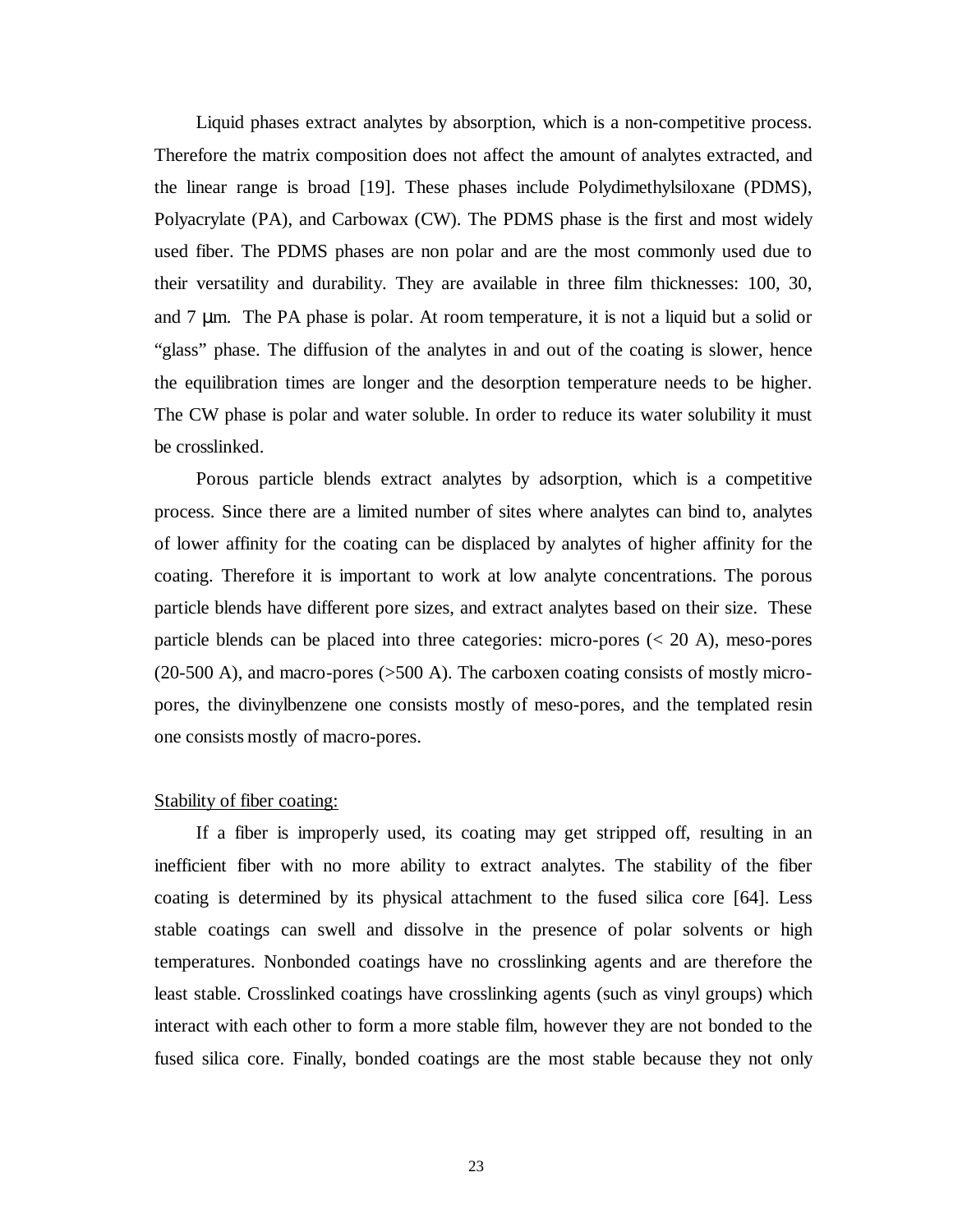Liquid phases extract analytes by absorption, which is a non-competitive process. Therefore the matrix composition does not affect the amount of analytes extracted, and the linear range is broad [19]. These phases include Polydimethylsiloxane (PDMS), Polyacrylate (PA), and Carbowax (CW). The PDMS phase is the first and most widely used fiber. The PDMS phases are non polar and are the most commonly used due to their versatility and durability. They are available in three film thicknesses: 100, 30, and 7 µm. The PA phase is polar. At room temperature, it is not a liquid but a solid or "glass" phase. The diffusion of the analytes in and out of the coating is slower, hence the equilibration times are longer and the desorption temperature needs to be higher. The CW phase is polar and water soluble. In order to reduce its water solubility it must be crosslinked.

Porous particle blends extract analytes by adsorption, which is a competitive process. Since there are a limited number of sites where analytes can bind to, analytes of lower affinity for the coating can be displaced by analytes of higher affinity for the coating. Therefore it is important to work at low analyte concentrations. The porous particle blends have different pore sizes, and extract analytes based on their size. These particle blends can be placed into three categories: micro-pores (< 20 A), meso-pores (20-500 A), and macro-pores (>500 A). The carboxen coating consists of mostly micro-pores, the divinylbenzene one consists mostly of meso-pores, and the templated resin one consists mostly of macro-pores.

Stability of fiber coating:

If a fiber is improperly used, its coating may get stripped off, resulting in an inefficient fiber with no more ability to extract analytes. The stability of the fiber coating is determined by its physical attachment to the fused silica core [64]. Less stable coatings can swell and dissolve in the presence of polar solvents or high temperatures. Nonbonded coatings have no crosslinking agents and are therefore the least stable. Crosslinked coatings have crosslinking agents (such as vinyl groups) which interact with each other to form a more stable film, however they are not bonded to the fused silica core. Finally, bonded coatings are the most stable because they not only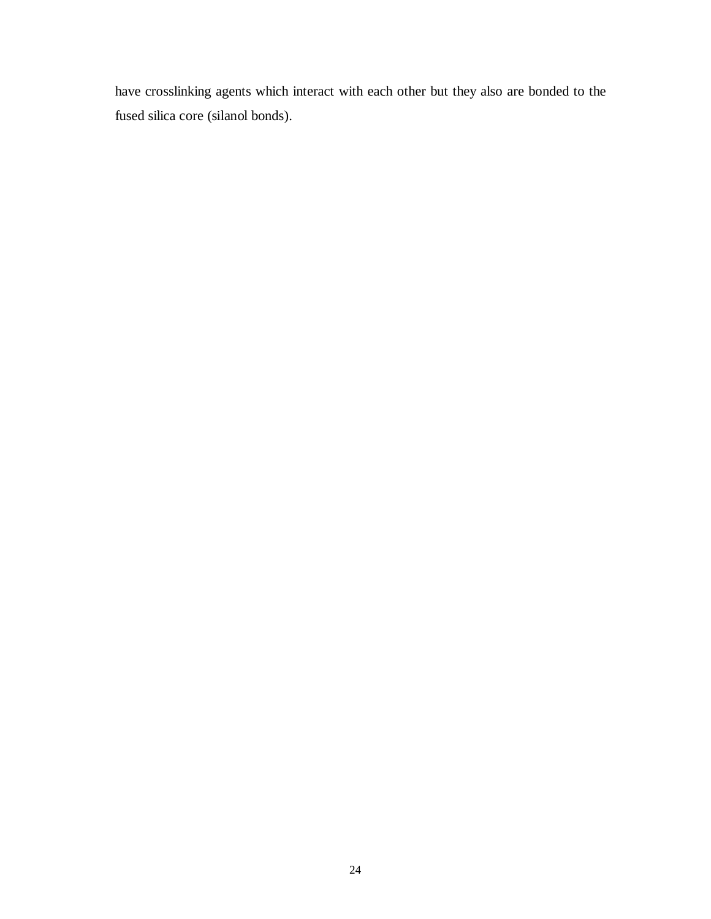have crosslinking agents which interact with each other but they also are bonded to the fused silica core (silanol bonds).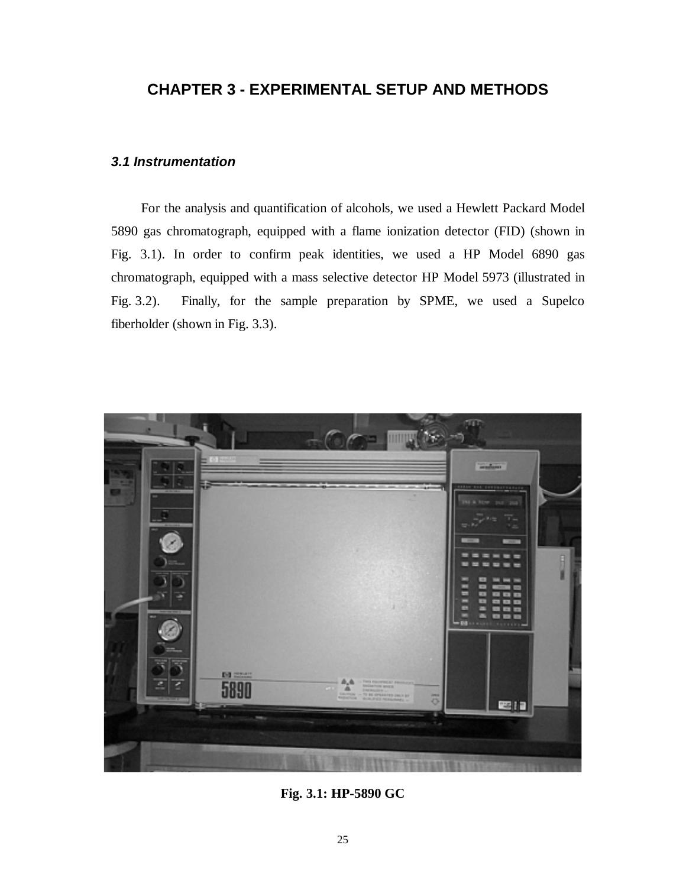# CHAPTER 3 - EXPERIMENTAL SETUP AND METHODS

### *3.1 Instrumentation*

For the analysis and quantification of alcohols, we used a Hewlett Packard Model 5890 gas chromatograph, equipped with a flame ionization detector (FID) (shown in Fig. 3.1). In order to confirm peak identities, we used a HP Model 6890 gas chromatograph, equipped with a mass selective detector HP Model 5973 (illustrated in Fig. 3.2). Finally, for the sample preparation by SPME, we used a Supelco fiberholder (shown in Fig. 3.3).

**Fig. 3.1: HP-5890 GC**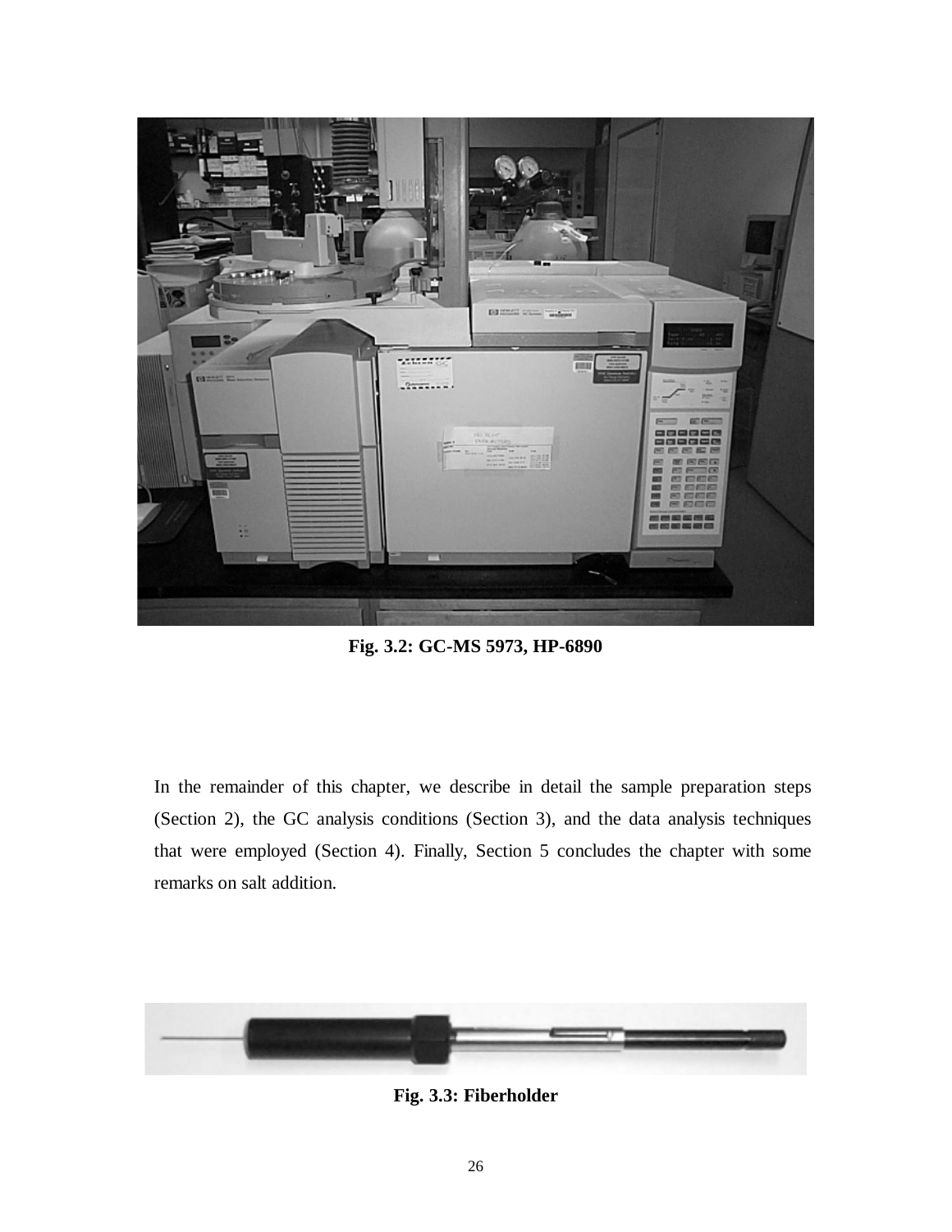Fig. 3.2: GC-MS 5973, HP-6890

In the remainder of this chapter, we describe in detail the sample preparation steps (Section 2), the GC analysis conditions (Section 3), and the data analysis techniques that were employed (Section 4). Finally, Section 5 concludes the chapter with some remarks on salt addition.

Fig. 3.3: Fiberholder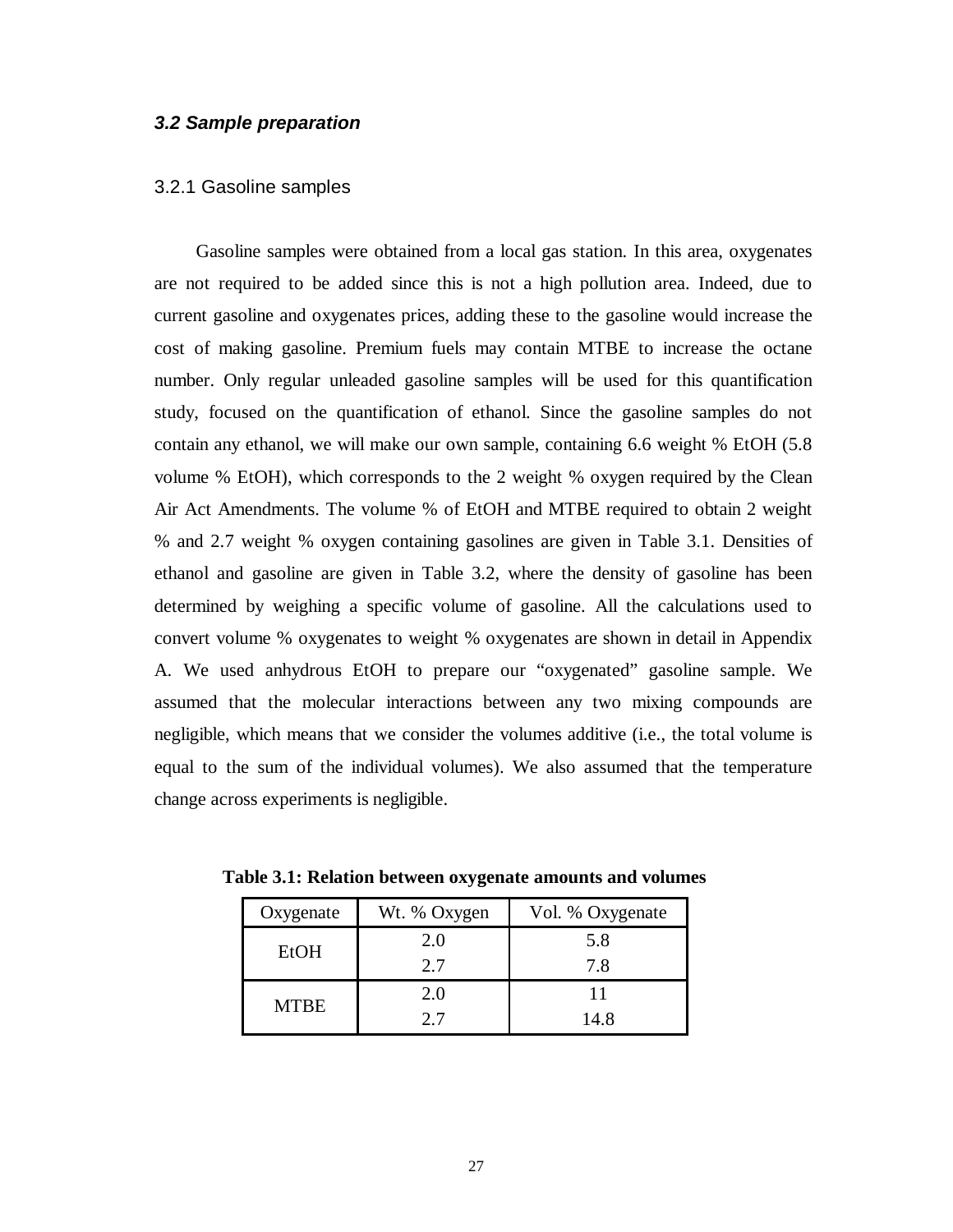### *3.2 Sample preparation*

#### 3.2.1 Gasoline samples

Gasoline samples were obtained from a local gas station. In this area, oxygenates are not required to be added since this is not a high pollution area. Indeed, due to current gasoline and oxygenates prices, adding these to the gasoline would increase the cost of making gasoline. Premium fuels may contain MTBE to increase the octane number. Only regular unleaded gasoline samples will be used for this quantification study, focused on the quantification of ethanol. Since the gasoline samples do not contain any ethanol, we will make our own sample, containing 6.6 weight % EtOH (5.8 volume % EtOH), which corresponds to the 2 weight % oxygen required by the Clean Air Act Amendments. The volume % of EtOH and MTBE required to obtain 2 weight % and 2.7 weight % oxygen containing gasolines are given in Table 3.1. Densities of ethanol and gasoline are given in Table 3.2, where the density of gasoline has been determined by weighing a specific volume of gasoline. All the calculations used to convert volume % oxygenates to weight % oxygenates are shown in detail in Appendix A. We used anhydrous EtOH to prepare our "oxygenated" gasoline sample. We assumed that the molecular interactions between any two mixing compounds are negligible, which means that we consider the volumes additive (i.e., the total volume is equal to the sum of the individual volumes). We also assumed that the temperature change across experiments is negligible.

**Table 3.1: Relation between oxygenate amounts and volumes**

| Oxygenate | Wt. % Oxygen | Vol. % Oxygenate |
|---|---|---|
| EtOH | 2.0 | 5.8 |
| | 2.7 | 7.8 |
| MTBE | 2.0 | 11 |
| | 2.7 | 14.8 |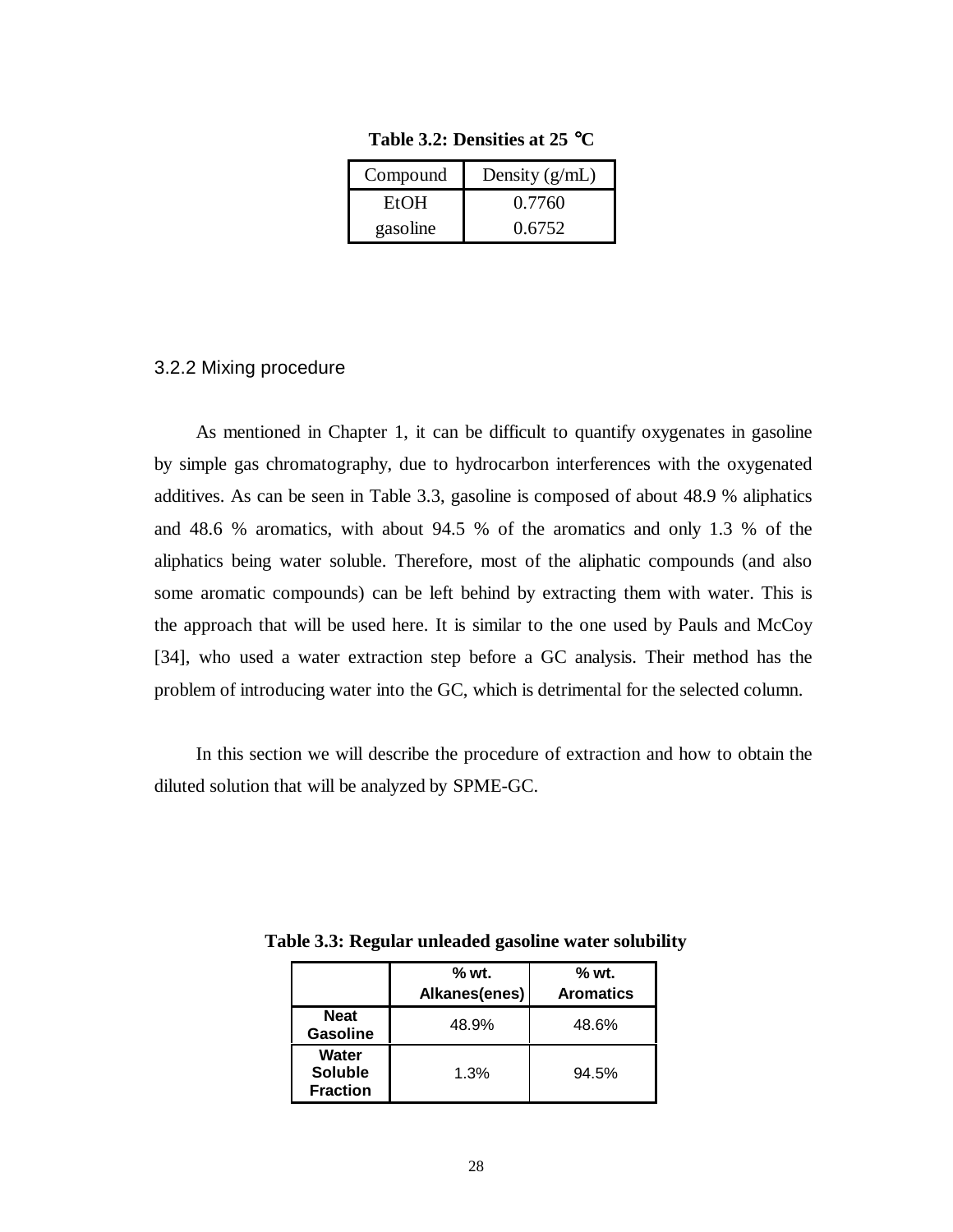**Table 3.2: Densities at 25 °C**

| Compound | Density (g/mL) |
|---|---|
| EtOH | 0.7760 |
| gasoline | 0.6752 |

### 3.2.2 Mixing procedure

As mentioned in Chapter 1, it can be difficult to quantify oxygenates in gasoline by simple gas chromatography, due to hydrocarbon interferences with the oxygenated additives. As can be seen in Table 3.3, gasoline is composed of about 48.9 % aliphatics and 48.6 % aromatics, with about 94.5 % of the aromatics and only 1.3 % of the aliphatics being water soluble. Therefore, most of the aliphatic compounds (and also some aromatic compounds) can be left behind by extracting them with water. This is the approach that will be used here. It is similar to the one used by Pauls and McCoy [34], who used a water extraction step before a GC analysis. Their method has the problem of introducing water into the GC, which is detrimental for the selected column.

In this section we will describe the procedure of extraction and how to obtain the diluted solution that will be analyzed by SPME-GC.

**Table 3.3: Regular unleaded gasoline water solubility**

| | % wt. Alkanes(enes) | % wt. Aromatics |
|---|---|---|
| **Neat Gasoline** | 48.9% | 48.6% |
| **Water Soluble Fraction** | 1.3% | 94.5% |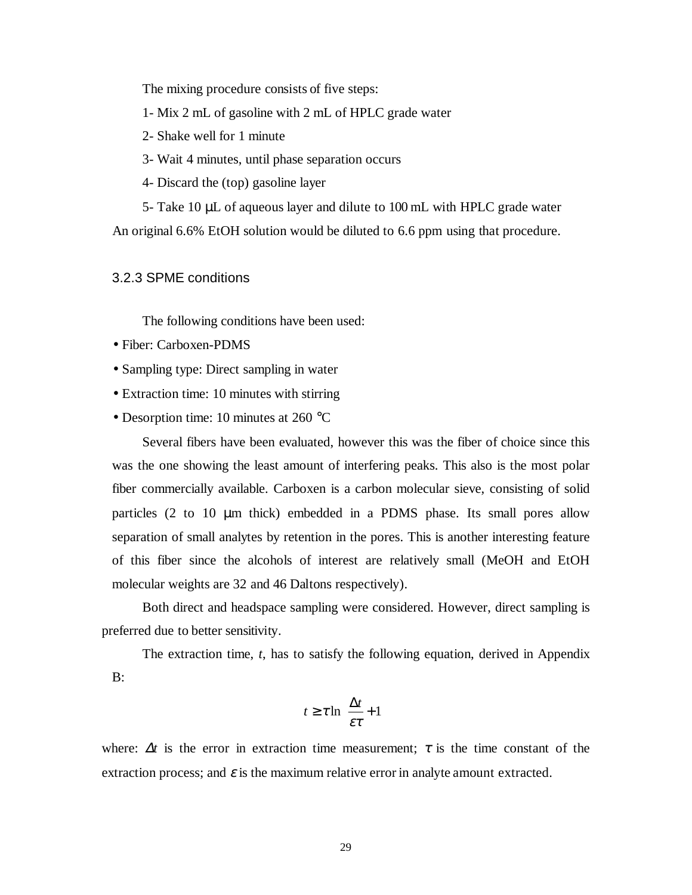The mixing procedure consists of five steps:

1- Mix 2 mL of gasoline with 2 mL of HPLC grade water

2- Shake well for 1 minute

3- Wait 4 minutes, until phase separation occurs

4- Discard the (top) gasoline layer

5- Take 10 μL of aqueous layer and dilute to 100 mL with HPLC grade water

An original 6.6% EtOH solution would be diluted to 6.6 ppm using that procedure.

### 3.2.3 SPME conditions

The following conditions have been used:

- Fiber: Carboxen-PDMS
- Sampling type: Direct sampling in water
- Extraction time: 10 minutes with stirring
- Desorption time: 10 minutes at 260 °C

Several fibers have been evaluated, however this was the fiber of choice since this was the one showing the least amount of interfering peaks. This also is the most polar fiber commercially available. Carboxen is a carbon molecular sieve, consisting of solid particles (2 to 10 μm thick) embedded in a PDMS phase. Its small pores allow separation of small analytes by retention in the pores. This is another interesting feature of this fiber since the alcohols of interest are relatively small (MeOH and EtOH molecular weights are 32 and 46 Daltons respectively).

Both direct and headspace sampling were considered. However, direct sampling is preferred due to better sensitivity.

The extraction time, *t*, has to satisfy the following equation, derived in Appendix B:

$$t \geq \tau \ln\left(\frac{\Delta t}{\varepsilon \tau} + 1\right)$$

where: $\Delta t$ is the error in extraction time measurement; $\tau$ is the time constant of the extraction process; and $\varepsilon$ is the maximum relative error in analyte amount extracted.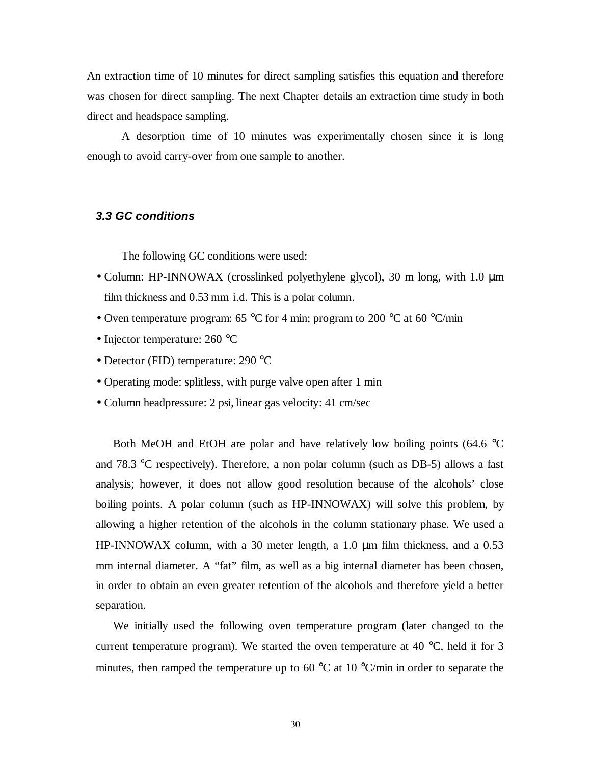An extraction time of 10 minutes for direct sampling satisfies this equation and therefore was chosen for direct sampling. The next Chapter details an extraction time study in both direct and headspace sampling.

A desorption time of 10 minutes was experimentally chosen since it is long enough to avoid carry-over from one sample to another.

### *3.3 GC conditions*

The following GC conditions were used:

- Column: HP-INNOWAX (crosslinked polyethylene glycol), 30 m long, with 1.0 μm film thickness and 0.53 mm i.d. This is a polar column.
- Oven temperature program: 65 °C for 4 min; program to 200 °C at 60 °C/min
- Injector temperature: 260 °C
- Detector (FID) temperature: 290 °C
- Operating mode: splitless, with purge valve open after 1 min
- Column headpressure: 2 psi, linear gas velocity: 41 cm/sec

Both MeOH and EtOH are polar and have relatively low boiling points (64.6 °C and 78.3 °C respectively). Therefore, a non polar column (such as DB-5) allows a fast analysis; however, it does not allow good resolution because of the alcohols' close boiling points. A polar column (such as HP-INNOWAX) will solve this problem, by allowing a higher retention of the alcohols in the column stationary phase. We used a HP-INNOWAX column, with a 30 meter length, a 1.0 μm film thickness, and a 0.53 mm internal diameter. A "fat" film, as well as a big internal diameter has been chosen, in order to obtain an even greater retention of the alcohols and therefore yield a better separation.

We initially used the following oven temperature program (later changed to the current temperature program). We started the oven temperature at 40 °C, held it for 3 minutes, then ramped the temperature up to 60 °C at 10 °C/min in order to separate the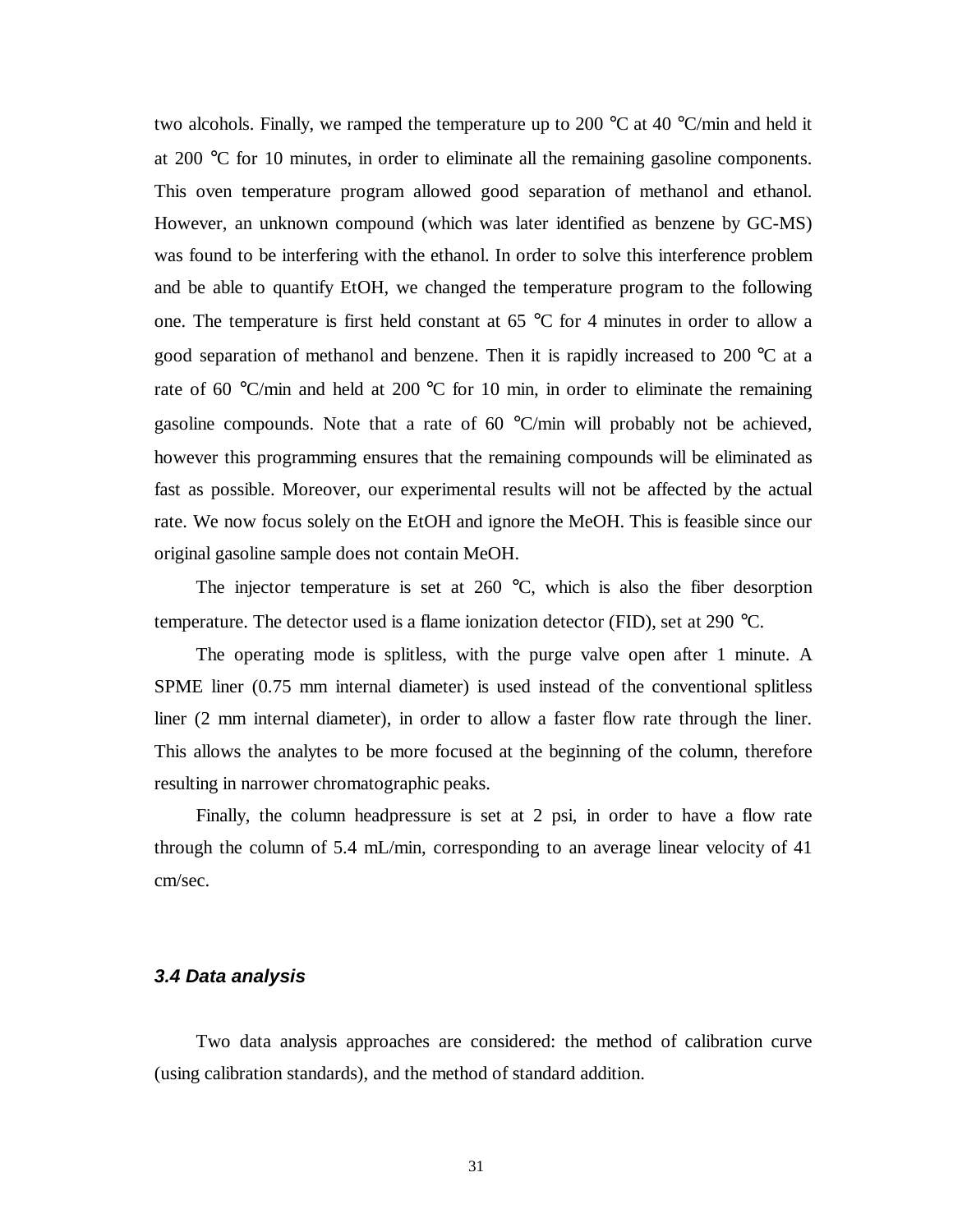two alcohols. Finally, we ramped the temperature up to 200 °C at 40 °C/min and held it at 200 °C for 10 minutes, in order to eliminate all the remaining gasoline components. This oven temperature program allowed good separation of methanol and ethanol. However, an unknown compound (which was later identified as benzene by GC-MS) was found to be interfering with the ethanol. In order to solve this interference problem and be able to quantify EtOH, we changed the temperature program to the following one. The temperature is first held constant at 65 °C for 4 minutes in order to allow a good separation of methanol and benzene. Then it is rapidly increased to 200 °C at a rate of 60 °C/min and held at 200 °C for 10 min, in order to eliminate the remaining gasoline compounds. Note that a rate of 60 °C/min will probably not be achieved, however this programming ensures that the remaining compounds will be eliminated as fast as possible. Moreover, our experimental results will not be affected by the actual rate. We now focus solely on the EtOH and ignore the MeOH. This is feasible since our original gasoline sample does not contain MeOH.

The injector temperature is set at 260 °C, which is also the fiber desorption temperature. The detector used is a flame ionization detector (FID), set at 290 °C.

The operating mode is splitless, with the purge valve open after 1 minute. A SPME liner (0.75 mm internal diameter) is used instead of the conventional splitless liner (2 mm internal diameter), in order to allow a faster flow rate through the liner. This allows the analytes to be more focused at the beginning of the column, therefore resulting in narrower chromatographic peaks.

Finally, the column headpressure is set at 2 psi, in order to have a flow rate through the column of 5.4 mL/min, corresponding to an average linear velocity of 41 cm/sec.

### *3.4 Data analysis*

Two data analysis approaches are considered: the method of calibration curve (using calibration standards), and the method of standard addition.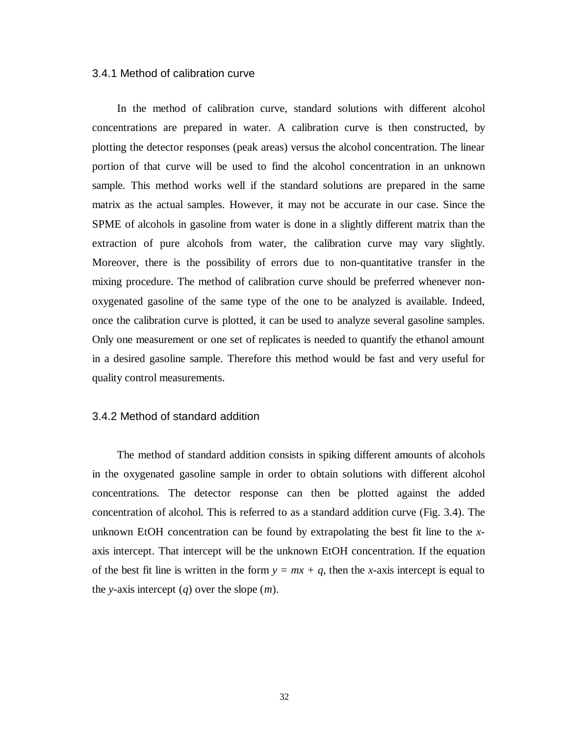### 3.4.1 Method of calibration curve

In the method of calibration curve, standard solutions with different alcohol concentrations are prepared in water. A calibration curve is then constructed, by plotting the detector responses (peak areas) versus the alcohol concentration. The linear portion of that curve will be used to find the alcohol concentration in an unknown sample. This method works well if the standard solutions are prepared in the same matrix as the actual samples. However, it may not be accurate in our case. Since the SPME of alcohols in gasoline from water is done in a slightly different matrix than the extraction of pure alcohols from water, the calibration curve may vary slightly. Moreover, there is the possibility of errors due to non-quantitative transfer in the mixing procedure. The method of calibration curve should be preferred whenever non-oxygenated gasoline of the same type of the one to be analyzed is available. Indeed, once the calibration curve is plotted, it can be used to analyze several gasoline samples. Only one measurement or one set of replicates is needed to quantify the ethanol amount in a desired gasoline sample. Therefore this method would be fast and very useful for quality control measurements.

### 3.4.2 Method of standard addition

The method of standard addition consists in spiking different amounts of alcohols in the oxygenated gasoline sample in order to obtain solutions with different alcohol concentrations. The detector response can then be plotted against the added concentration of alcohol. This is referred to as a standard addition curve (Fig. 3.4). The unknown EtOH concentration can be found by extrapolating the best fit line to the $x$-axis intercept. That intercept will be the unknown EtOH concentration. If the equation of the best fit line is written in the form $y = mx + q$, then the $x$-axis intercept is equal to the $y$-axis intercept ($q$) over the slope ($m$).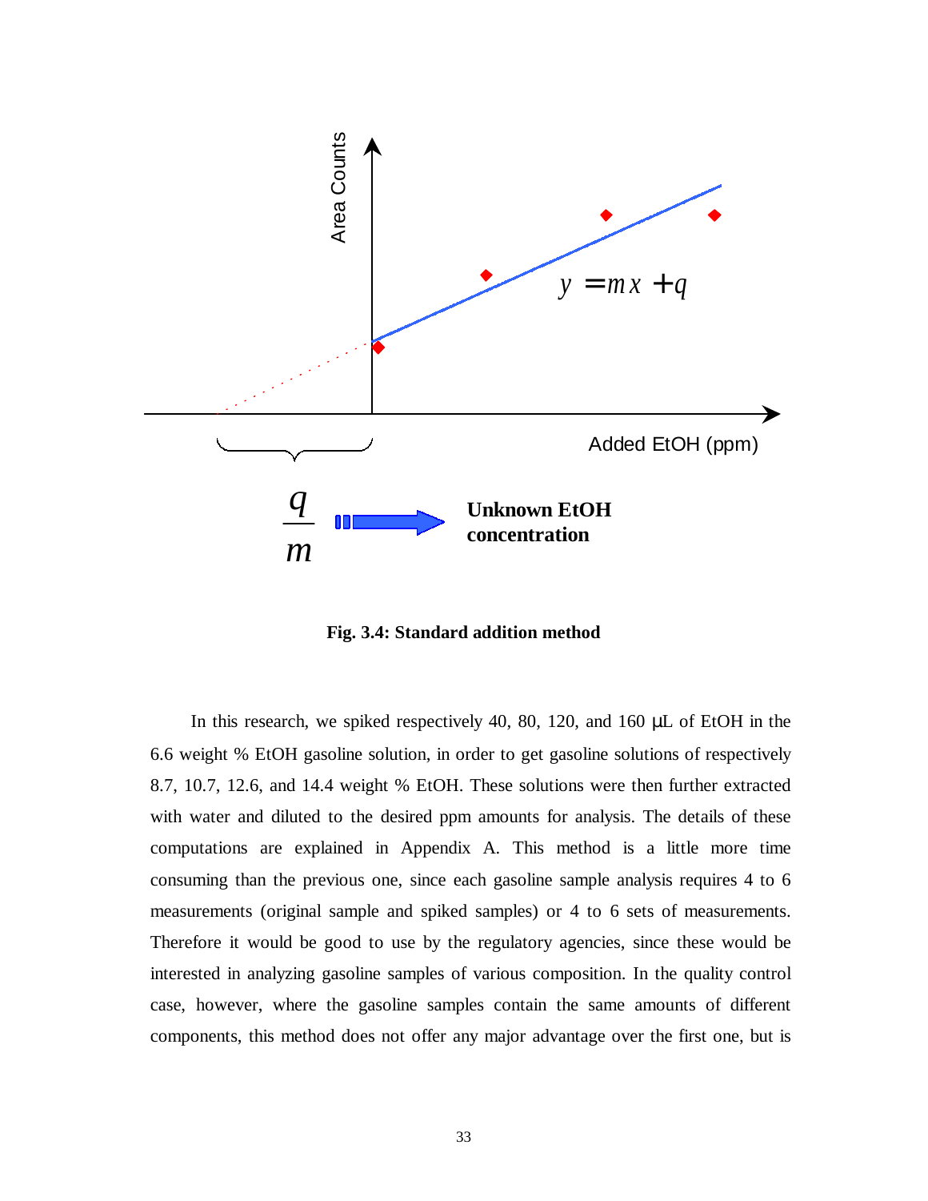**Fig. 3.4: Standard addition method**

In this research, we spiked respectively 40, 80, 120, and 160 μL of EtOH in the 6.6 weight % EtOH gasoline solution, in order to get gasoline solutions of respectively 8.7, 10.7, 12.6, and 14.4 weight % EtOH. These solutions were then further extracted with water and diluted to the desired ppm amounts for analysis. The details of these computations are explained in Appendix A. This method is a little more time consuming than the previous one, since each gasoline sample analysis requires 4 to 6 measurements (original sample and spiked samples) or 4 to 6 sets of measurements. Therefore it would be good to use by the regulatory agencies, since these would be interested in analyzing gasoline samples of various composition. In the quality control case, however, where the gasoline samples contain the same amounts of different components, this method does not offer any major advantage over the first one, but is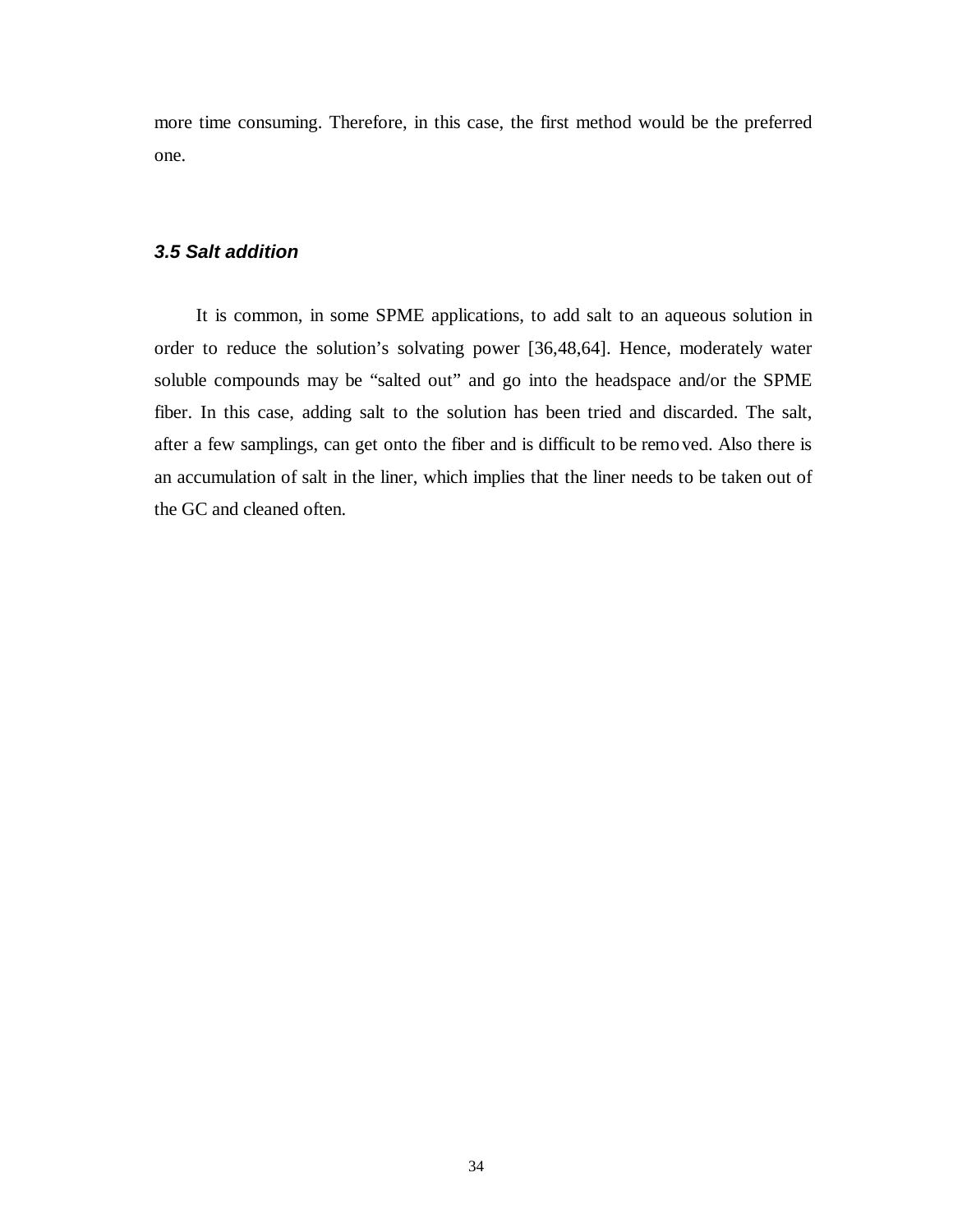more time consuming. Therefore, in this case, the first method would be the preferred one.

### *3.5 Salt addition*

It is common, in some SPME applications, to add salt to an aqueous solution in order to reduce the solution's solvating power [36,48,64]. Hence, moderately water soluble compounds may be "salted out" and go into the headspace and/or the SPME fiber. In this case, adding salt to the solution has been tried and discarded. The salt, after a few samplings, can get onto the fiber and is difficult to be removed. Also there is an accumulation of salt in the liner, which implies that the liner needs to be taken out of the GC and cleaned often.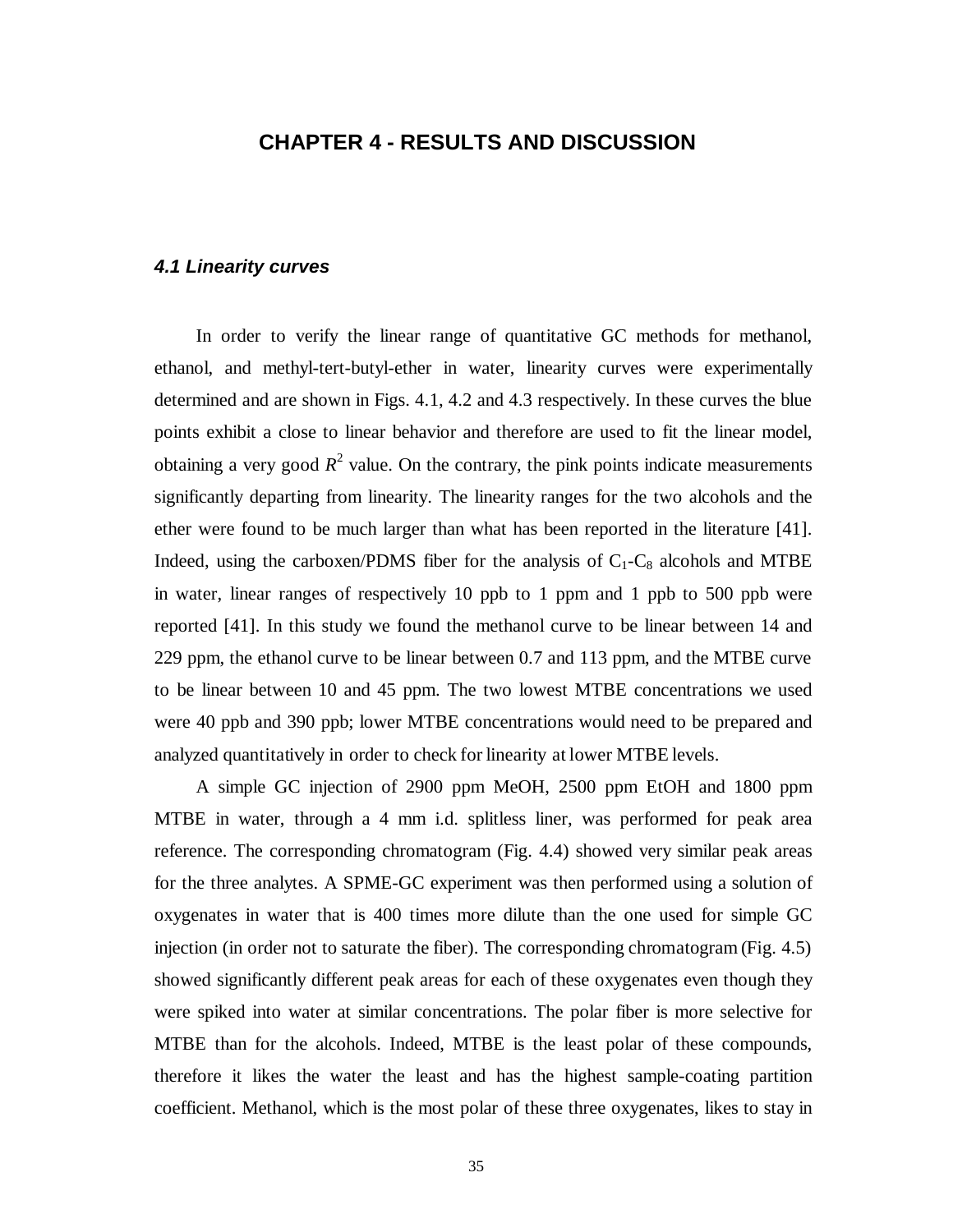# CHAPTER 4 - RESULTS AND DISCUSSION

### *4.1 Linearity curves*

In order to verify the linear range of quantitative GC methods for methanol, ethanol, and methyl-tert-butyl-ether in water, linearity curves were experimentally determined and are shown in Figs. 4.1, 4.2 and 4.3 respectively. In these curves the blue points exhibit a close to linear behavior and therefore are used to fit the linear model, obtaining a very good $R^2$ value. On the contrary, the pink points indicate measurements significantly departing from linearity. The linearity ranges for the two alcohols and the ether were found to be much larger than what has been reported in the literature [41]. Indeed, using the carboxen/PDMS fiber for the analysis of $C_1$-$C_8$ alcohols and MTBE in water, linear ranges of respectively 10 ppb to 1 ppm and 1 ppb to 500 ppb were reported [41]. In this study we found the methanol curve to be linear between 14 and 229 ppm, the ethanol curve to be linear between 0.7 and 113 ppm, and the MTBE curve to be linear between 10 and 45 ppm. The two lowest MTBE concentrations we used were 40 ppb and 390 ppb; lower MTBE concentrations would need to be prepared and analyzed quantitatively in order to check for linearity at lower MTBE levels.

A simple GC injection of 2900 ppm MeOH, 2500 ppm EtOH and 1800 ppm MTBE in water, through a 4 mm i.d. splitless liner, was performed for peak area reference. The corresponding chromatogram (Fig. 4.4) showed very similar peak areas for the three analytes. A SPME-GC experiment was then performed using a solution of oxygenates in water that is 400 times more dilute than the one used for simple GC injection (in order not to saturate the fiber). The corresponding chromatogram (Fig. 4.5) showed significantly different peak areas for each of these oxygenates even though they were spiked into water at similar concentrations. The polar fiber is more selective for MTBE than for the alcohols. Indeed, MTBE is the least polar of these compounds, therefore it likes the water the least and has the highest sample-coating partition coefficient. Methanol, which is the most polar of these three oxygenates, likes to stay in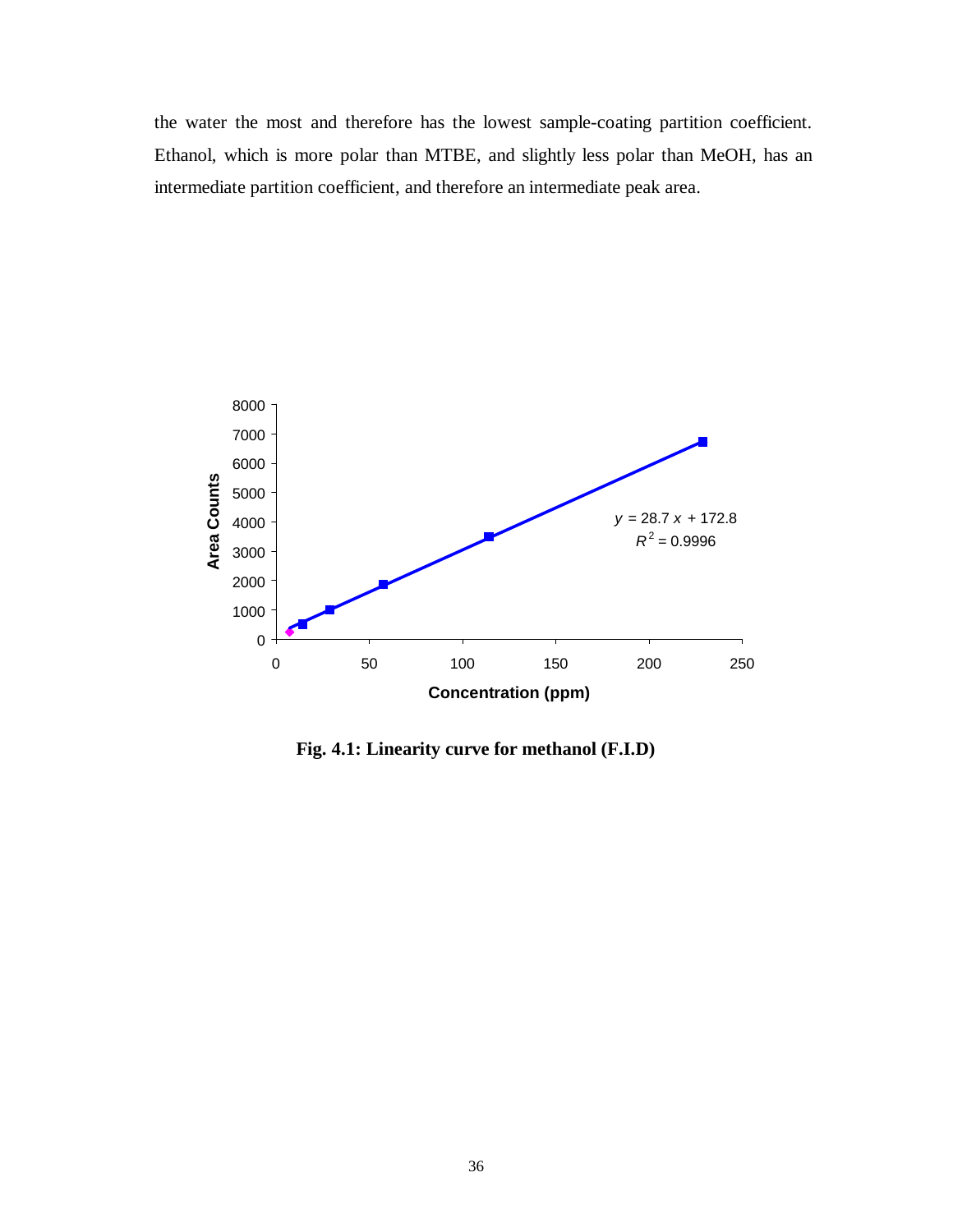the water the most and therefore has the lowest sample-coating partition coefficient. Ethanol, which is more polar than MTBE, and slightly less polar than MeOH, has an intermediate partition coefficient, and therefore an intermediate peak area.

**Fig. 4.1: Linearity curve for methanol (F.I.D)**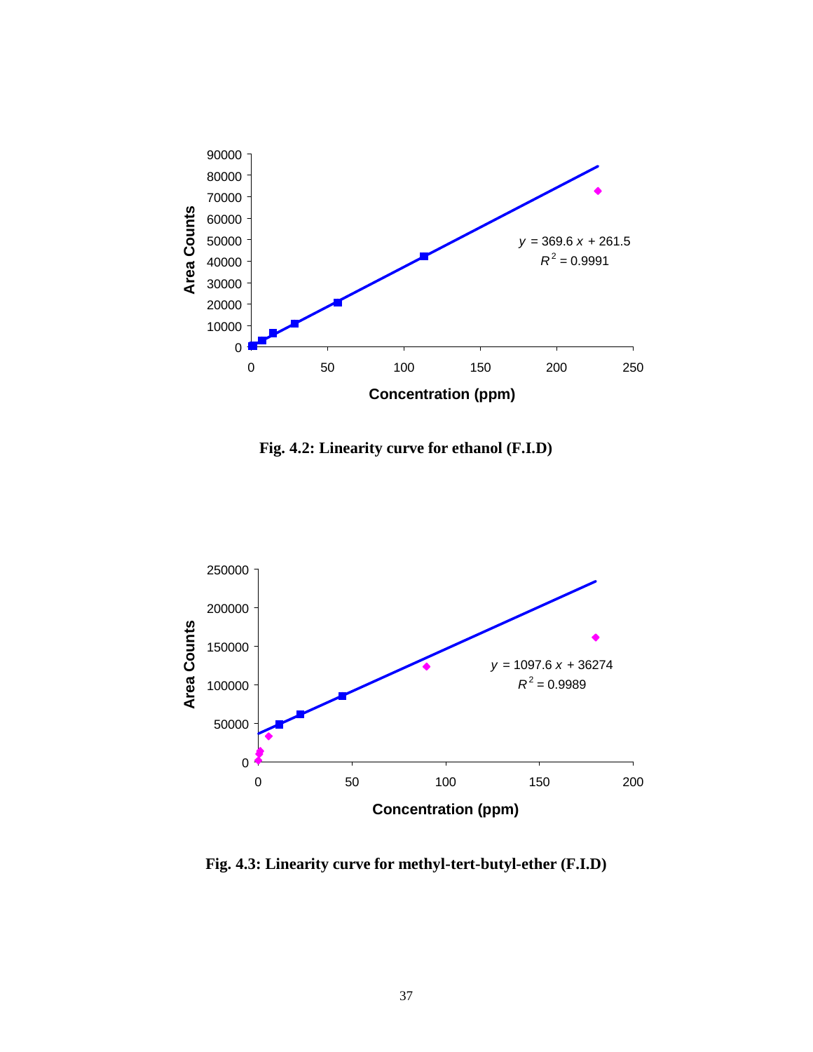Fig. 4.2: Linearity curve for ethanol (F.I.D)

Fig. 4.3: Linearity curve for methyl-tert-butyl-ether (F.I.D)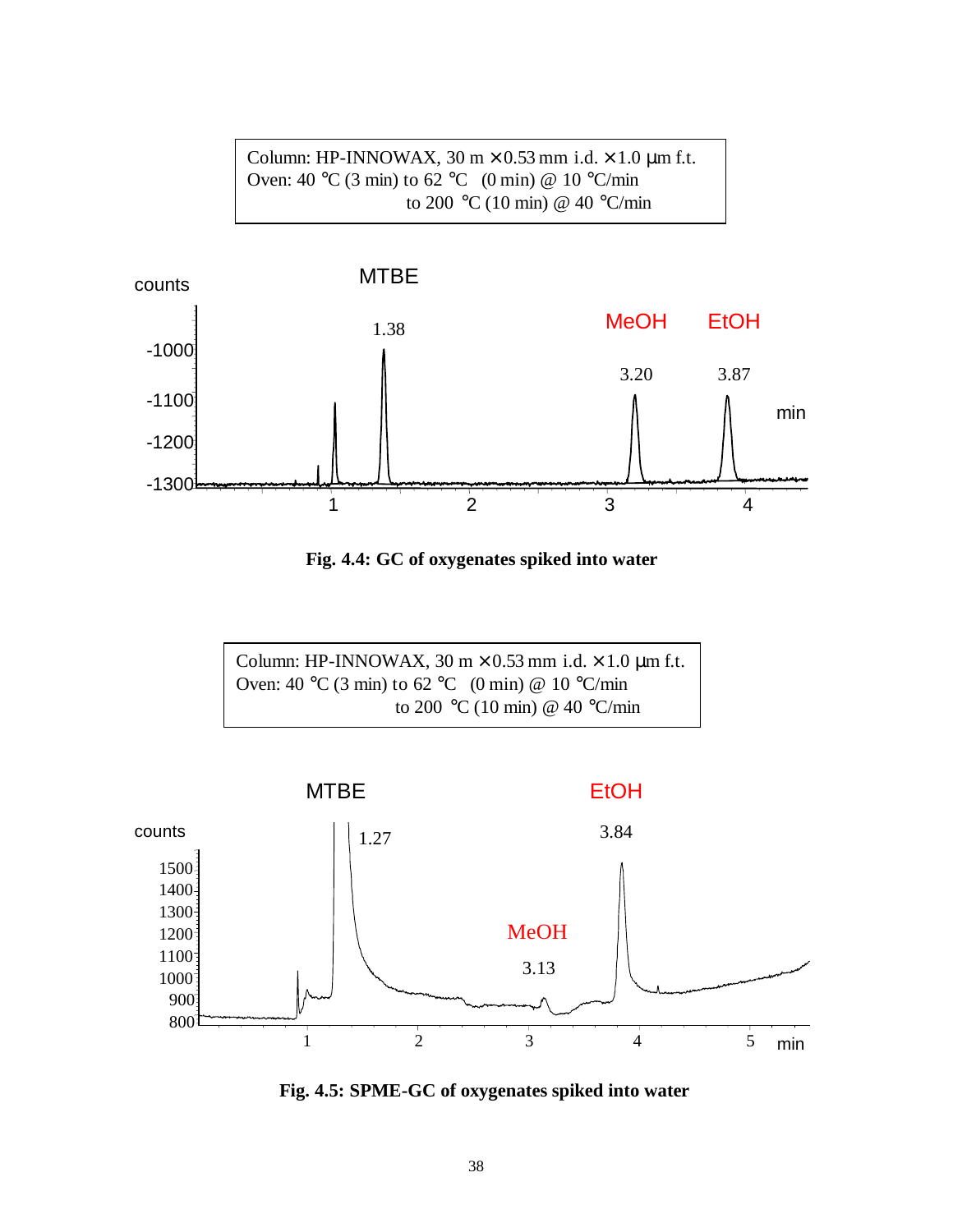Column: HP-INNOWAX, 30 m × 0.53 mm i.d. × 1.0 μm f.t.
Oven: 40 °C (3 min) to 62 °C (0 min) @ 10 °C/min
to 200 °C (10 min) @ 40 °C/min

**Fig. 4.4: GC of oxygenates spiked into water**

Column: HP-INNOWAX, 30 m × 0.53 mm i.d. × 1.0 μm f.t.
Oven: 40 °C (3 min) to 62 °C (0 min) @ 10 °C/min
to 200 °C (10 min) @ 40 °C/min

**Fig. 4.5: SPME-GC of oxygenates spiked into water**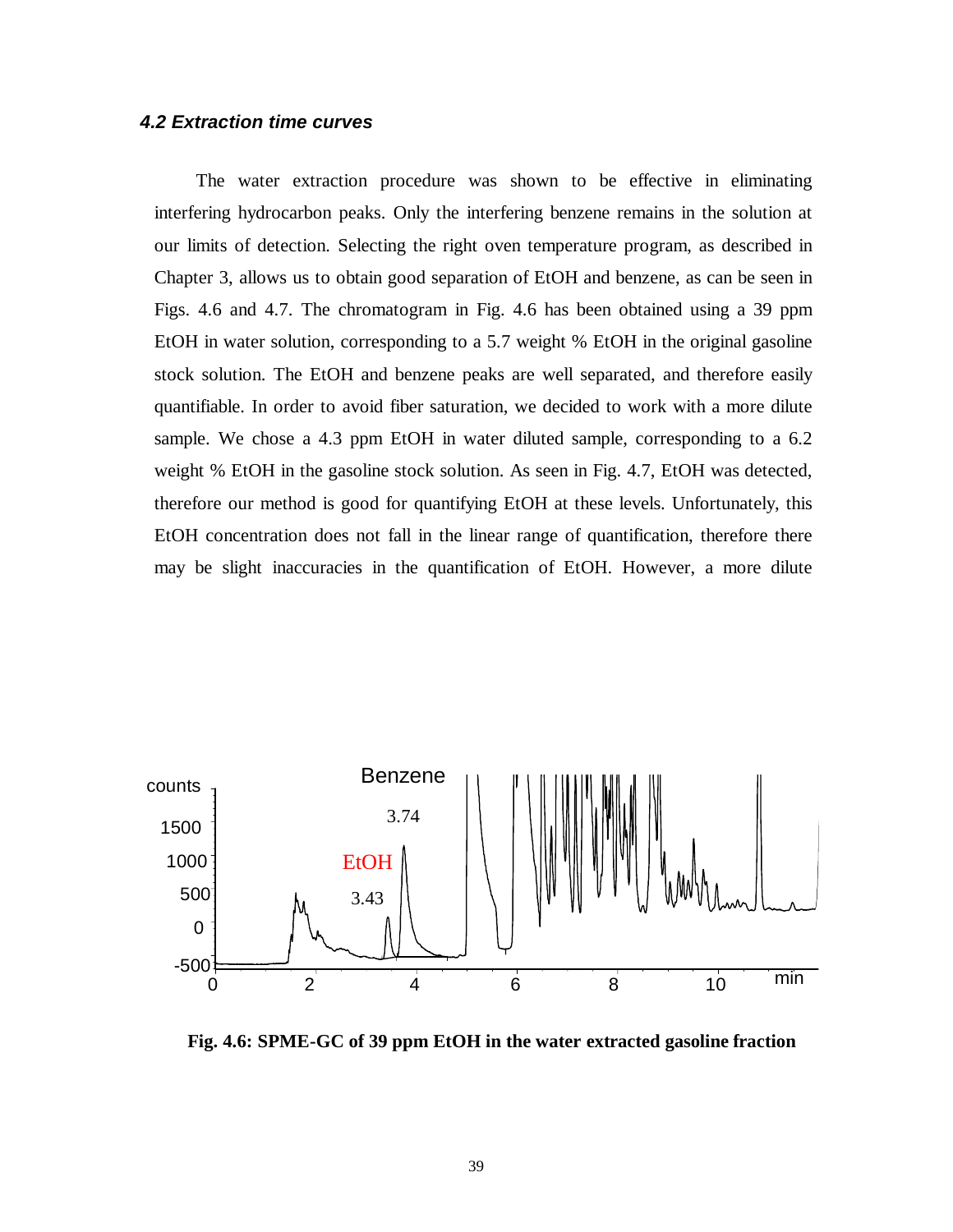### *4.2 Extraction time curves*

The water extraction procedure was shown to be effective in eliminating interfering hydrocarbon peaks. Only the interfering benzene remains in the solution at our limits of detection. Selecting the right oven temperature program, as described in Chapter 3, allows us to obtain good separation of EtOH and benzene, as can be seen in Figs. 4.6 and 4.7. The chromatogram in Fig. 4.6 has been obtained using a 39 ppm EtOH in water solution, corresponding to a 5.7 weight % EtOH in the original gasoline stock solution. The EtOH and benzene peaks are well separated, and therefore easily quantifiable. In order to avoid fiber saturation, we decided to work with a more dilute sample. We chose a 4.3 ppm EtOH in water diluted sample, corresponding to a 6.2 weight % EtOH in the gasoline stock solution. As seen in Fig. 4.7, EtOH was detected, therefore our method is good for quantifying EtOH at these levels. Unfortunately, this EtOH concentration does not fall in the linear range of quantification, therefore there may be slight inaccuracies in the quantification of EtOH. However, a more dilute

**Fig. 4.6: SPME-GC of 39 ppm EtOH in the water extracted gasoline fraction**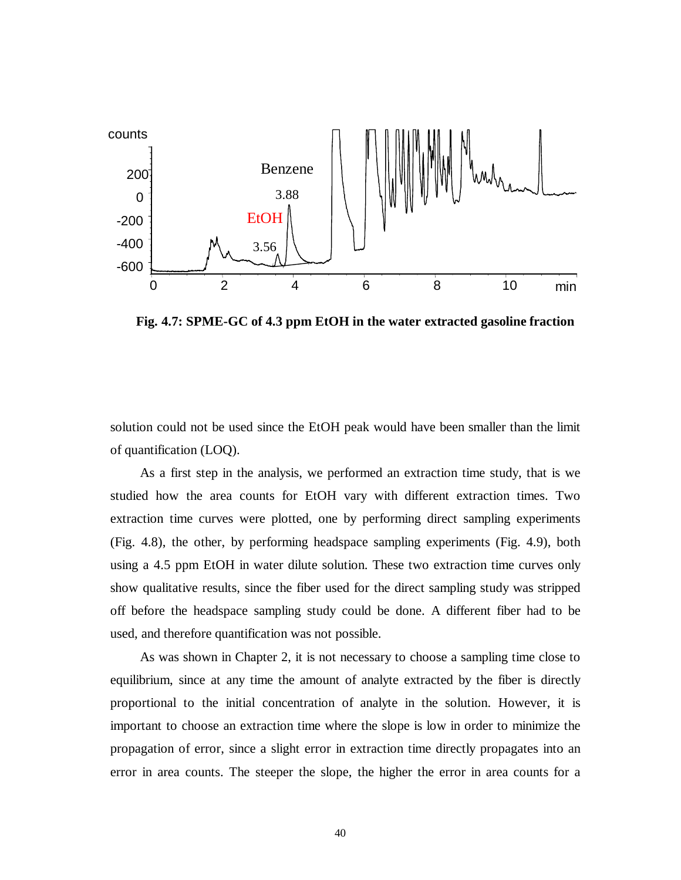**Fig. 4.7: SPME-GC of 4.3 ppm EtOH in the water extracted gasoline fraction**

solution could not be used since the EtOH peak would have been smaller than the limit of quantification (LOQ).

As a first step in the analysis, we performed an extraction time study, that is we studied how the area counts for EtOH vary with different extraction times. Two extraction time curves were plotted, one by performing direct sampling experiments (Fig. 4.8), the other, by performing headspace sampling experiments (Fig. 4.9), both using a 4.5 ppm EtOH in water dilute solution. These two extraction time curves only show qualitative results, since the fiber used for the direct sampling study was stripped off before the headspace sampling study could be done. A different fiber had to be used, and therefore quantification was not possible.

As was shown in Chapter 2, it is not necessary to choose a sampling time close to equilibrium, since at any time the amount of analyte extracted by the fiber is directly proportional to the initial concentration of analyte in the solution. However, it is important to choose an extraction time where the slope is low in order to minimize the propagation of error, since a slight error in extraction time directly propagates into an error in area counts. The steeper the slope, the higher the error in area counts for a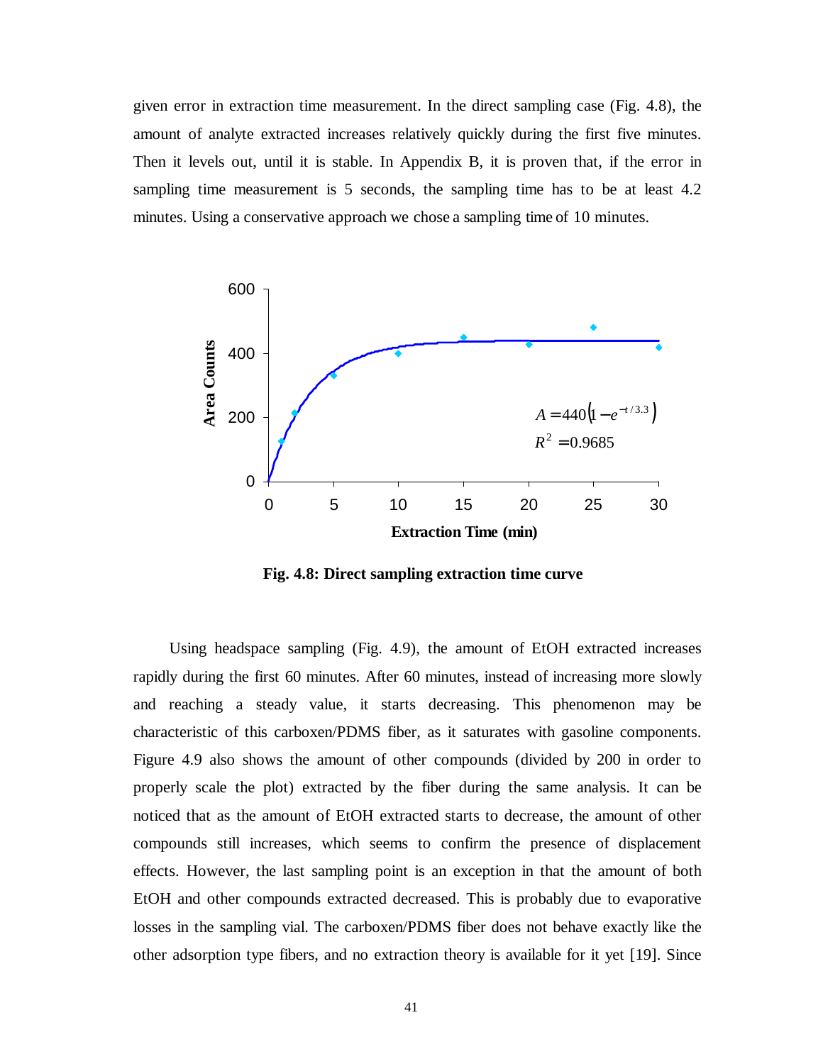given error in extraction time measurement. In the direct sampling case (Fig. 4.8), the amount of analyte extracted increases relatively quickly during the first five minutes. Then it levels out, until it is stable. In Appendix B, it is proven that, if the error in sampling time measurement is 5 seconds, the sampling time has to be at least 4.2 minutes. Using a conservative approach we chose a sampling time of 10 minutes.

**Fig. 4.8: Direct sampling extraction time curve**

Using headspace sampling (Fig. 4.9), the amount of EtOH extracted increases rapidly during the first 60 minutes. After 60 minutes, instead of increasing more slowly and reaching a steady value, it starts decreasing. This phenomenon may be characteristic of this carboxen/PDMS fiber, as it saturates with gasoline components. Figure 4.9 also shows the amount of other compounds (divided by 200 in order to properly scale the plot) extracted by the fiber during the same analysis. It can be noticed that as the amount of EtOH extracted starts to decrease, the amount of other compounds still increases, which seems to confirm the presence of displacement effects. However, the last sampling point is an exception in that the amount of both EtOH and other compounds extracted decreased. This is probably due to evaporative losses in the sampling vial. The carboxen/PDMS fiber does not behave exactly like the other adsorption type fibers, and no extraction theory is available for it yet [19]. Since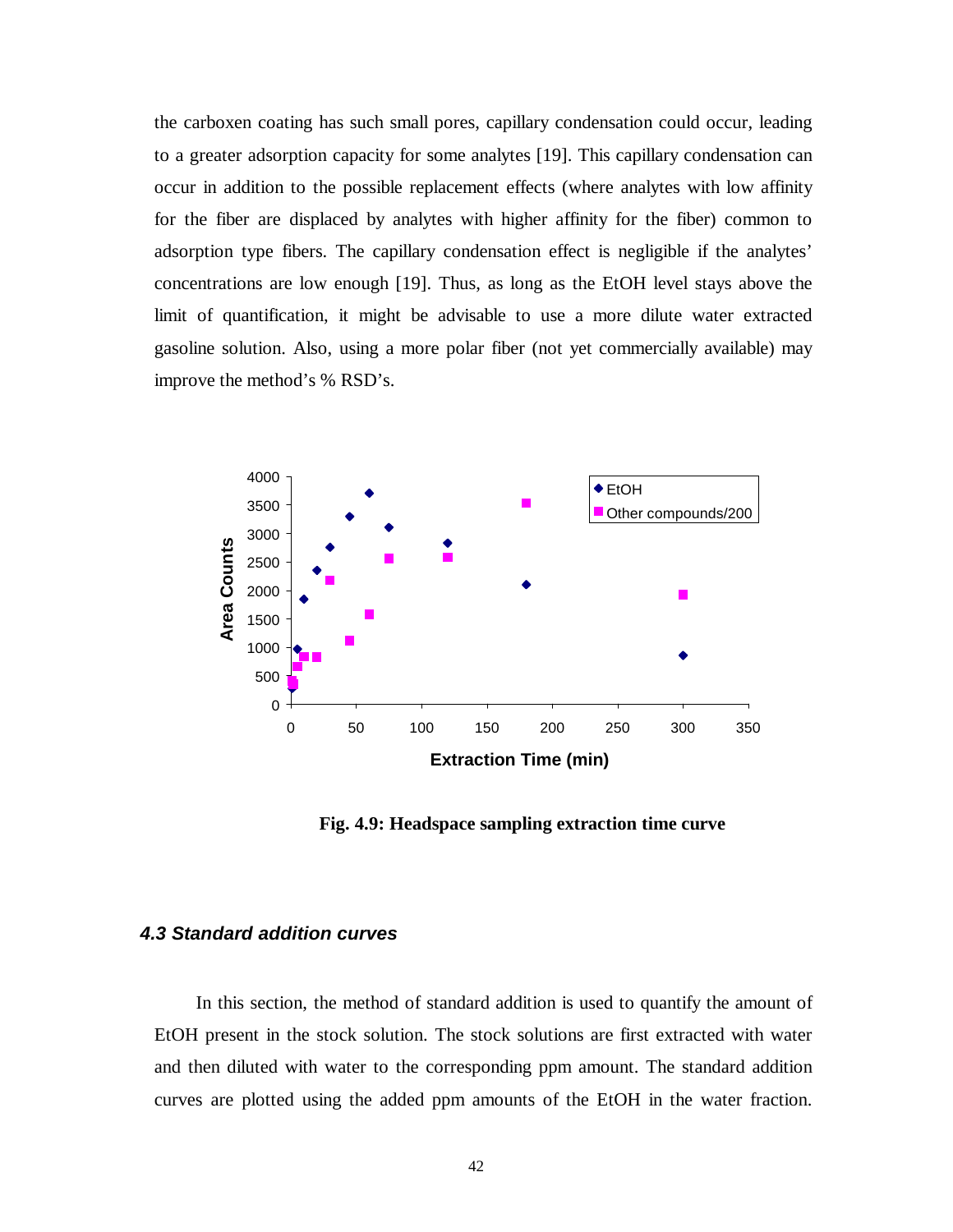the carboxen coating has such small pores, capillary condensation could occur, leading to a greater adsorption capacity for some analytes [19]. This capillary condensation can occur in addition to the possible replacement effects (where analytes with low affinity for the fiber are displaced by analytes with higher affinity for the fiber) common to adsorption type fibers. The capillary condensation effect is negligible if the analytes' concentrations are low enough [19]. Thus, as long as the EtOH level stays above the limit of quantification, it might be advisable to use a more dilute water extracted gasoline solution. Also, using a more polar fiber (not yet commercially available) may improve the method's % RSD's.

**Fig. 4.9: Headspace sampling extraction time curve**

### *4.3 Standard addition curves*

In this section, the method of standard addition is used to quantify the amount of EtOH present in the stock solution. The stock solutions are first extracted with water and then diluted with water to the corresponding ppm amount. The standard addition curves are plotted using the added ppm amounts of the EtOH in the water fraction.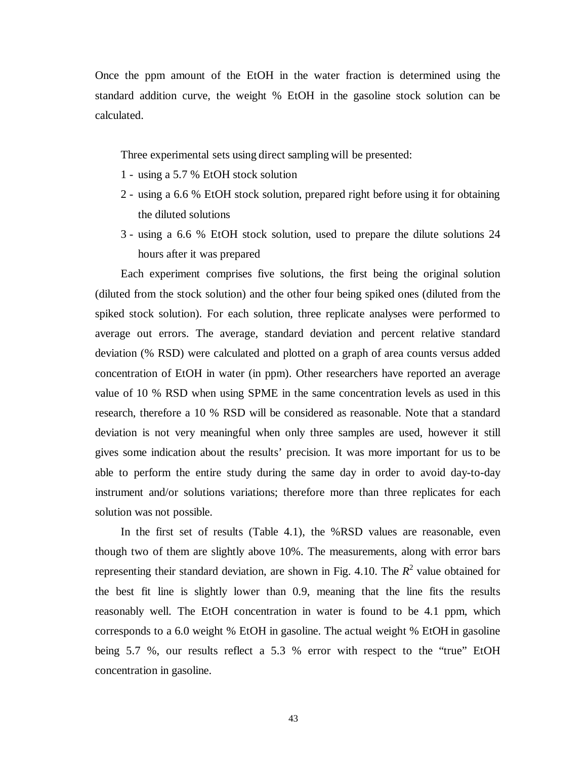Once the ppm amount of the EtOH in the water fraction is determined using the standard addition curve, the weight % EtOH in the gasoline stock solution can be calculated.

Three experimental sets using direct sampling will be presented:

1 - using a 5.7 % EtOH stock solution
2 - using a 6.6 % EtOH stock solution, prepared right before using it for obtaining the diluted solutions
3 - using a 6.6 % EtOH stock solution, used to prepare the dilute solutions 24 hours after it was prepared

Each experiment comprises five solutions, the first being the original solution (diluted from the stock solution) and the other four being spiked ones (diluted from the spiked stock solution). For each solution, three replicate analyses were performed to average out errors. The average, standard deviation and percent relative standard deviation (% RSD) were calculated and plotted on a graph of area counts versus added concentration of EtOH in water (in ppm). Other researchers have reported an average value of 10 % RSD when using SPME in the same concentration levels as used in this research, therefore a 10 % RSD will be considered as reasonable. Note that a standard deviation is not very meaningful when only three samples are used, however it still gives some indication about the results' precision. It was more important for us to be able to perform the entire study during the same day in order to avoid day-to-day instrument and/or solutions variations; therefore more than three replicates for each solution was not possible.

In the first set of results (Table 4.1), the %RSD values are reasonable, even though two of them are slightly above 10%. The measurements, along with error bars representing their standard deviation, are shown in Fig. 4.10. The $R^2$ value obtained for the best fit line is slightly lower than 0.9, meaning that the line fits the results reasonably well. The EtOH concentration in water is found to be 4.1 ppm, which corresponds to a 6.0 weight % EtOH in gasoline. The actual weight % EtOH in gasoline being 5.7 %, our results reflect a 5.3 % error with respect to the "true" EtOH concentration in gasoline.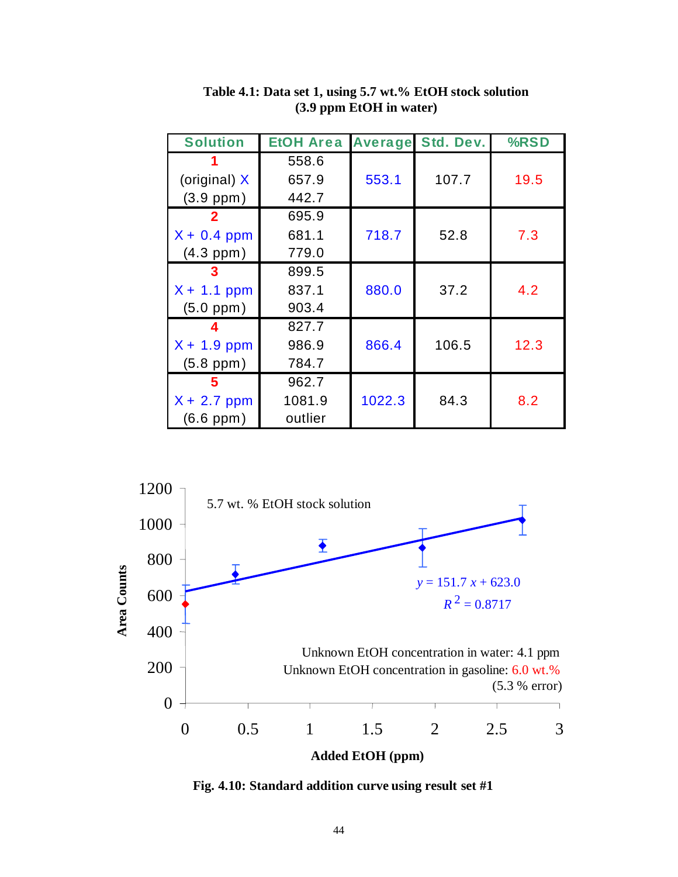**Table 4.1: Data set 1, using 5.7 wt.% EtOH stock solution (3.9 ppm EtOH in water)**

| Solution | EtOH Area | Average | Std. Dev. | %RSD |
|---|---|---|---|---|
| **1** (original) X (3.9 ppm) | 558.6<br>657.9<br>442.7 | 553.1 | 107.7 | 19.5 |
| **2** X + 0.4 ppm (4.3 ppm) | 695.9<br>681.1<br>779.0 | 718.7 | 52.8 | 7.3 |
| **3** X + 1.1 ppm (5.0 ppm) | 899.5<br>837.1<br>903.4 | 880.0 | 37.2 | 4.2 |
| **4** X + 1.9 ppm (5.8 ppm) | 827.7<br>986.9<br>784.7 | 866.4 | 106.5 | 12.3 |
| **5** X + 2.7 ppm (6.6 ppm) | 962.7<br>1081.9<br>outlier | 1022.3 | 84.3 | 8.2 |

5.7 wt. % EtOH stock solution

$y = 151.7x + 623.0$

$R^2 = 0.8717$

Unknown EtOH concentration in water: 4.1 ppm

Unknown EtOH concentration in gasoline: 6.0 wt.% (5.3 % error)

Area Counts vs. Added EtOH (ppm)

**Fig. 4.10: Standard addition curve using result set #1**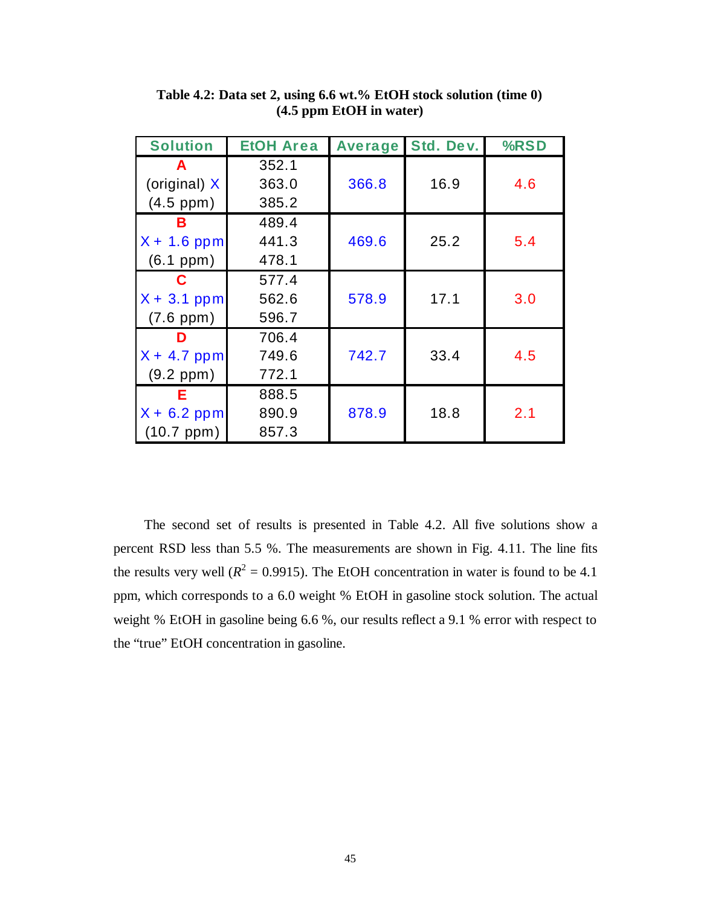**Table 4.2: Data set 2, using 6.6 wt.% EtOH stock solution (time 0) (4.5 ppm EtOH in water)**

| Solution | EtOH Area | Average | Std. Dev. | %RSD |
|---|---|---|---|---|
| **A** (original) X (4.5 ppm) | 352.1<br>363.0<br>385.2 | 366.8 | 16.9 | 4.6 |
| **B** X + 1.6 ppm (6.1 ppm) | 489.4<br>441.3<br>478.1 | 469.6 | 25.2 | 5.4 |
| **C** X + 3.1 ppm (7.6 ppm) | 577.4<br>562.6<br>596.7 | 578.9 | 17.1 | 3.0 |
| **D** X + 4.7 ppm (9.2 ppm) | 706.4<br>749.6<br>772.1 | 742.7 | 33.4 | 4.5 |
| **E** X + 6.2 ppm (10.7 ppm) | 888.5<br>890.9<br>857.3 | 878.9 | 18.8 | 2.1 |

The second set of results is presented in Table 4.2. All five solutions show a percent RSD less than 5.5 %. The measurements are shown in Fig. 4.11. The line fits the results very well ($R^2$ = 0.9915). The EtOH concentration in water is found to be 4.1 ppm, which corresponds to a 6.0 weight % EtOH in gasoline stock solution. The actual weight % EtOH in gasoline being 6.6 %, our results reflect a 9.1 % error with respect to the "true" EtOH concentration in gasoline.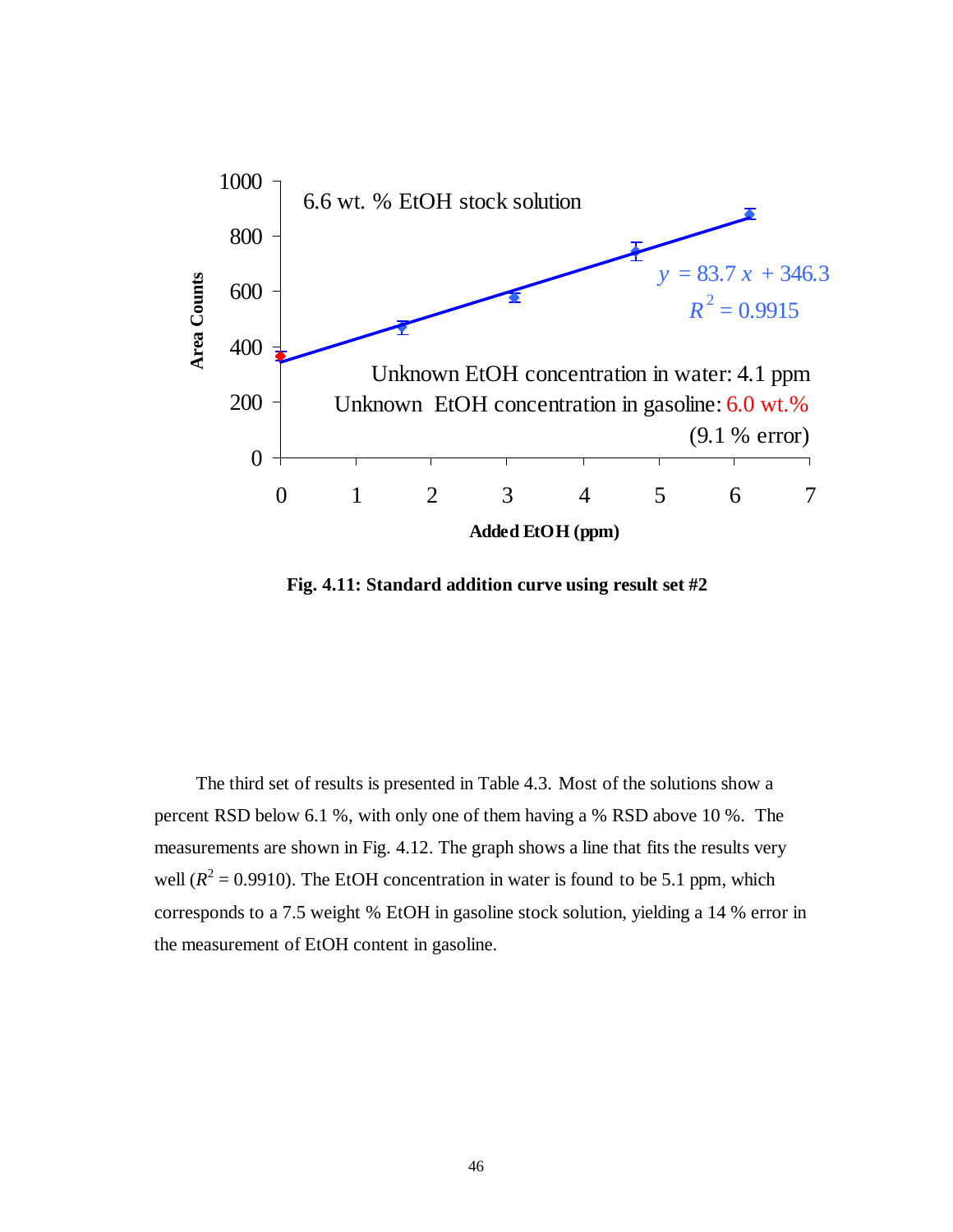**Fig. 4.11: Standard addition curve using result set #2**

The third set of results is presented in Table 4.3. Most of the solutions show a percent RSD below 6.1 %, with only one of them having a % RSD above 10 %. The measurements are shown in Fig. 4.12. The graph shows a line that fits the results very well ($R^2$ = 0.9910). The EtOH concentration in water is found to be 5.1 ppm, which corresponds to a 7.5 weight % EtOH in gasoline stock solution, yielding a 14 % error in the measurement of EtOH content in gasoline.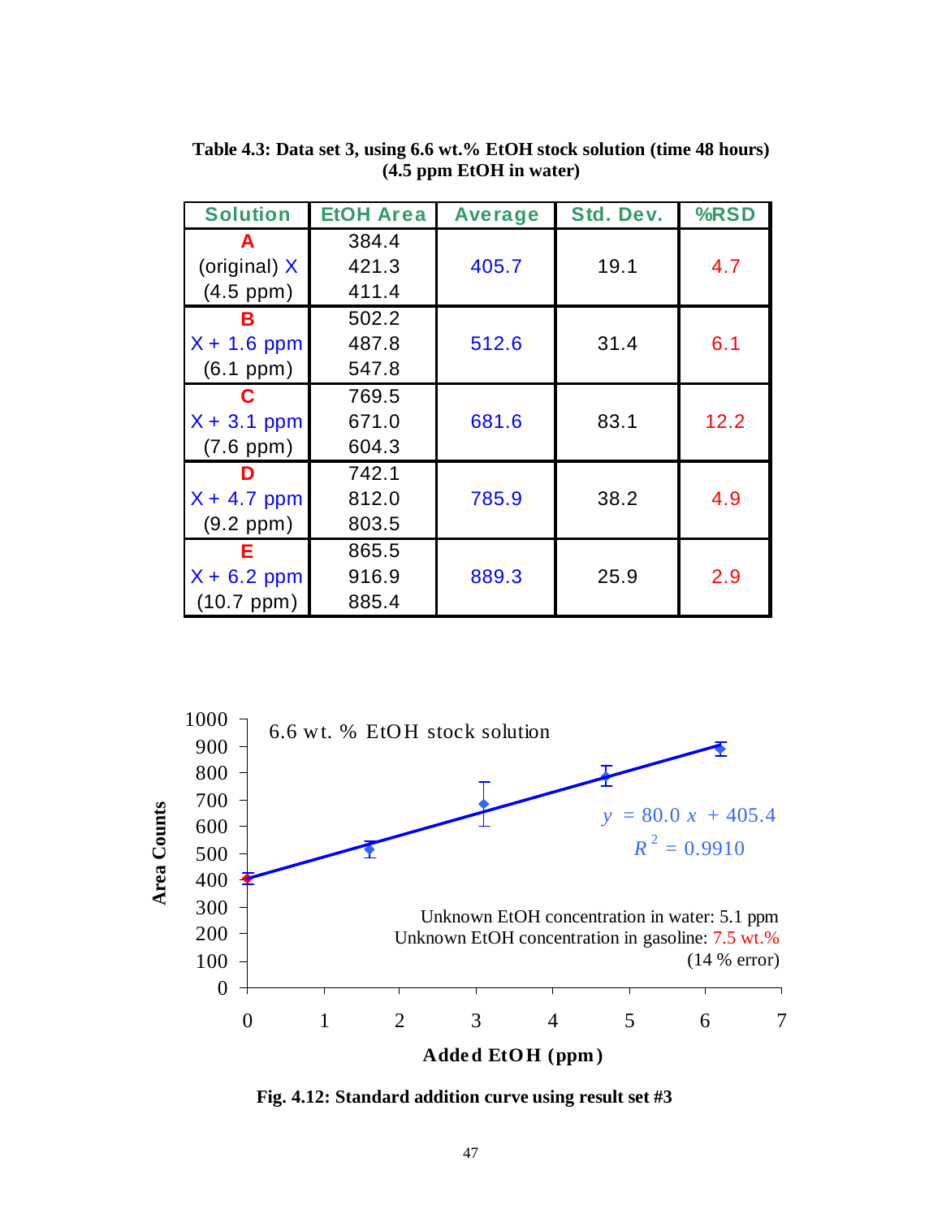**Table 4.3: Data set 3, using 6.6 wt.% EtOH stock solution (time 48 hours) (4.5 ppm EtOH in water)**

| Solution | EtOH Area | Average | Std. Dev. | %RSD |
|---|---|---|---|---|
| **A** (original) X (4.5 ppm) | 384.4<br>421.3<br>411.4 | 405.7 | 19.1 | 4.7 |
| **B** X + 1.6 ppm (6.1 ppm) | 502.2<br>487.8<br>547.8 | 512.6 | 31.4 | 6.1 |
| **C** X + 3.1 ppm (7.6 ppm) | 769.5<br>671.0<br>604.3 | 681.6 | 83.1 | 12.2 |
| **D** X + 4.7 ppm (9.2 ppm) | 742.1<br>812.0<br>803.5 | 785.9 | 38.2 | 4.9 |
| **E** X + 6.2 ppm (10.7 ppm) | 865.5<br>916.9<br>885.4 | 889.3 | 25.9 | 2.9 |

6.6 wt. % EtOH stock solution

$y = 80.0x + 405.4$

$R^2 = 0.9910$

Unknown EtOH concentration in water: 5.1 ppm
Unknown EtOH concentration in gasoline: 7.5 wt.%
(14 % error)

Area Counts vs. Added EtOH (ppm)

**Fig. 4.12: Standard addition curve using result set #3**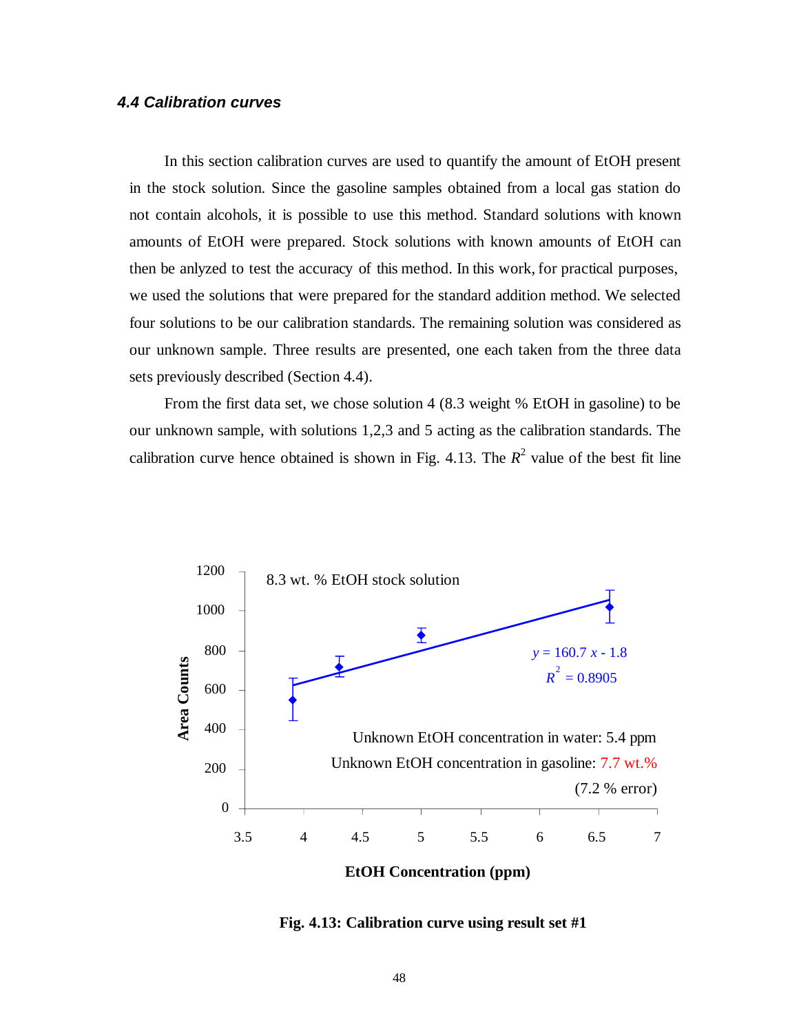### 4.4 Calibration curves

In this section calibration curves are used to quantify the amount of EtOH present in the stock solution. Since the gasoline samples obtained from a local gas station do not contain alcohols, it is possible to use this method. Standard solutions with known amounts of EtOH were prepared. Stock solutions with known amounts of EtOH can then be anlyzed to test the accuracy of this method. In this work, for practical purposes, we used the solutions that were prepared for the standard addition method. We selected four solutions to be our calibration standards. The remaining solution was considered as our unknown sample. Three results are presented, one each taken from the three data sets previously described (Section 4.4).

From the first data set, we chose solution 4 (8.3 weight % EtOH in gasoline) to be our unknown sample, with solutions 1,2,3 and 5 acting as the calibration standards. The calibration curve hence obtained is shown in Fig. 4.13. The $R^2$ value of the best fit line

**Fig. 4.13: Calibration curve using result set #1**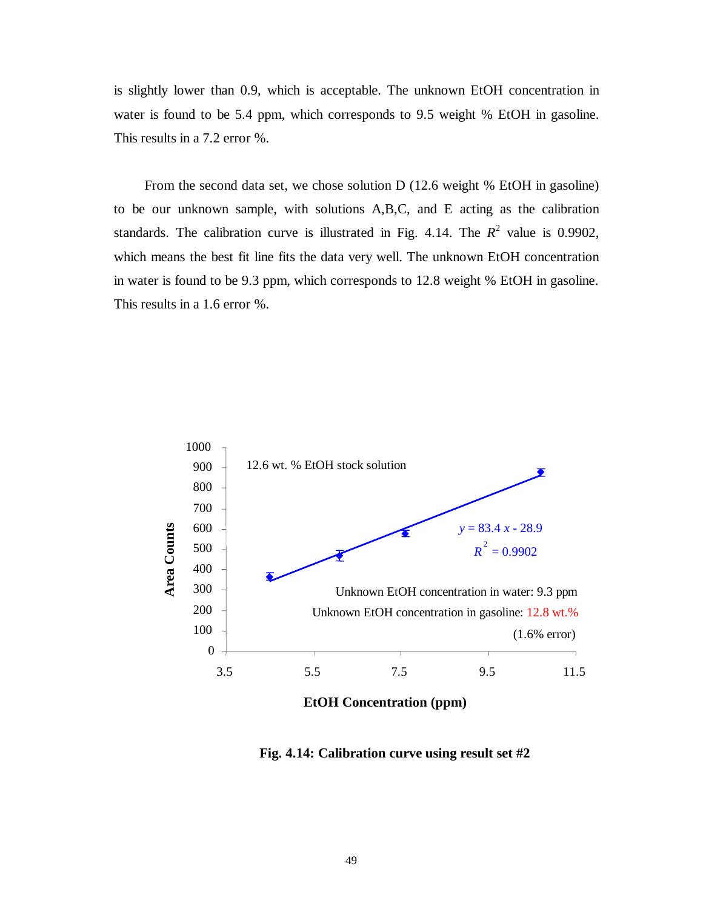is slightly lower than 0.9, which is acceptable. The unknown EtOH concentration in water is found to be 5.4 ppm, which corresponds to 9.5 weight % EtOH in gasoline. This results in a 7.2 error %.

From the second data set, we chose solution D (12.6 weight % EtOH in gasoline) to be our unknown sample, with solutions A,B,C, and E acting as the calibration standards. The calibration curve is illustrated in Fig. 4.14. The $R^2$ value is 0.9902, which means the best fit line fits the data very well. The unknown EtOH concentration in water is found to be 9.3 ppm, which corresponds to 12.8 weight % EtOH in gasoline. This results in a 1.6 error %.

12.6 wt. % EtOH stock solution

$y = 83.4x - 28.9$

$R^2 = 0.9902$

Unknown EtOH concentration in water: 9.3 ppm

Unknown EtOH concentration in gasoline: 12.8 wt.%

(1.6% error)

**Fig. 4.14: Calibration curve using result set #2**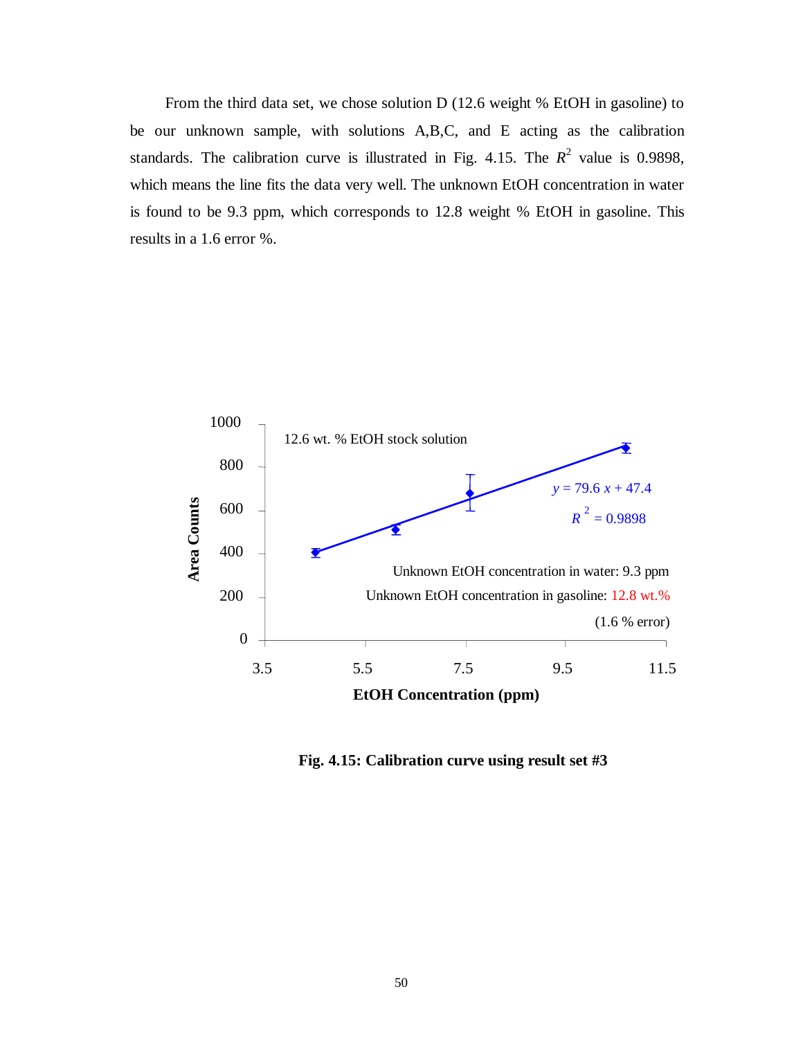From the third data set, we chose solution D (12.6 weight % EtOH in gasoline) to be our unknown sample, with solutions A,B,C, and E acting as the calibration standards. The calibration curve is illustrated in Fig. 4.15. The $R^2$ value is 0.9898, which means the line fits the data very well. The unknown EtOH concentration in water is found to be 9.3 ppm, which corresponds to 12.8 weight % EtOH in gasoline. This results in a 1.6 error %.

**Fig. 4.15: Calibration curve using result set #3**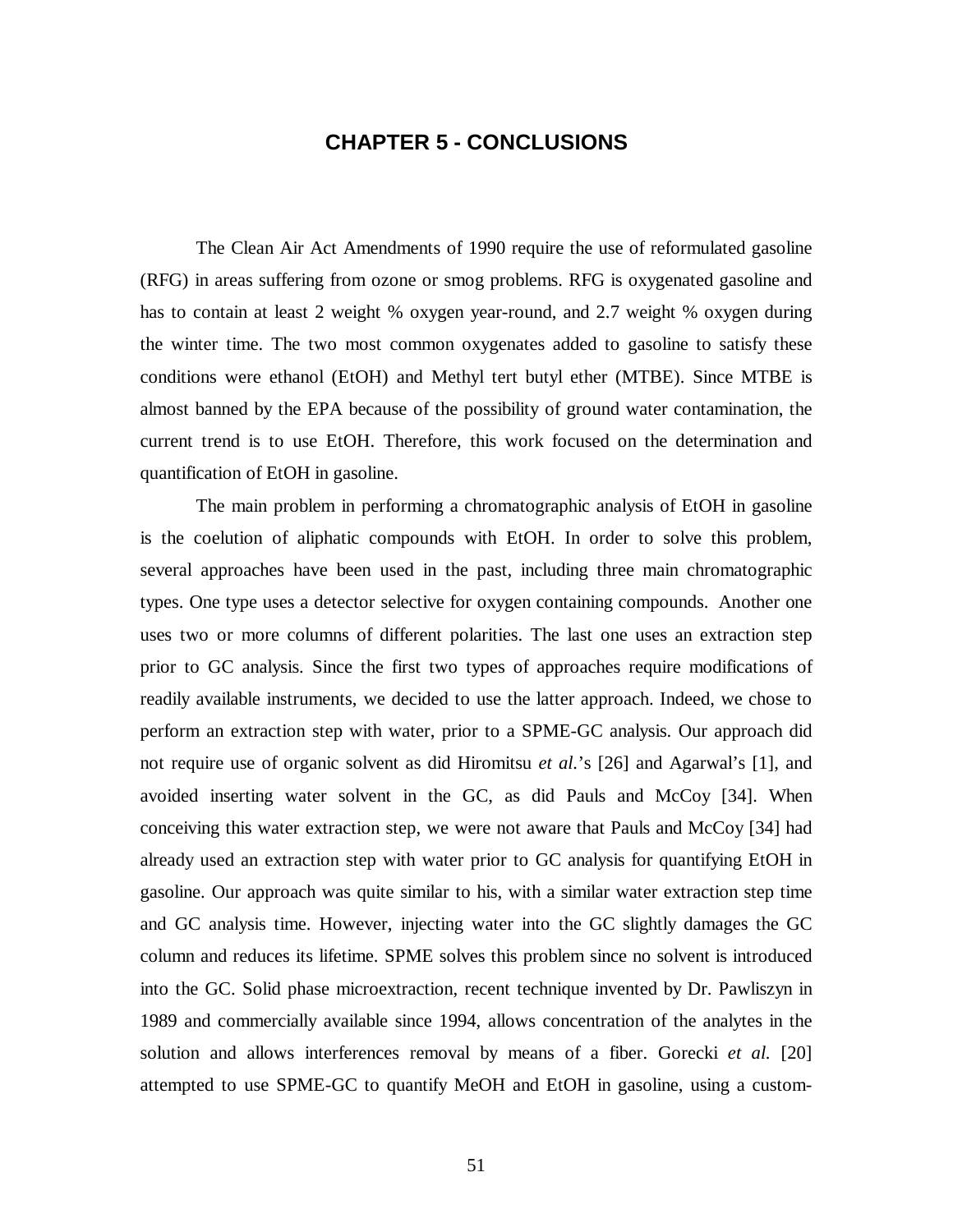# CHAPTER 5 - CONCLUSIONS

The Clean Air Act Amendments of 1990 require the use of reformulated gasoline (RFG) in areas suffering from ozone or smog problems. RFG is oxygenated gasoline and has to contain at least 2 weight % oxygen year-round, and 2.7 weight % oxygen during the winter time. The two most common oxygenates added to gasoline to satisfy these conditions were ethanol (EtOH) and Methyl tert butyl ether (MTBE). Since MTBE is almost banned by the EPA because of the possibility of ground water contamination, the current trend is to use EtOH. Therefore, this work focused on the determination and quantification of EtOH in gasoline.

The main problem in performing a chromatographic analysis of EtOH in gasoline is the coelution of aliphatic compounds with EtOH. In order to solve this problem, several approaches have been used in the past, including three main chromatographic types. One type uses a detector selective for oxygen containing compounds. Another one uses two or more columns of different polarities. The last one uses an extraction step prior to GC analysis. Since the first two types of approaches require modifications of readily available instruments, we decided to use the latter approach. Indeed, we chose to perform an extraction step with water, prior to a SPME-GC analysis. Our approach did not require use of organic solvent as did Hiromitsu *et al.*'s [26] and Agarwal's [1], and avoided inserting water solvent in the GC, as did Pauls and McCoy [34]. When conceiving this water extraction step, we were not aware that Pauls and McCoy [34] had already used an extraction step with water prior to GC analysis for quantifying EtOH in gasoline. Our approach was quite similar to his, with a similar water extraction step time and GC analysis time. However, injecting water into the GC slightly damages the GC column and reduces its lifetime. SPME solves this problem since no solvent is introduced into the GC. Solid phase microextraction, recent technique invented by Dr. Pawliszyn in 1989 and commercially available since 1994, allows concentration of the analytes in the solution and allows interferences removal by means of a fiber. Gorecki *et al.* [20] attempted to use SPME-GC to quantify MeOH and EtOH in gasoline, using a custom-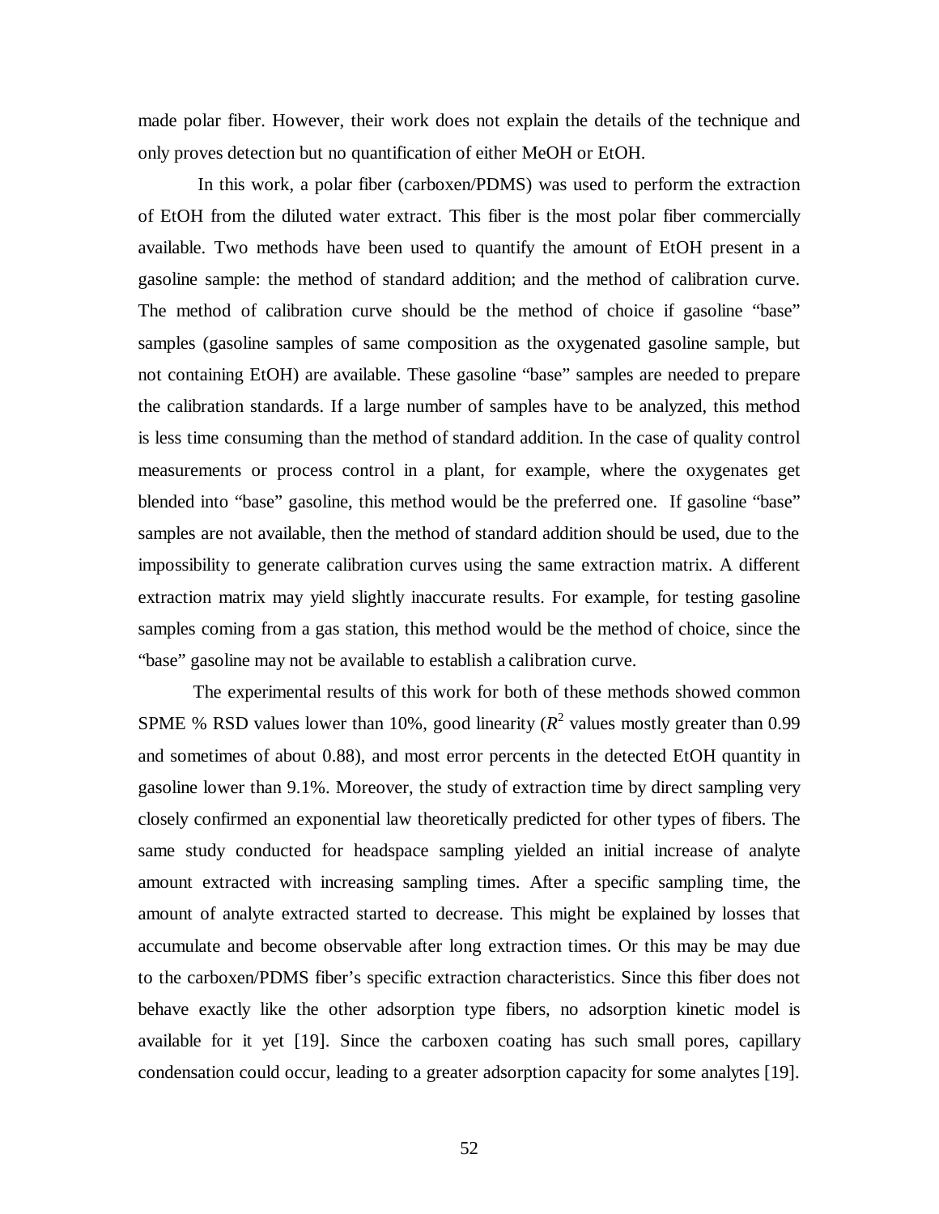made polar fiber. However, their work does not explain the details of the technique and only proves detection but no quantification of either MeOH or EtOH.

In this work, a polar fiber (carboxen/PDMS) was used to perform the extraction of EtOH from the diluted water extract. This fiber is the most polar fiber commercially available. Two methods have been used to quantify the amount of EtOH present in a gasoline sample: the method of standard addition; and the method of calibration curve. The method of calibration curve should be the method of choice if gasoline "base" samples (gasoline samples of same composition as the oxygenated gasoline sample, but not containing EtOH) are available. These gasoline "base" samples are needed to prepare the calibration standards. If a large number of samples have to be analyzed, this method is less time consuming than the method of standard addition. In the case of quality control measurements or process control in a plant, for example, where the oxygenates get blended into "base" gasoline, this method would be the preferred one. If gasoline "base" samples are not available, then the method of standard addition should be used, due to the impossibility to generate calibration curves using the same extraction matrix. A different extraction matrix may yield slightly inaccurate results. For example, for testing gasoline samples coming from a gas station, this method would be the method of choice, since the "base" gasoline may not be available to establish a calibration curve.

The experimental results of this work for both of these methods showed common SPME % RSD values lower than 10%, good linearity ($R^2$ values mostly greater than 0.99 and sometimes of about 0.88), and most error percents in the detected EtOH quantity in gasoline lower than 9.1%. Moreover, the study of extraction time by direct sampling very closely confirmed an exponential law theoretically predicted for other types of fibers. The same study conducted for headspace sampling yielded an initial increase of analyte amount extracted with increasing sampling times. After a specific sampling time, the amount of analyte extracted started to decrease. This might be explained by losses that accumulate and become observable after long extraction times. Or this may be may due to the carboxen/PDMS fiber's specific extraction characteristics. Since this fiber does not behave exactly like the other adsorption type fibers, no adsorption kinetic model is available for it yet [19]. Since the carboxen coating has such small pores, capillary condensation could occur, leading to a greater adsorption capacity for some analytes [19].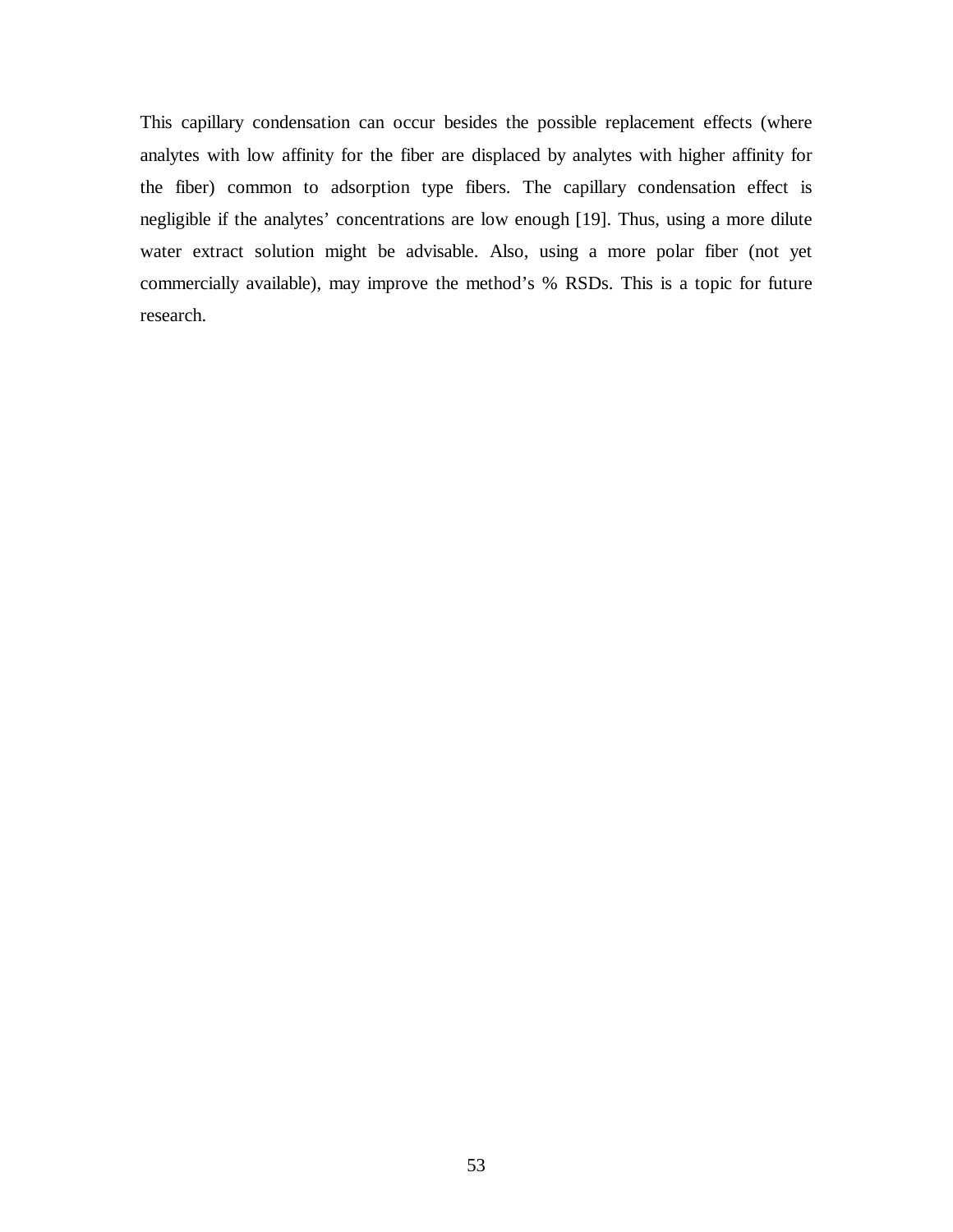This capillary condensation can occur besides the possible replacement effects (where analytes with low affinity for the fiber are displaced by analytes with higher affinity for the fiber) common to adsorption type fibers. The capillary condensation effect is negligible if the analytes' concentrations are low enough [19]. Thus, using a more dilute water extract solution might be advisable. Also, using a more polar fiber (not yet commercially available), may improve the method's % RSDs. This is a topic for future research.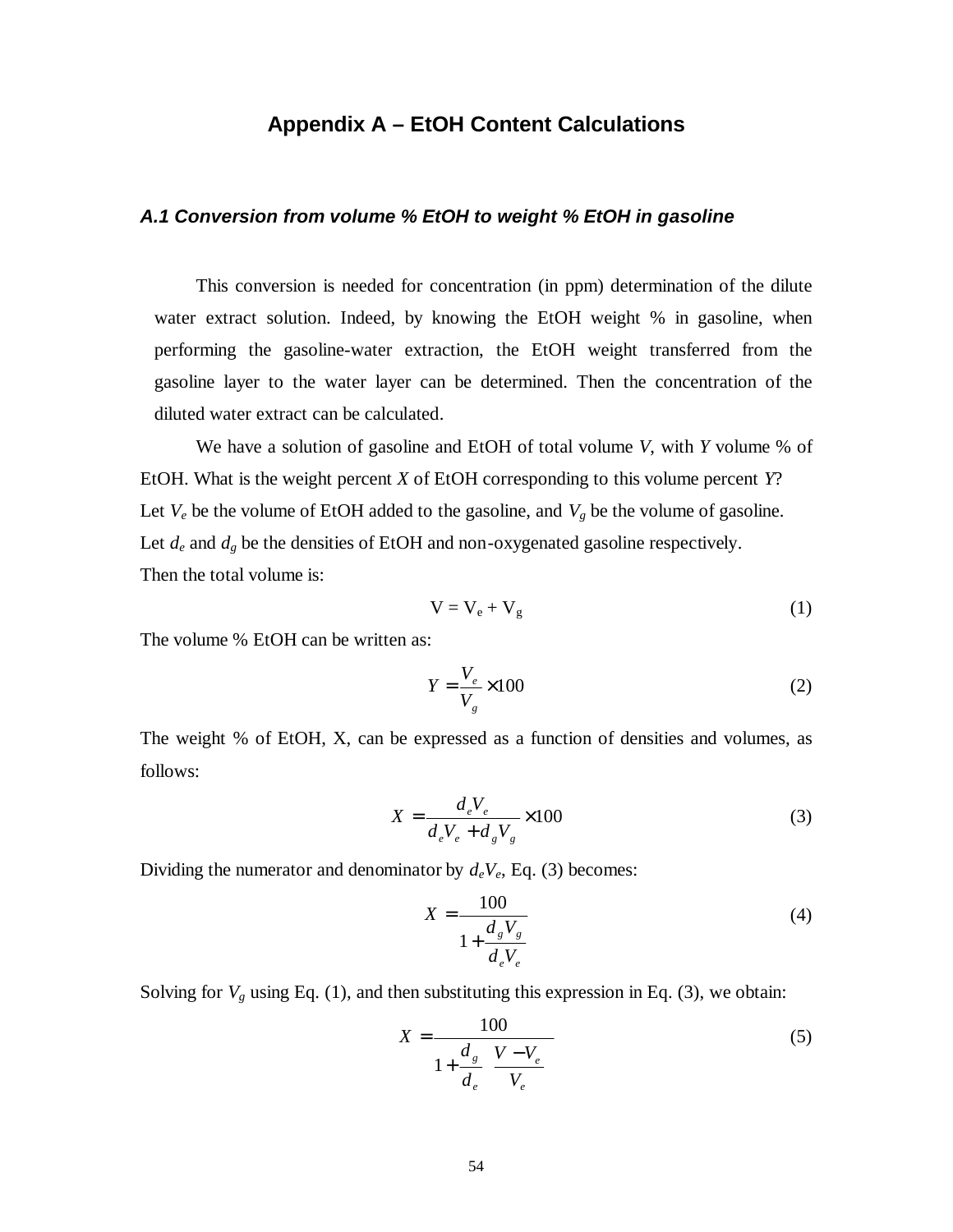# Appendix A – EtOH Content Calculations

### *A.1 Conversion from volume % EtOH to weight % EtOH in gasoline*

This conversion is needed for concentration (in ppm) determination of the dilute water extract solution. Indeed, by knowing the EtOH weight % in gasoline, when performing the gasoline-water extraction, the EtOH weight transferred from the gasoline layer to the water layer can be determined. Then the concentration of the diluted water extract can be calculated.

We have a solution of gasoline and EtOH of total volume *V*, with *Y* volume % of EtOH. What is the weight percent *X* of EtOH corresponding to this volume percent *Y*?
Let $V_e$ be the volume of EtOH added to the gasoline, and $V_g$ be the volume of gasoline.
Let $d_e$ and $d_g$ be the densities of EtOH and non-oxygenated gasoline respectively.
Then the total volume is:

$$V = V_e + V_g \tag{1}$$

The volume % EtOH can be written as:

$$Y = \frac{V_e}{V_g} \times 100 \tag{2}$$

The weight % of EtOH, X, can be expressed as a function of densities and volumes, as follows:

$$X = \frac{d_e V_e}{d_e V_e + d_g V_g} \times 100 \tag{3}$$

Dividing the numerator and denominator by $d_e V_e$, Eq. (3) becomes:

$$X = \frac{100}{1 + \frac{d_g V_g}{d_e V_e}} \tag{4}$$

Solving for $V_g$ using Eq. (1), and then substituting this expression in Eq. (3), we obtain:

$$X = \frac{100}{1 + \frac{d_g}{d_e} \left( \frac{V - V_e}{V_e} \right)} \tag{5}$$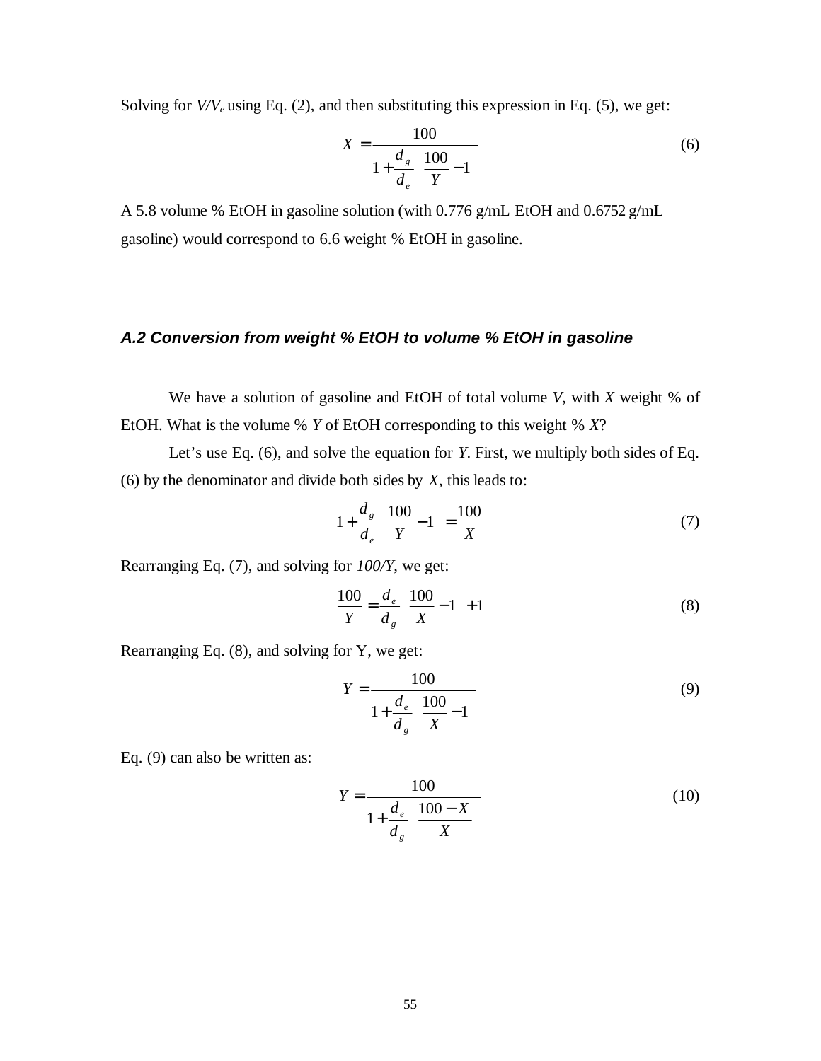Solving for $V/V_e$ using Eq. (2), and then substituting this expression in Eq. (5), we get:

$$X = \frac{100}{1 + \frac{d_g}{d_e}\left(\frac{100}{Y} - 1\right)} \tag{6}$$

A 5.8 volume % EtOH in gasoline solution (with 0.776 g/mL EtOH and 0.6752 g/mL gasoline) would correspond to 6.6 weight % EtOH in gasoline.

### *A.2 Conversion from weight % EtOH to volume % EtOH in gasoline*

We have a solution of gasoline and EtOH of total volume $V$, with $X$ weight % of EtOH. What is the volume % $Y$ of EtOH corresponding to this weight % $X$?

Let's use Eq. (6), and solve the equation for $Y$. First, we multiply both sides of Eq. (6) by the denominator and divide both sides by $X$, this leads to:

$$1 + \frac{d_g}{d_e}\left(\frac{100}{Y} - 1\right) = \frac{100}{X} \tag{7}$$

Rearranging Eq. (7), and solving for $100/Y$, we get:

$$\frac{100}{Y} = \frac{d_e}{d_g}\left(\frac{100}{X} - 1\right) + 1 \tag{8}$$

Rearranging Eq. (8), and solving for Y, we get:

$$Y = \frac{100}{1 + \frac{d_e}{d_g}\left(\frac{100}{X} - 1\right)} \tag{9}$$

Eq. (9) can also be written as:

$$Y = \frac{100}{1 + \frac{d_e}{d_g}\left(\frac{100 - X}{X}\right)} \tag{10}$$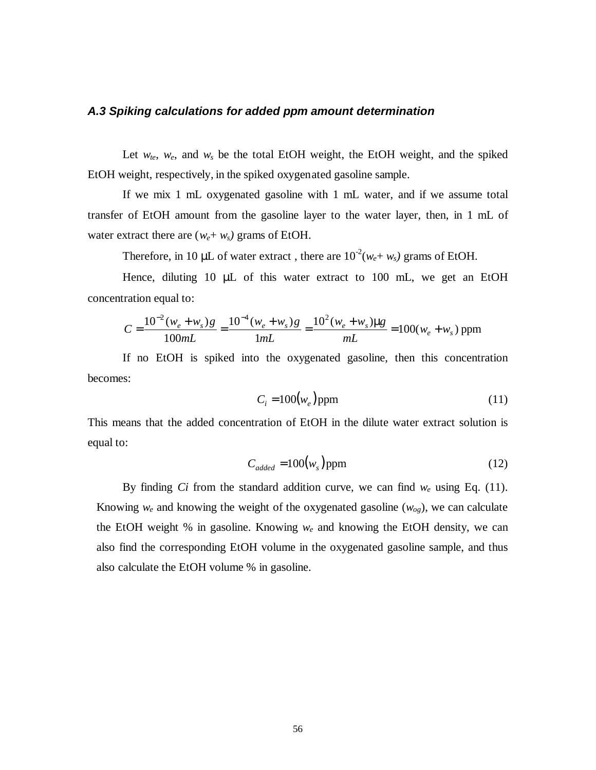### *A.3 Spiking calculations for added ppm amount determination*

Let $w_{te}$, $w_e$, and $w_s$ be the total EtOH weight, the EtOH weight, and the spiked EtOH weight, respectively, in the spiked oxygenated gasoline sample.

If we mix 1 mL oxygenated gasoline with 1 mL water, and if we assume total transfer of EtOH amount from the gasoline layer to the water layer, then, in 1 mL of water extract there are $(w_e + w_s)$ grams of EtOH.

Therefore, in 10 μL of water extract , there are $10^{-2}(w_e + w_s)$ grams of EtOH.

Hence, diluting 10 μL of this water extract to 100 mL, we get an EtOH concentration equal to:

$$C = \frac{10^{-2}(w_e + w_s)g}{100mL} = \frac{10^{-4}(w_e + w_s)g}{1mL} = \frac{10^{2}(w_e + w_s)\mu g}{mL} = 100(w_e + w_s)\text{ ppm}$$

If no EtOH is spiked into the oxygenated gasoline, then this concentration becomes:

$$C_i = 100(w_e)\text{ppm} \tag{11}$$

This means that the added concentration of EtOH in the dilute water extract solution is equal to:

$$C_{added} = 100(w_s)\text{ppm} \tag{12}$$

By finding *Ci* from the standard addition curve, we can find $w_e$ using Eq. (11). Knowing $w_e$ and knowing the weight of the oxygenated gasoline ($w_{og}$), we can calculate the EtOH weight % in gasoline. Knowing $w_e$ and knowing the EtOH density, we can also find the corresponding EtOH volume in the oxygenated gasoline sample, and thus also calculate the EtOH volume % in gasoline.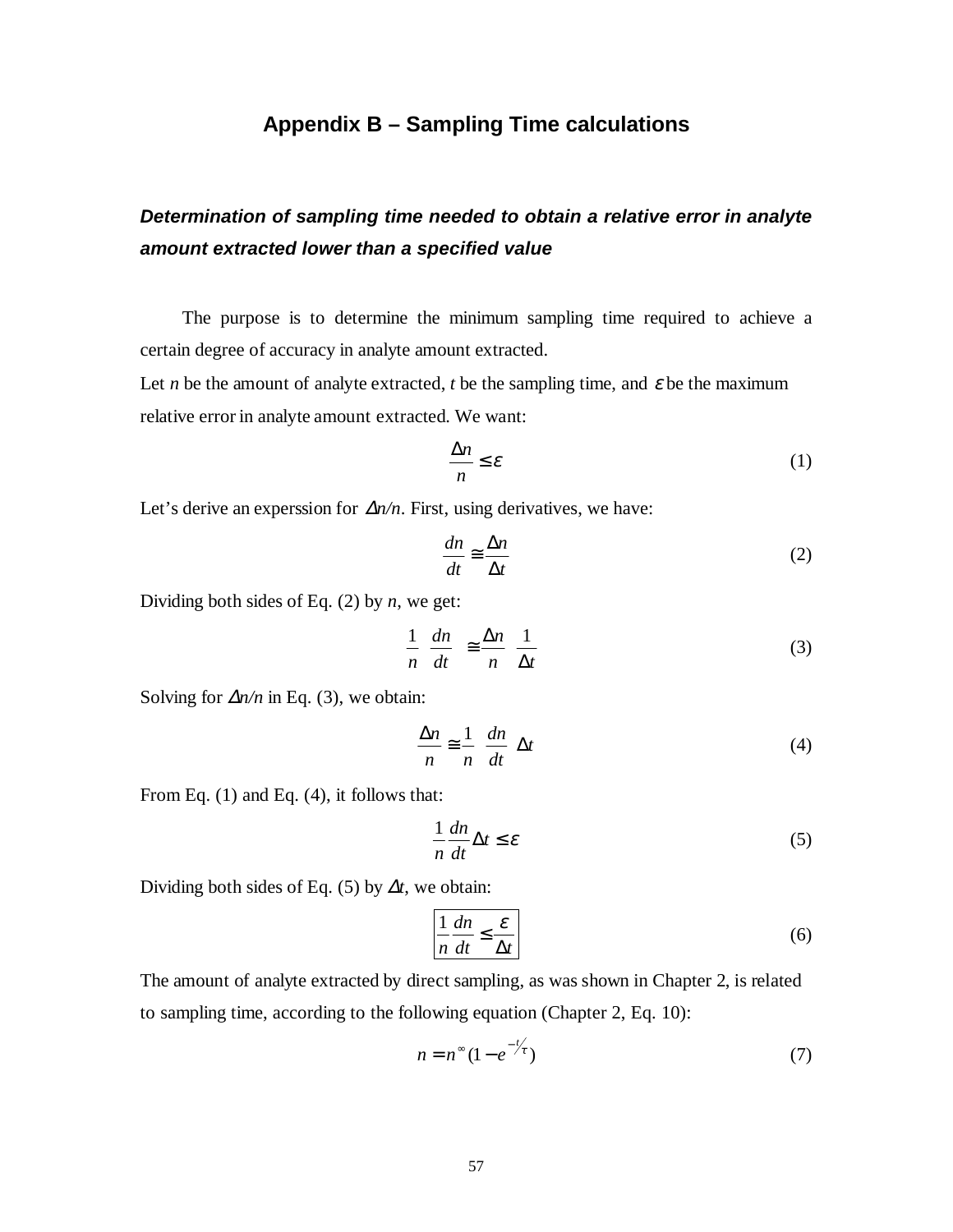# Appendix B – Sampling Time calculations

### *Determination of sampling time needed to obtain a relative error in analyte amount extracted lower than a specified value*

The purpose is to determine the minimum sampling time required to achieve a certain degree of accuracy in analyte amount extracted.

Let $n$ be the amount of analyte extracted, $t$ be the sampling time, and $\varepsilon$ be the maximum relative error in analyte amount extracted. We want:

$$\frac{\Delta n}{n} \leq \varepsilon \tag{1}$$

Let's derive an experssion for $\Delta n/n$. First, using derivatives, we have:

$$\frac{dn}{dt} \cong \frac{\Delta n}{\Delta t} \tag{2}$$

Dividing both sides of Eq. (2) by $n$, we get:

$$\frac{1}{n}\ \frac{dn}{dt} \cong \frac{\Delta n}{n}\ \frac{1}{\Delta t} \tag{3}$$

Solving for $\Delta n/n$ in Eq. (3), we obtain:

$$\frac{\Delta n}{n} \cong \frac{1}{n}\ \frac{dn}{dt}\ \Delta t \tag{4}$$

From Eq. (1) and Eq. (4), it follows that:

$$\frac{1}{n}\frac{dn}{dt}\Delta t \leq \varepsilon \tag{5}$$

Dividing both sides of Eq. (5) by $\Delta t$, we obtain:

$$\boxed{\frac{1}{n}\frac{dn}{dt} \leq \frac{\varepsilon}{\Delta t}} \tag{6}$$

The amount of analyte extracted by direct sampling, as was shown in Chapter 2, is related to sampling time, according to the following equation (Chapter 2, Eq. 10):

$$n = n^{\infty}(1 - e^{-t/\tau}) \tag{7}$$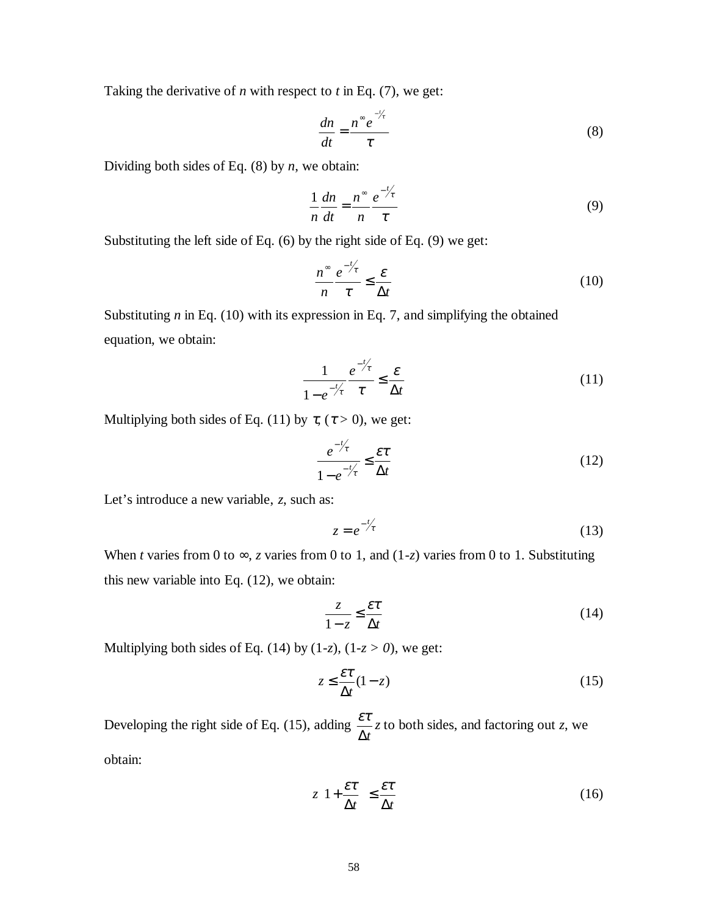Taking the derivative of $n$ with respect to $t$ in Eq. (7), we get:

$$\frac{dn}{dt} = \frac{n^{\infty} e^{-t/\tau}}{\tau} \tag{8}$$

Dividing both sides of Eq. (8) by $n$, we obtain:

$$\frac{1}{n}\frac{dn}{dt} = \frac{n^{\infty}}{n}\frac{e^{-t/\tau}}{\tau} \tag{9}$$

Substituting the left side of Eq. (6) by the right side of Eq. (9) we get:

$$\frac{n^{\infty}}{n}\frac{e^{-t/\tau}}{\tau} \leq \frac{\varepsilon}{\Delta t} \tag{10}$$

Substituting $n$ in Eq. (10) with its expression in Eq. 7, and simplifying the obtained equation, we obtain:

$$\frac{1}{1-e^{-t/\tau}}\frac{e^{-t/\tau}}{\tau} \leq \frac{\varepsilon}{\Delta t} \tag{11}$$

Multiplying both sides of Eq. (11) by $\tau$, ($\tau > 0$), we get:

$$\frac{e^{-t/\tau}}{1-e^{-t/\tau}} \leq \frac{\varepsilon\tau}{\Delta t} \tag{12}$$

Let's introduce a new variable, $z$, such as:

$$z = e^{-t/\tau} \tag{13}$$

When $t$ varies from 0 to ∞, $z$ varies from 0 to 1, and ($1$-$z$) varies from 0 to 1. Substituting this new variable into Eq. (12), we obtain:

$$\frac{z}{1-z} \leq \frac{\varepsilon\tau}{\Delta t} \tag{14}$$

Multiplying both sides of Eq. (14) by ($1$-$z$), ($1$-$z > 0$), we get:

$$z \leq \frac{\varepsilon\tau}{\Delta t}(1-z) \tag{15}$$

Developing the right side of Eq. (15), adding $\frac{\varepsilon\tau}{\Delta t}z$ to both sides, and factoring out $z$, we obtain:

$$z\left(1+\frac{\varepsilon\tau}{\Delta t}\right) \leq \frac{\varepsilon\tau}{\Delta t} \tag{16}$$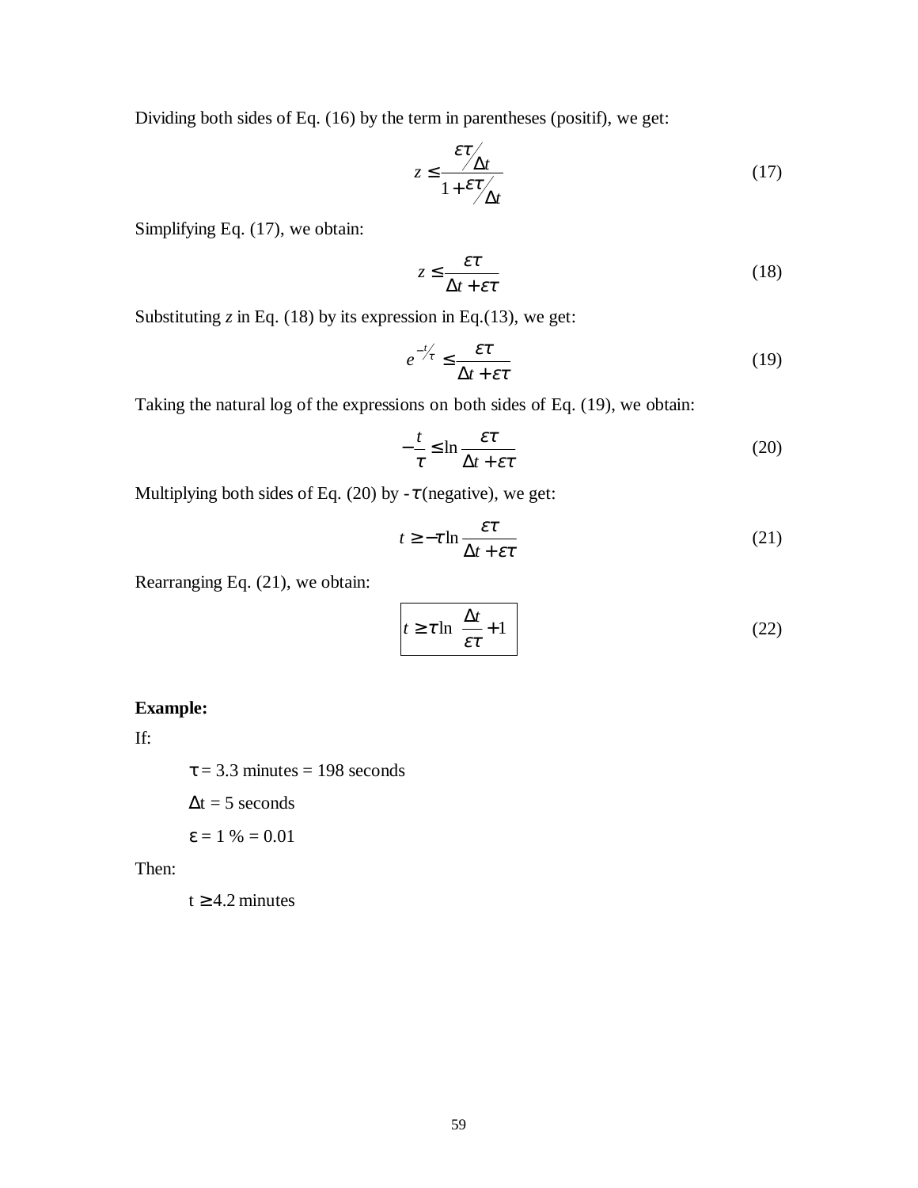Dividing both sides of Eq. (16) by the term in parentheses (positif), we get:

$$z \leq \frac{\varepsilon\tau / \Delta t}{1 + \varepsilon\tau / \Delta t} \tag{17}$$

Simplifying Eq. (17), we obtain:

$$z \leq \frac{\varepsilon\tau}{\Delta t + \varepsilon\tau} \tag{18}$$

Substituting *z* in Eq. (18) by its expression in Eq.(13), we get:

$$e^{-t/\tau} \leq \frac{\varepsilon\tau}{\Delta t + \varepsilon\tau} \tag{19}$$

Taking the natural log of the expressions on both sides of Eq. (19), we obtain:

$$-\frac{t}{\tau} \leq \ln \frac{\varepsilon\tau}{\Delta t + \varepsilon\tau} \tag{20}$$

Multiplying both sides of Eq. (20) by $-\tau$ (negative), we get:

$$t \geq -\tau \ln \frac{\varepsilon\tau}{\Delta t + \varepsilon\tau} \tag{21}$$

Rearranging Eq. (21), we obtain:

$$\boxed{t \geq \tau \ln\left(\frac{\Delta t}{\varepsilon\tau} + 1\right)} \tag{22}$$

**Example:**

If:

$\tau$ = 3.3 minutes = 198 seconds

$\Delta$t = 5 seconds

$\varepsilon$ = 1 % = 0.01

Then:

t $\geq$ 4.2 minutes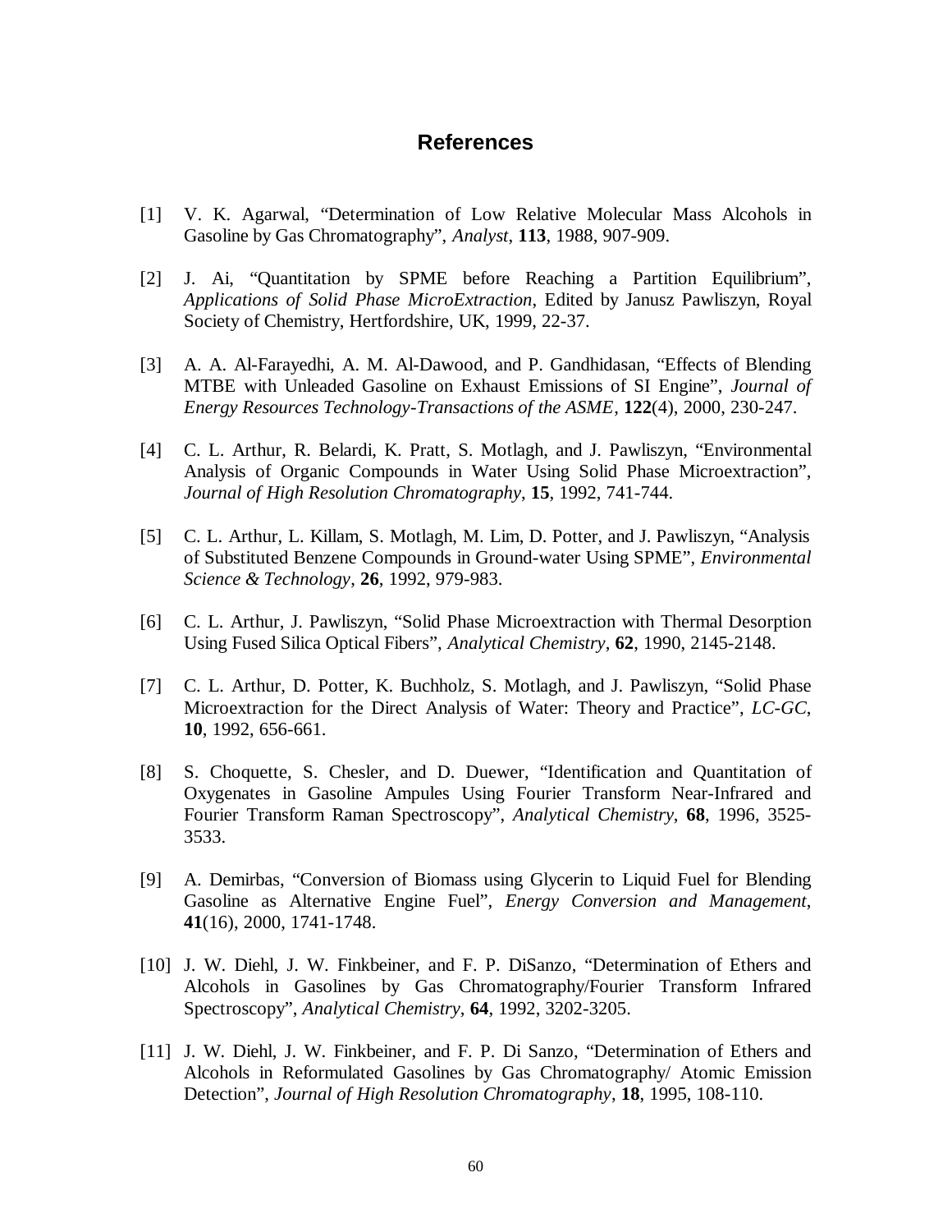# References

[1] V. K. Agarwal, "Determination of Low Relative Molecular Mass Alcohols in Gasoline by Gas Chromatography", *Analyst*, **113**, 1988, 907-909.

[2] J. Ai, "Quantitation by SPME before Reaching a Partition Equilibrium", *Applications of Solid Phase MicroExtraction*, Edited by Janusz Pawliszyn, Royal Society of Chemistry, Hertfordshire, UK, 1999, 22-37.

[3] A. A. Al-Farayedhi, A. M. Al-Dawood, and P. Gandhidasan, "Effects of Blending MTBE with Unleaded Gasoline on Exhaust Emissions of SI Engine", *Journal of Energy Resources Technology-Transactions of the ASME*, **122**(4), 2000, 230-247.

[4] C. L. Arthur, R. Belardi, K. Pratt, S. Motlagh, and J. Pawliszyn, "Environmental Analysis of Organic Compounds in Water Using Solid Phase Microextraction", *Journal of High Resolution Chromatography*, **15**, 1992, 741-744.

[5] C. L. Arthur, L. Killam, S. Motlagh, M. Lim, D. Potter, and J. Pawliszyn, "Analysis of Substituted Benzene Compounds in Ground-water Using SPME", *Environmental Science & Technology*, **26**, 1992, 979-983.

[6] C. L. Arthur, J. Pawliszyn, "Solid Phase Microextraction with Thermal Desorption Using Fused Silica Optical Fibers", *Analytical Chemistry*, **62**, 1990, 2145-2148.

[7] C. L. Arthur, D. Potter, K. Buchholz, S. Motlagh, and J. Pawliszyn, "Solid Phase Microextraction for the Direct Analysis of Water: Theory and Practice", *LC-GC*, **10**, 1992, 656-661.

[8] S. Choquette, S. Chesler, and D. Duewer, "Identification and Quantitation of Oxygenates in Gasoline Ampules Using Fourier Transform Near-Infrared and Fourier Transform Raman Spectroscopy", *Analytical Chemistry*, **68**, 1996, 3525-3533.

[9] A. Demirbas, "Conversion of Biomass using Glycerin to Liquid Fuel for Blending Gasoline as Alternative Engine Fuel", *Energy Conversion and Management*, **41**(16), 2000, 1741-1748.

[10] J. W. Diehl, J. W. Finkbeiner, and F. P. DiSanzo, "Determination of Ethers and Alcohols in Gasolines by Gas Chromatography/Fourier Transform Infrared Spectroscopy", *Analytical Chemistry*, **64**, 1992, 3202-3205.

[11] J. W. Diehl, J. W. Finkbeiner, and F. P. Di Sanzo, "Determination of Ethers and Alcohols in Reformulated Gasolines by Gas Chromatography/ Atomic Emission Detection", *Journal of High Resolution Chromatography*, **18**, 1995, 108-110.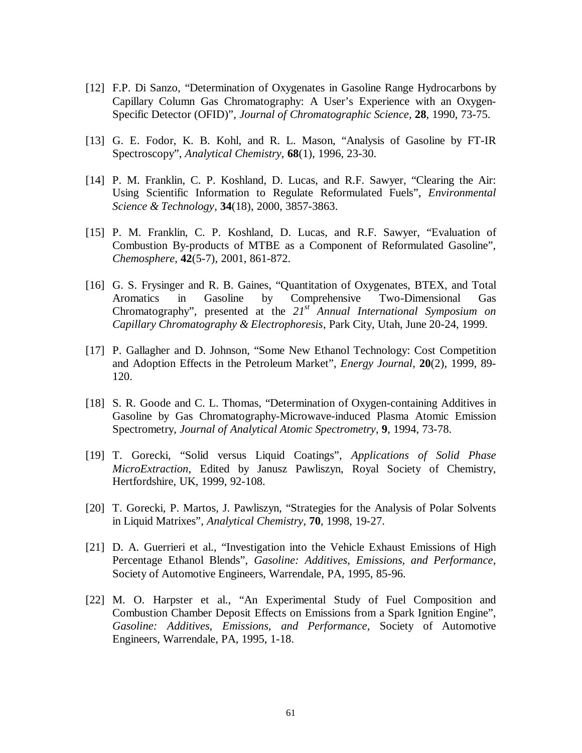[12] F.P. Di Sanzo, "Determination of Oxygenates in Gasoline Range Hydrocarbons by Capillary Column Gas Chromatography: A User's Experience with an Oxygen-Specific Detector (OFID)", *Journal of Chromatographic Science*, **28**, 1990, 73-75.

[13] G. E. Fodor, K. B. Kohl, and R. L. Mason, "Analysis of Gasoline by FT-IR Spectroscopy", *Analytical Chemistry*, **68**(1), 1996, 23-30.

[14] P. M. Franklin, C. P. Koshland, D. Lucas, and R.F. Sawyer, "Clearing the Air: Using Scientific Information to Regulate Reformulated Fuels", *Environmental Science & Technology*, **34**(18), 2000, 3857-3863.

[15] P. M. Franklin, C. P. Koshland, D. Lucas, and R.F. Sawyer, "Evaluation of Combustion By-products of MTBE as a Component of Reformulated Gasoline", *Chemosphere*, **42**(5-7), 2001, 861-872.

[16] G. S. Frysinger and R. B. Gaines, "Quantitation of Oxygenates, BTEX, and Total Aromatics in Gasoline by Comprehensive Two-Dimensional Gas Chromatography", presented at the *21st Annual International Symposium on Capillary Chromatography & Electrophoresis*, Park City, Utah, June 20-24, 1999.

[17] P. Gallagher and D. Johnson, "Some New Ethanol Technology: Cost Competition and Adoption Effects in the Petroleum Market", *Energy Journal*, **20**(2), 1999, 89-120.

[18] S. R. Goode and C. L. Thomas, "Determination of Oxygen-containing Additives in Gasoline by Gas Chromatography-Microwave-induced Plasma Atomic Emission Spectrometry, *Journal of Analytical Atomic Spectrometry*, **9**, 1994, 73-78.

[19] T. Gorecki, "Solid versus Liquid Coatings", *Applications of Solid Phase MicroExtraction*, Edited by Janusz Pawliszyn, Royal Society of Chemistry, Hertfordshire, UK, 1999, 92-108.

[20] T. Gorecki, P. Martos, J. Pawliszyn, "Strategies for the Analysis of Polar Solvents in Liquid Matrixes", *Analytical Chemistry*, **70**, 1998, 19-27.

[21] D. A. Guerrieri et al., "Investigation into the Vehicle Exhaust Emissions of High Percentage Ethanol Blends", *Gasoline: Additives, Emissions, and Performance*, Society of Automotive Engineers, Warrendale, PA, 1995, 85-96.

[22] M. O. Harpster et al., "An Experimental Study of Fuel Composition and Combustion Chamber Deposit Effects on Emissions from a Spark Ignition Engine", *Gasoline: Additives, Emissions, and Performance*, Society of Automotive Engineers, Warrendale, PA, 1995, 1-18.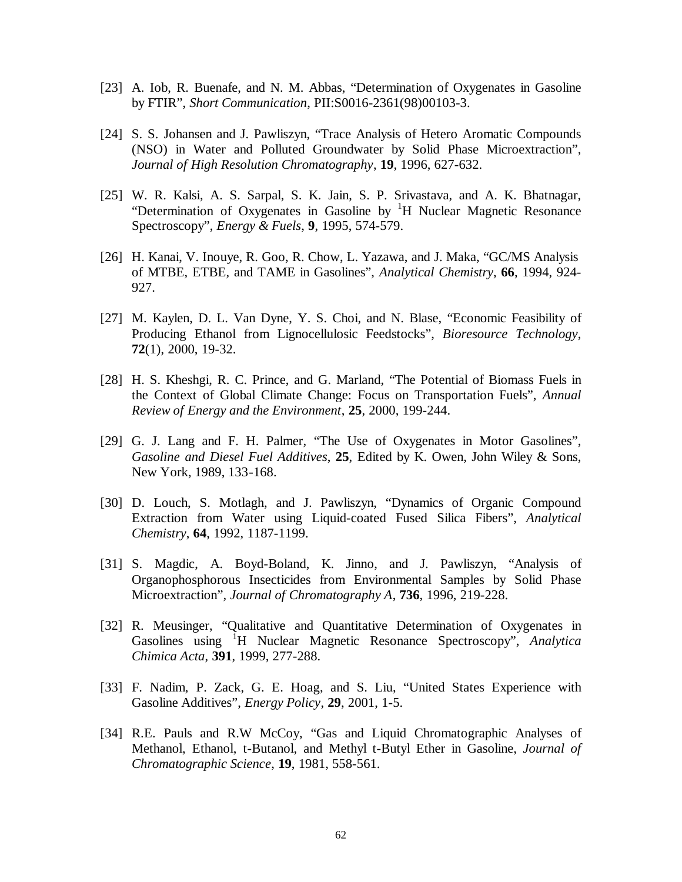[23] A. Iob, R. Buenafe, and N. M. Abbas, "Determination of Oxygenates in Gasoline by FTIR", *Short Communication*, PII:S0016-2361(98)00103-3.

[24] S. S. Johansen and J. Pawliszyn, "Trace Analysis of Hetero Aromatic Compounds (NSO) in Water and Polluted Groundwater by Solid Phase Microextraction", *Journal of High Resolution Chromatography*, **19**, 1996, 627-632.

[25] W. R. Kalsi, A. S. Sarpal, S. K. Jain, S. P. Srivastava, and A. K. Bhatnagar, "Determination of Oxygenates in Gasoline by $^{1}$H Nuclear Magnetic Resonance Spectroscopy", *Energy & Fuels*, **9**, 1995, 574-579.

[26] H. Kanai, V. Inouye, R. Goo, R. Chow, L. Yazawa, and J. Maka, "GC/MS Analysis of MTBE, ETBE, and TAME in Gasolines", *Analytical Chemistry*, **66**, 1994, 924-927.

[27] M. Kaylen, D. L. Van Dyne, Y. S. Choi, and N. Blase, "Economic Feasibility of Producing Ethanol from Lignocellulosic Feedstocks", *Bioresource Technology*, **72**(1), 2000, 19-32.

[28] H. S. Kheshgi, R. C. Prince, and G. Marland, "The Potential of Biomass Fuels in the Context of Global Climate Change: Focus on Transportation Fuels", *Annual Review of Energy and the Environment*, **25**, 2000, 199-244.

[29] G. J. Lang and F. H. Palmer, "The Use of Oxygenates in Motor Gasolines", *Gasoline and Diesel Fuel Additives*, **25**, Edited by K. Owen, John Wiley & Sons, New York, 1989, 133-168.

[30] D. Louch, S. Motlagh, and J. Pawliszyn, "Dynamics of Organic Compound Extraction from Water using Liquid-coated Fused Silica Fibers", *Analytical Chemistry*, **64**, 1992, 1187-1199.

[31] S. Magdic, A. Boyd-Boland, K. Jinno, and J. Pawliszyn, "Analysis of Organophosphorous Insecticides from Environmental Samples by Solid Phase Microextraction", *Journal of Chromatography A*, **736**, 1996, 219-228.

[32] R. Meusinger, "Qualitative and Quantitative Determination of Oxygenates in Gasolines using $^{1}$H Nuclear Magnetic Resonance Spectroscopy", *Analytica Chimica Acta*, **391**, 1999, 277-288.

[33] F. Nadim, P. Zack, G. E. Hoag, and S. Liu, "United States Experience with Gasoline Additives", *Energy Policy*, **29**, 2001, 1-5.

[34] R.E. Pauls and R.W McCoy, "Gas and Liquid Chromatographic Analyses of Methanol, Ethanol, t-Butanol, and Methyl t-Butyl Ether in Gasoline, *Journal of Chromatographic Science*, **19**, 1981, 558-561.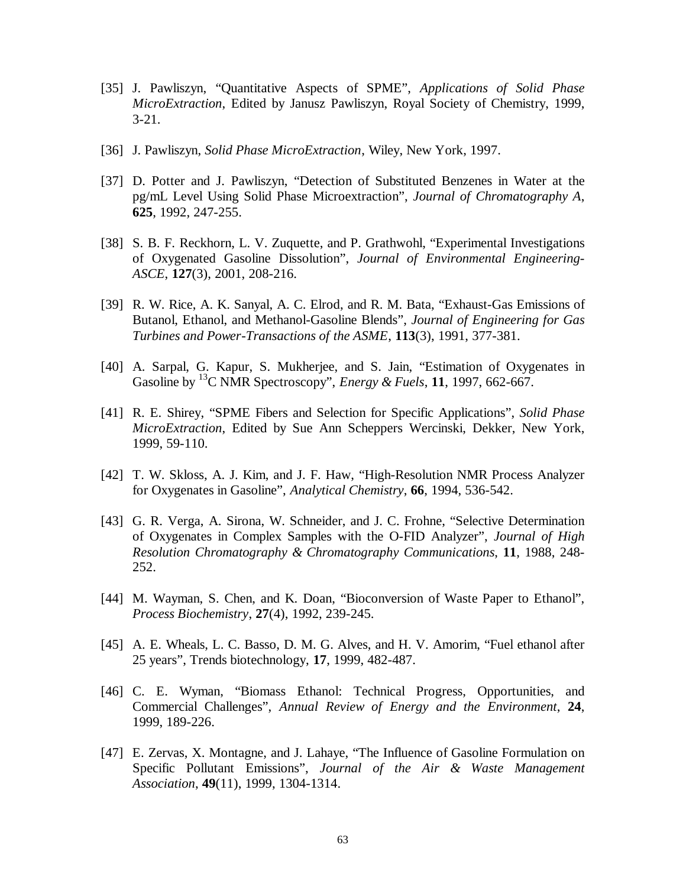[35] J. Pawliszyn, "Quantitative Aspects of SPME", *Applications of Solid Phase MicroExtraction*, Edited by Janusz Pawliszyn, Royal Society of Chemistry, 1999, 3-21.

[36] J. Pawliszyn, *Solid Phase MicroExtraction*, Wiley, New York, 1997.

[37] D. Potter and J. Pawliszyn, "Detection of Substituted Benzenes in Water at the pg/mL Level Using Solid Phase Microextraction", *Journal of Chromatography A*, **625**, 1992, 247-255.

[38] S. B. F. Reckhorn, L. V. Zuquette, and P. Grathwohl, "Experimental Investigations of Oxygenated Gasoline Dissolution", *Journal of Environmental Engineering-ASCE*, **127**(3), 2001, 208-216.

[39] R. W. Rice, A. K. Sanyal, A. C. Elrod, and R. M. Bata, "Exhaust-Gas Emissions of Butanol, Ethanol, and Methanol-Gasoline Blends", *Journal of Engineering for Gas Turbines and Power-Transactions of the ASME*, **113**(3), 1991, 377-381.

[40] A. Sarpal, G. Kapur, S. Mukherjee, and S. Jain, "Estimation of Oxygenates in Gasoline by $^{13}$C NMR Spectroscopy", *Energy & Fuels*, **11**, 1997, 662-667.

[41] R. E. Shirey, "SPME Fibers and Selection for Specific Applications", *Solid Phase MicroExtraction*, Edited by Sue Ann Scheppers Wercinski, Dekker, New York, 1999, 59-110.

[42] T. W. Skloss, A. J. Kim, and J. F. Haw, "High-Resolution NMR Process Analyzer for Oxygenates in Gasoline", *Analytical Chemistry*, **66**, 1994, 536-542.

[43] G. R. Verga, A. Sirona, W. Schneider, and J. C. Frohne, "Selective Determination of Oxygenates in Complex Samples with the O-FID Analyzer", *Journal of High Resolution Chromatography & Chromatography Communications*, **11**, 1988, 248-252.

[44] M. Wayman, S. Chen, and K. Doan, "Bioconversion of Waste Paper to Ethanol", *Process Biochemistry*, **27**(4), 1992, 239-245.

[45] A. E. Wheals, L. C. Basso, D. M. G. Alves, and H. V. Amorim, "Fuel ethanol after 25 years", Trends biotechnology, **17**, 1999, 482-487.

[46] C. E. Wyman, "Biomass Ethanol: Technical Progress, Opportunities, and Commercial Challenges", *Annual Review of Energy and the Environment*, **24**, 1999, 189-226.

[47] E. Zervas, X. Montagne, and J. Lahaye, "The Influence of Gasoline Formulation on Specific Pollutant Emissions", *Journal of the Air & Waste Management Association*, **49**(11), 1999, 1304-1314.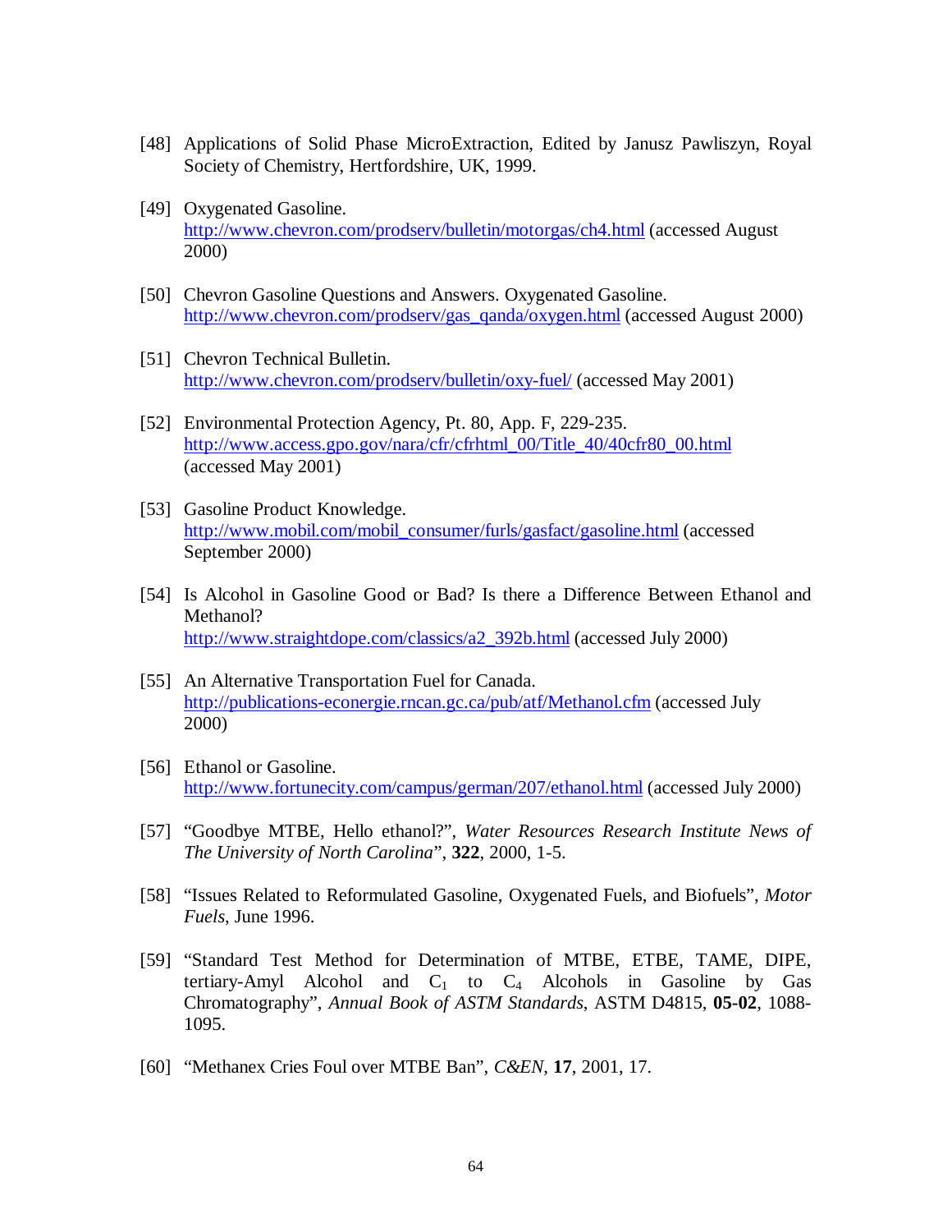[48] Applications of Solid Phase MicroExtraction, Edited by Janusz Pawliszyn, Royal Society of Chemistry, Hertfordshire, UK, 1999.

[49] Oxygenated Gasoline. http://www.chevron.com/prodserv/bulletin/motorgas/ch4.html (accessed August 2000)

[50] Chevron Gasoline Questions and Answers. Oxygenated Gasoline. http://www.chevron.com/prodserv/gas_qanda/oxygen.html (accessed August 2000)

[51] Chevron Technical Bulletin. http://www.chevron.com/prodserv/bulletin/oxy-fuel/ (accessed May 2001)

[52] Environmental Protection Agency, Pt. 80, App. F, 229-235. http://www.access.gpo.gov/nara/cfr/cfrhtml_00/Title_40/40cfr80_00.html (accessed May 2001)

[53] Gasoline Product Knowledge. http://www.mobil.com/mobil_consumer/furls/gasfact/gasoline.html (accessed September 2000)

[54] Is Alcohol in Gasoline Good or Bad? Is there a Difference Between Ethanol and Methanol? http://www.straightdope.com/classics/a2_392b.html (accessed July 2000)

[55] An Alternative Transportation Fuel for Canada. http://publications-econergie.rncan.gc.ca/pub/atf/Methanol.cfm (accessed July 2000)

[56] Ethanol or Gasoline. http://www.fortunecity.com/campus/german/207/ethanol.html (accessed July 2000)

[57] "Goodbye MTBE, Hello ethanol?", *Water Resources Research Institute News of The University of North Carolina*", **322**, 2000, 1-5.

[58] "Issues Related to Reformulated Gasoline, Oxygenated Fuels, and Biofuels", *Motor Fuels*, June 1996.

[59] "Standard Test Method for Determination of MTBE, ETBE, TAME, DIPE, tertiary-Amyl Alcohol and $C_1$ to $C_4$ Alcohols in Gasoline by Gas Chromatography", *Annual Book of ASTM Standards*, ASTM D4815, **05-02**, 1088-1095.

[60] "Methanex Cries Foul over MTBE Ban", *C&EN*, **17**, 2001, 17.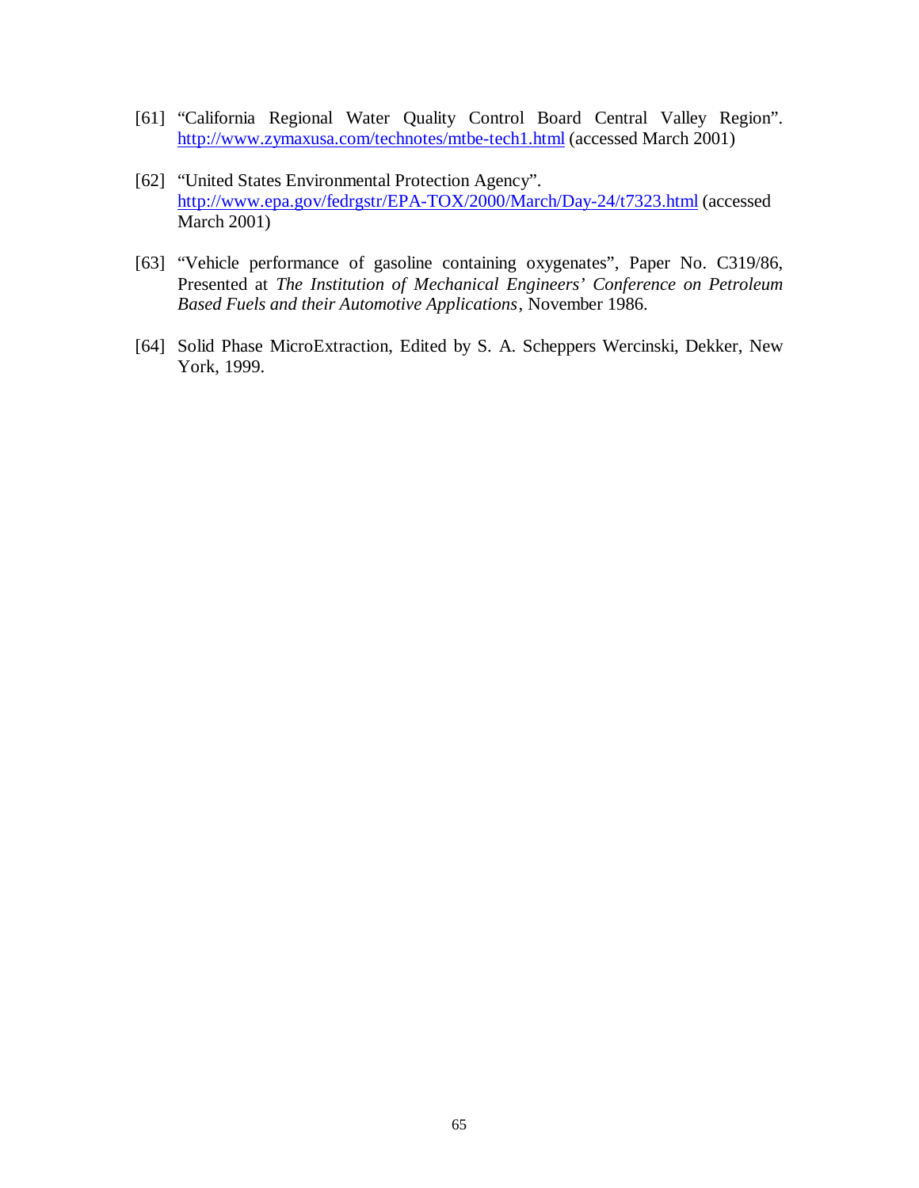[61] "California Regional Water Quality Control Board Central Valley Region". http://www.zymaxusa.com/technotes/mtbe-tech1.html (accessed March 2001)

[62] "United States Environmental Protection Agency". http://www.epa.gov/fedrgstr/EPA-TOX/2000/March/Day-24/t7323.html (accessed March 2001)

[63] "Vehicle performance of gasoline containing oxygenates", Paper No. C319/86, Presented at *The Institution of Mechanical Engineers' Conference on Petroleum Based Fuels and their Automotive Applications*, November 1986.

[64] Solid Phase MicroExtraction, Edited by S. A. Scheppers Wercinski, Dekker, New York, 1999.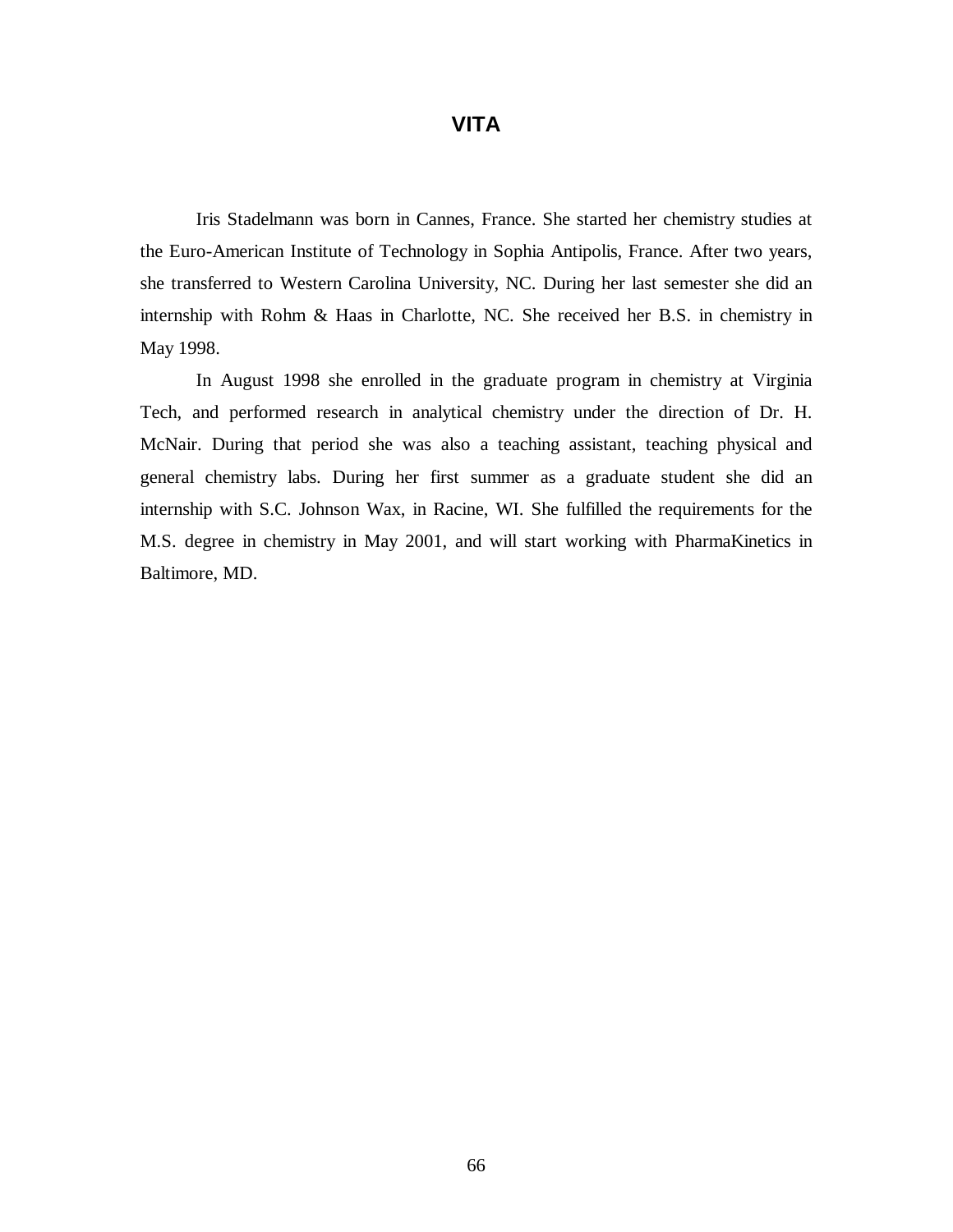# VITA

Iris Stadelmann was born in Cannes, France. She started her chemistry studies at the Euro-American Institute of Technology in Sophia Antipolis, France. After two years, she transferred to Western Carolina University, NC. During her last semester she did an internship with Rohm & Haas in Charlotte, NC. She received her B.S. in chemistry in May 1998.

In August 1998 she enrolled in the graduate program in chemistry at Virginia Tech, and performed research in analytical chemistry under the direction of Dr. H. McNair. During that period she was also a teaching assistant, teaching physical and general chemistry labs. During her first summer as a graduate student she did an internship with S.C. Johnson Wax, in Racine, WI. She fulfilled the requirements for the M.S. degree in chemistry in May 2001, and will start working with PharmaKinetics in Baltimore, MD.